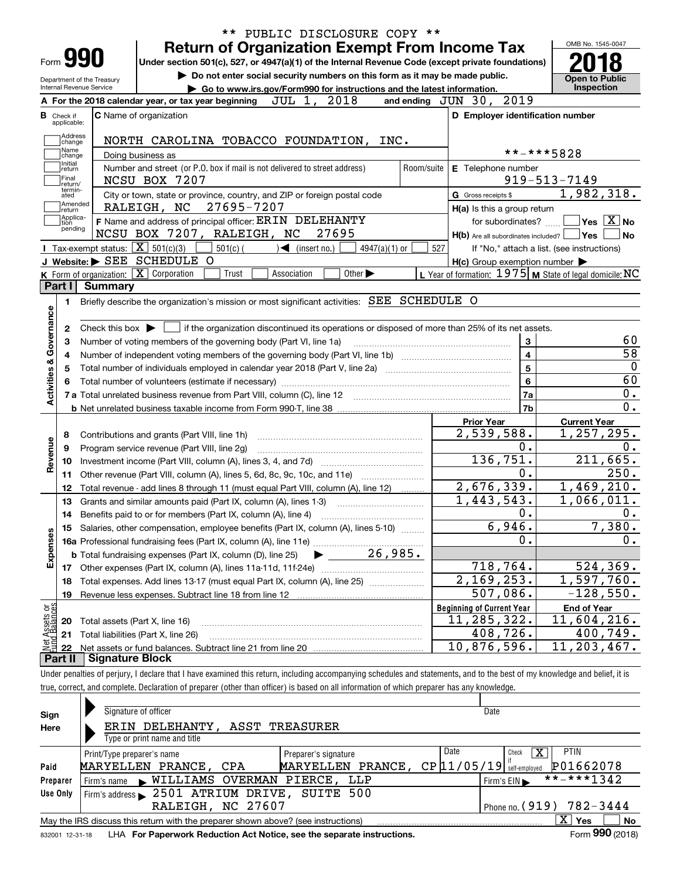** PUBLIC DISCLOSURE COPY **

# Form 990 — Return of Organization Exempt From Income Tax (2018)

Under section 501(c), 527, or 4947(a)(1) of the Internal Revenue Code (except private foundations)

▶ Do not enter social security numbers on this form as it may be made public.

▶ Go to www.irs.gov/Form990 for instructions and the latest information.

Department of the Treasury
Internal Revenue Service

OMB No. 1545-0047

**Open to Public Inspection**

**A** For the 2018 calendar year, or tax year beginning JUL 1, 2018 and ending JUN 30, 2019

**B** Check if applicable: Address change, Name change, Initial return, Final return/terminated, Amended return, Application pending

**C** Name of organization: NORTH CAROLINA TOBACCO FOUNDATION, INC.

Doing business as

Number and street (or P.O. box if mail is not delivered to street address): NCSU BOX 7207 | Room/suite

City or town, state or province, country, and ZIP or foreign postal code: RALEIGH, NC 27695-7207

**D** Employer identification number: **-***5828

**E** Telephone number: 919-513-7149

**G** Gross receipts $ 1,982,318.

**F** Name and address of principal officer: ERIN DELEHANTY, NCSU BOX 7207, RALEIGH, NC 27695

**H(a)** Is this a group return for subordinates? ☐ Yes ☒ No

**H(b)** Are all subordinates included? ☐ Yes ☐ No — If "No," attach a list. (see instructions)

**H(c)** Group exemption number ▶

**I** Tax-exempt status: ☒ 501(c)(3) ☐ 501(c) ( ) ◀ (insert no.) ☐ 4947(a)(1) or ☐ 527

**J** Website: ▶ SEE SCHEDULE O

**K** Form of organization: ☒ Corporation ☐ Trust ☐ Association ☐ Other ▶

**L** Year of formation: 1975 **M** State of legal domicile: NC

## Part I Summary

**Activities & Governance**

1. Briefly describe the organization's mission or most significant activities: SEE SCHEDULE O
2. Check this box ▶ ☐ if the organization discontinued its operations or disposed of more than 25% of its net assets.

| | | | |
|---|---|---|---|
| 3 | Number of voting members of the governing body (Part VI, line 1a) | 3 | 60 |
| 4 | Number of independent voting members of the governing body (Part VI, line 1b) | 4 | 58 |
| 5 | Total number of individuals employed in calendar year 2018 (Part V, line 2a) | 5 | 0 |
| 6 | Total number of volunteers (estimate if necessary) | 6 | 60 |
| 7a | Total unrelated business revenue from Part VIII, column (C), line 12 | 7a | 0. |
| b | Net unrelated business taxable income from Form 990-T, line 38 | 7b | 0. |

| | | | Prior Year | Current Year |
|---|---|---|---|---|
| **Revenue** | 8 | Contributions and grants (Part VIII, line 1h) | 2,539,588. | 1,257,295. |
| | 9 | Program service revenue (Part VIII, line 2g) | 0. | 0. |
| | 10 | Investment income (Part VIII, column (A), lines 3, 4, and 7d) | 136,751. | 211,665. |
| | 11 | Other revenue (Part VIII, column (A), lines 5, 6d, 8c, 9c, 10c, and 11e) | 0. | 250. |
| | 12 | Total revenue - add lines 8 through 11 (must equal Part VIII, column (A), line 12) | 2,676,339. | 1,469,210. |
| **Expenses** | 13 | Grants and similar amounts paid (Part IX, column (A), lines 1-3) | 1,443,543. | 1,066,011. |
| | 14 | Benefits paid to or for members (Part IX, column (A), line 4) | 0. | 0. |
| | 15 | Salaries, other compensation, employee benefits (Part IX, column (A), lines 5-10) | 6,946. | 7,380. |
| | 16a | Professional fundraising fees (Part IX, column (A), line 11e) | 0. | 0. |
| | b | Total fundraising expenses (Part IX, column (D), line 25) ▶ 26,985. | | |
| | 17 | Other expenses (Part IX, column (A), lines 11a-11d, 11f-24e) | 718,764. | 524,369. |
| | 18 | Total expenses. Add lines 13-17 (must equal Part IX, column (A), line 25) | 2,169,253. | 1,597,760. |
| | 19 | Revenue less expenses. Subtract line 18 from line 12 | 507,086. | -128,550. |

| | | | Beginning of Current Year | End of Year |
|---|---|---|---|---|
| **Net Assets or Fund Balances** | 20 | Total assets (Part X, line 16) | 11,285,322. | 11,604,216. |
| | 21 | Total liabilities (Part X, line 26) | 408,726. | 400,749. |
| | 22 | Net assets or fund balances. Subtract line 21 from line 20 | 10,876,596. | 11,203,467. |

## Part II Signature Block

Under penalties of perjury, I declare that I have examined this return, including accompanying schedules and statements, and to the best of my knowledge and belief, it is true, correct, and complete. Declaration of preparer (other than officer) is based on all information of which preparer has any knowledge.

**Sign Here**

Signature of officer | Date

ERIN DELEHANTY, ASST TREASURER

Type or print name and title

**Paid Preparer Use Only**

| Print/Type preparer's name | Preparer's signature | Date | Check ☒ if self-employed | PTIN |
|---|---|---|---|---|
| MARYELLEN PRANCE, CPA | MARYELLEN PRANCE, CP | 11/05/19 | ☒ | P01662078 |

Firm's name ▶ WILLIAMS OVERMAN PIERCE, LLP | Firm's EIN ▶ **-***1342

Firm's address ▶ 2501 ATRIUM DRIVE, SUITE 500, RALEIGH, NC 27607 | Phone no. (919) 782-3444

May the IRS discuss this return with the preparer shown above? (see instructions) ☒ Yes ☐ No

832001 12-31-18 LHA For Paperwork Reduction Act Notice, see the separate instructions. Form 990 (2018)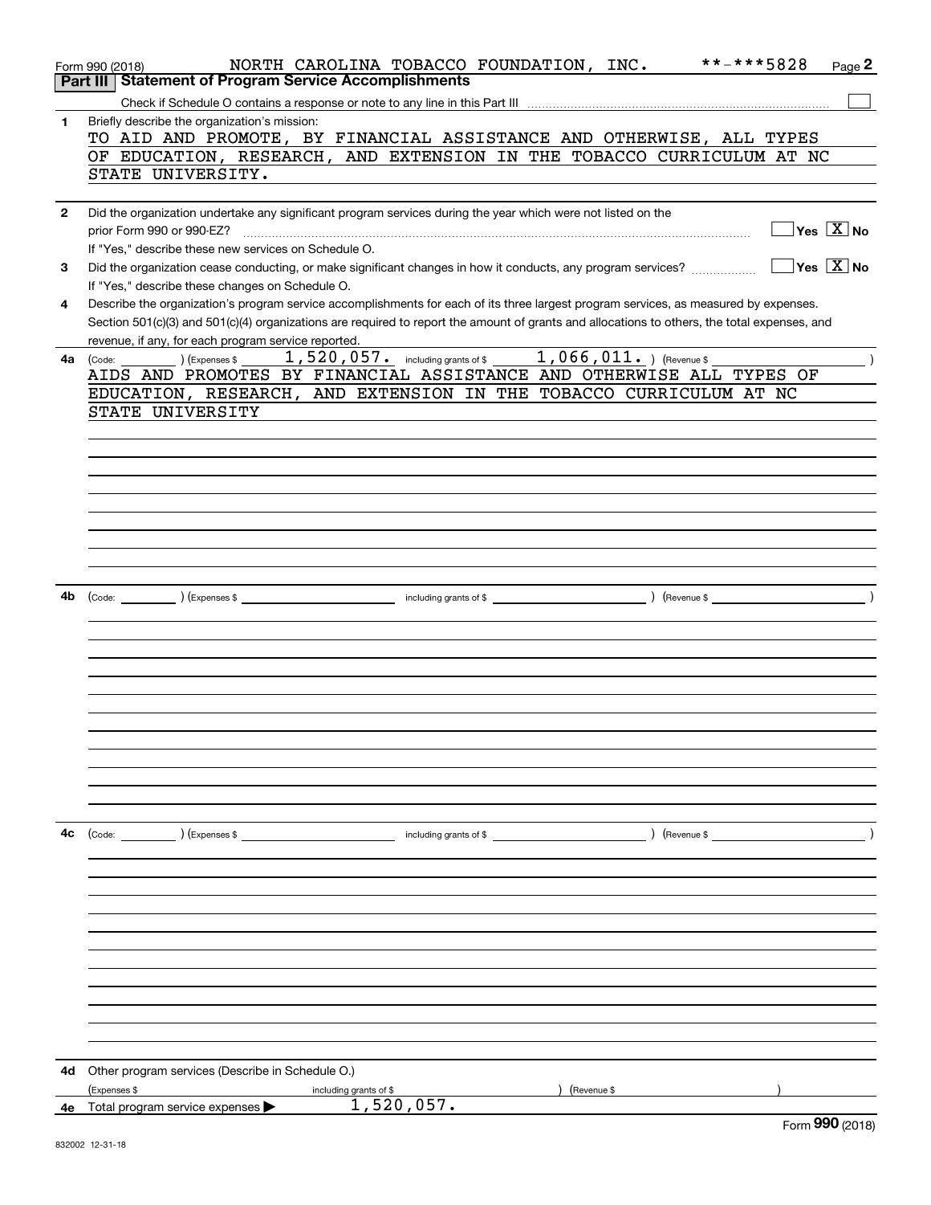Form 990 (2018) NORTH CAROLINA TOBACCO FOUNDATION, INC. **-***5828 Page 2

## Part III Statement of Program Service Accomplishments

Check if Schedule O contains a response or note to any line in this Part III [ ]

**1** Briefly describe the organization's mission:

TO AID AND PROMOTE, BY FINANCIAL ASSISTANCE AND OTHERWISE, ALL TYPES OF EDUCATION, RESEARCH, AND EXTENSION IN THE TOBACCO CURRICULUM AT NC STATE UNIVERSITY.

**2** Did the organization undertake any significant program services during the year which were not listed on the prior Form 990 or 990-EZ? [ ] Yes [X] No

If "Yes," describe these new services on Schedule O.

**3** Did the organization cease conducting, or make significant changes in how it conducts, any program services? [ ] Yes [X] No

If "Yes," describe these changes on Schedule O.

**4** Describe the organization's program service accomplishments for each of its three largest program services, as measured by expenses. Section 501(c)(3) and 501(c)(4) organizations are required to report the amount of grants and allocations to others, the total expenses, and revenue, if any, for each program service reported.

**4a** (Code: ) (Expenses $ 1,520,057. including grants of $ 1,066,011. ) (Revenue $ )

AIDS AND PROMOTES BY FINANCIAL ASSISTANCE AND OTHERWISE ALL TYPES OF EDUCATION, RESEARCH, AND EXTENSION IN THE TOBACCO CURRICULUM AT NC STATE UNIVERSITY

**4b** (Code: ) (Expenses $ including grants of $ ) (Revenue $ )

**4c** (Code: ) (Expenses $ including grants of $ ) (Revenue $ )

**4d** Other program services (Describe in Schedule O.)

(Expenses $ including grants of $ ) (Revenue $ )

**4e** Total program service expenses ▶ 1,520,057.

Form 990 (2018)

832002 12-31-18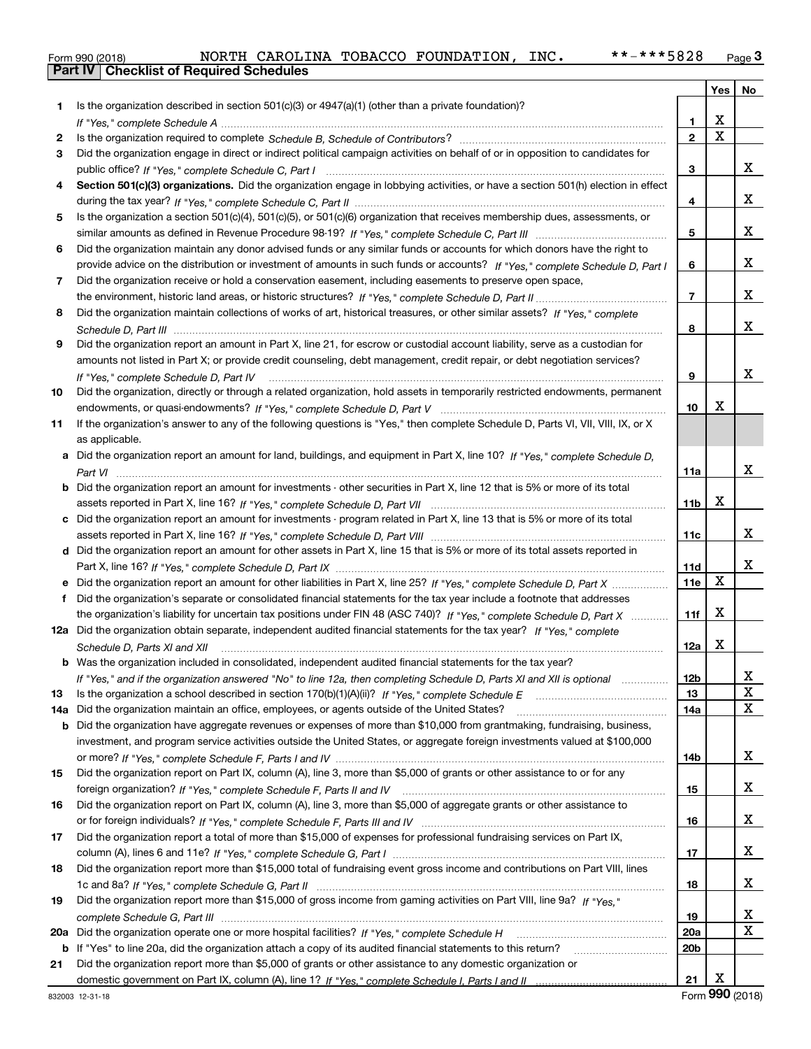Form 990 (2018) NORTH CAROLINA TOBACCO FOUNDATION, INC. **-***5828 Page 3

## Part IV Checklist of Required Schedules

| | | | Yes | No |
|---|---|---|---|---|
| 1 | Is the organization described in section 501(c)(3) or 4947(a)(1) (other than a private foundation)? *If "Yes," complete Schedule A* | 1 | X | |
| 2 | Is the organization required to complete *Schedule B, Schedule of Contributors*? | 2 | X | |
| 3 | Did the organization engage in direct or indirect political campaign activities on behalf of or in opposition to candidates for public office? *If "Yes," complete Schedule C, Part I* | 3 | | X |
| 4 | **Section 501(c)(3) organizations.** Did the organization engage in lobbying activities, or have a section 501(h) election in effect during the tax year? *If "Yes," complete Schedule C, Part II* | 4 | | X |
| 5 | Is the organization a section 501(c)(4), 501(c)(5), or 501(c)(6) organization that receives membership dues, assessments, or similar amounts as defined in Revenue Procedure 98-19? *If "Yes," complete Schedule C, Part III* | 5 | | X |
| 6 | Did the organization maintain any donor advised funds or any similar funds or accounts for which donors have the right to provide advice on the distribution or investment of amounts in such funds or accounts? *If "Yes," complete Schedule D, Part I* | 6 | | X |
| 7 | Did the organization receive or hold a conservation easement, including easements to preserve open space, the environment, historic land areas, or historic structures? *If "Yes," complete Schedule D, Part II* | 7 | | X |
| 8 | Did the organization maintain collections of works of art, historical treasures, or other similar assets? *If "Yes," complete Schedule D, Part III* | 8 | | X |
| 9 | Did the organization report an amount in Part X, line 21, for escrow or custodial account liability, serve as a custodian for amounts not listed in Part X; or provide credit counseling, debt management, credit repair, or debt negotiation services? *If "Yes," complete Schedule D, Part IV* | 9 | | X |
| 10 | Did the organization, directly or through a related organization, hold assets in temporarily restricted endowments, permanent endowments, or quasi-endowments? *If "Yes," complete Schedule D, Part V* | 10 | X | |
| 11 | If the organization's answer to any of the following questions is "Yes," then complete Schedule D, Parts VI, VII, VIII, IX, or X as applicable. | | | |
| a | Did the organization report an amount for land, buildings, and equipment in Part X, line 10? *If "Yes," complete Schedule D, Part VI* | 11a | | X |
| b | Did the organization report an amount for investments - other securities in Part X, line 12 that is 5% or more of its total assets reported in Part X, line 16? *If "Yes," complete Schedule D, Part VII* | 11b | X | |
| c | Did the organization report an amount for investments - program related in Part X, line 13 that is 5% or more of its total assets reported in Part X, line 16? *If "Yes," complete Schedule D, Part VIII* | 11c | | X |
| d | Did the organization report an amount for other assets in Part X, line 15 that is 5% or more of its total assets reported in Part X, line 16? *If "Yes," complete Schedule D, Part IX* | 11d | | X |
| e | Did the organization report an amount for other liabilities in Part X, line 25? *If "Yes," complete Schedule D, Part X* | 11e | X | |
| f | Did the organization's separate or consolidated financial statements for the tax year include a footnote that addresses the organization's liability for uncertain tax positions under FIN 48 (ASC 740)? *If "Yes," complete Schedule D, Part X* | 11f | X | |
| 12a | Did the organization obtain separate, independent audited financial statements for the tax year? *If "Yes," complete Schedule D, Parts XI and XII* | 12a | X | |
| b | Was the organization included in consolidated, independent audited financial statements for the tax year? *If "Yes," and if the organization answered "No" to line 12a, then completing Schedule D, Parts XI and XII is optional* | 12b | | X |
| 13 | Is the organization a school described in section 170(b)(1)(A)(ii)? *If "Yes," complete Schedule E* | 13 | | X |
| 14a | Did the organization maintain an office, employees, or agents outside of the United States? | 14a | | X |
| b | Did the organization have aggregate revenues or expenses of more than $10,000 from grantmaking, fundraising, business, investment, and program service activities outside the United States, or aggregate foreign investments valued at $100,000 or more? *If "Yes," complete Schedule F, Parts I and IV* | 14b | | X |
| 15 | Did the organization report on Part IX, column (A), line 3, more than $5,000 of grants or other assistance to or for any foreign organization? *If "Yes," complete Schedule F, Parts II and IV* | 15 | | X |
| 16 | Did the organization report on Part IX, column (A), line 3, more than $5,000 of aggregate grants or other assistance to or for foreign individuals? *If "Yes," complete Schedule F, Parts III and IV* | 16 | | X |
| 17 | Did the organization report a total of more than $15,000 of expenses for professional fundraising services on Part IX, column (A), lines 6 and 11e? *If "Yes," complete Schedule G, Part I* | 17 | | X |
| 18 | Did the organization report more than $15,000 total of fundraising event gross income and contributions on Part VIII, lines 1c and 8a? *If "Yes," complete Schedule G, Part II* | 18 | | X |
| 19 | Did the organization report more than $15,000 of gross income from gaming activities on Part VIII, line 9a? *If "Yes," complete Schedule G, Part III* | 19 | | X |
| 20a | Did the organization operate one or more hospital facilities? *If "Yes," complete Schedule H* | 20a | | X |
| b | If "Yes" to line 20a, did the organization attach a copy of its audited financial statements to this return? | 20b | | |
| 21 | Did the organization report more than $5,000 of grants or other assistance to any domestic organization or domestic government on Part IX, column (A), line 1? *If "Yes," complete Schedule I, Parts I and II* | 21 | X | |

832003 12-31-18 Form 990 (2018)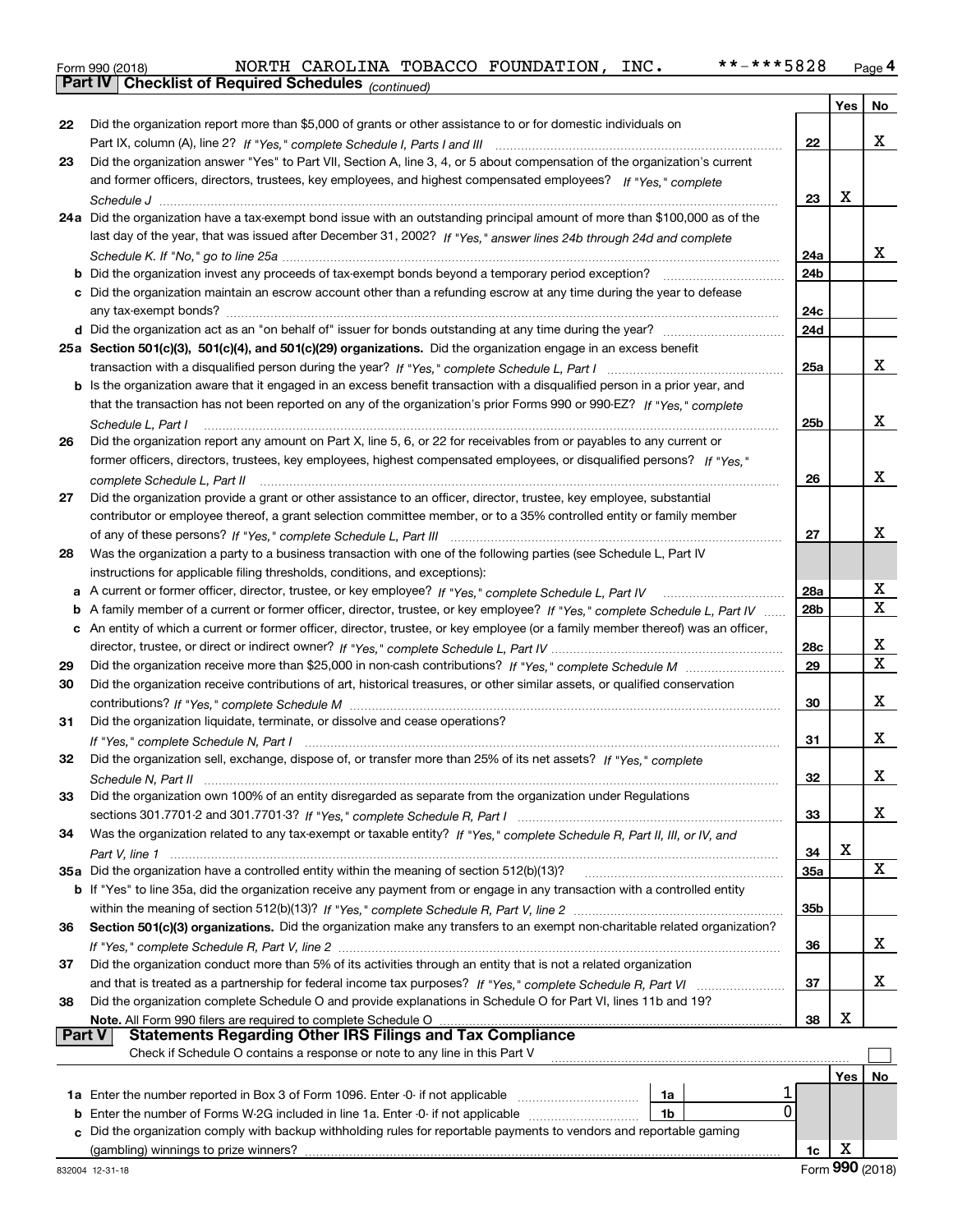Form 990 (2018) NORTH CAROLINA TOBACCO FOUNDATION, INC. **-***5828 Page 4

**Part IV | Checklist of Required Schedules** *(continued)*

| | | | Yes | No |
|---|---|---|---|---|
| 22 | Did the organization report more than $5,000 of grants or other assistance to or for domestic individuals on Part IX, column (A), line 2? *If "Yes," complete Schedule I, Parts I and III* | 22 | | X |
| 23 | Did the organization answer "Yes" to Part VII, Section A, line 3, 4, or 5 about compensation of the organization's current and former officers, directors, trustees, key employees, and highest compensated employees? *If "Yes," complete Schedule J* | 23 | X | |
| 24a | Did the organization have a tax-exempt bond issue with an outstanding principal amount of more than $100,000 as of the last day of the year, that was issued after December 31, 2002? *If "Yes," answer lines 24b through 24d and complete Schedule K. If "No," go to line 25a* | 24a | | X |
| b | Did the organization invest any proceeds of tax-exempt bonds beyond a temporary period exception? | 24b | | |
| c | Did the organization maintain an escrow account other than a refunding escrow at any time during the year to defease any tax-exempt bonds? | 24c | | |
| d | Did the organization act as an "on behalf of" issuer for bonds outstanding at any time during the year? | 24d | | |
| 25a | **Section 501(c)(3), 501(c)(4), and 501(c)(29) organizations.** Did the organization engage in an excess benefit transaction with a disqualified person during the year? *If "Yes," complete Schedule L, Part I* | 25a | | X |
| b | Is the organization aware that it engaged in an excess benefit transaction with a disqualified person in a prior year, and that the transaction has not been reported on any of the organization's prior Forms 990 or 990-EZ? *If "Yes," complete Schedule L, Part I* | 25b | | X |
| 26 | Did the organization report any amount on Part X, line 5, 6, or 22 for receivables from or payables to any current or former officers, directors, trustees, key employees, highest compensated employees, or disqualified persons? *If "Yes," complete Schedule L, Part II* | 26 | | X |
| 27 | Did the organization provide a grant or other assistance to an officer, director, trustee, key employee, substantial contributor or employee thereof, a grant selection committee member, or to a 35% controlled entity or family member of any of these persons? *If "Yes," complete Schedule L, Part III* | 27 | | X |
| 28 | Was the organization a party to a business transaction with one of the following parties (see Schedule L, Part IV instructions for applicable filing thresholds, conditions, and exceptions): | | | |
| a | A current or former officer, director, trustee, or key employee? *If "Yes," complete Schedule L, Part IV* | 28a | | X |
| b | A family member of a current or former officer, director, trustee, or key employee? *If "Yes," complete Schedule L, Part IV* | 28b | | X |
| c | An entity of which a current or former officer, director, trustee, or key employee (or a family member thereof) was an officer, director, trustee, or direct or indirect owner? *If "Yes," complete Schedule L, Part IV* | 28c | | X |
| 29 | Did the organization receive more than $25,000 in non-cash contributions? *If "Yes," complete Schedule M* | 29 | | X |
| 30 | Did the organization receive contributions of art, historical treasures, or other similar assets, or qualified conservation contributions? *If "Yes," complete Schedule M* | 30 | | X |
| 31 | Did the organization liquidate, terminate, or dissolve and cease operations? *If "Yes," complete Schedule N, Part I* | 31 | | X |
| 32 | Did the organization sell, exchange, dispose of, or transfer more than 25% of its net assets? *If "Yes," complete Schedule N, Part II* | 32 | | X |
| 33 | Did the organization own 100% of an entity disregarded as separate from the organization under Regulations sections 301.7701-2 and 301.7701-3? *If "Yes," complete Schedule R, Part I* | 33 | | X |
| 34 | Was the organization related to any tax-exempt or taxable entity? *If "Yes," complete Schedule R, Part II, III, or IV, and Part V, line 1* | 34 | X | |
| 35a | Did the organization have a controlled entity within the meaning of section 512(b)(13)? | 35a | | X |
| b | If "Yes" to line 35a, did the organization receive any payment from or engage in any transaction with a controlled entity within the meaning of section 512(b)(13)? *If "Yes," complete Schedule R, Part V, line 2* | 35b | | |
| 36 | **Section 501(c)(3) organizations.** Did the organization make any transfers to an exempt non-charitable related organization? *If "Yes," complete Schedule R, Part V, line 2* | 36 | | X |
| 37 | Did the organization conduct more than 5% of its activities through an entity that is not a related organization and that is treated as a partnership for federal income tax purposes? *If "Yes," complete Schedule R, Part VI* | 37 | | X |
| 38 | Did the organization complete Schedule O and provide explanations in Schedule O for Part VI, lines 11b and 19? **Note.** All Form 990 filers are required to complete Schedule O | 38 | X | |

**Part V | Statements Regarding Other IRS Filings and Tax Compliance**

Check if Schedule O contains a response or note to any line in this Part V ☐

| | | | | | Yes | No |
|---|---|---|---|---|---|---|
| 1a | Enter the number reported in Box 3 of Form 1096. Enter -0- if not applicable | 1a | 1 | | | |
| b | Enter the number of Forms W-2G included in line 1a. Enter -0- if not applicable | 1b | 0 | | | |
| c | Did the organization comply with backup withholding rules for reportable payments to vendors and reportable gaming (gambling) winnings to prize winners? | | | 1c | X | |

832004 12-31-18 Form **990** (2018)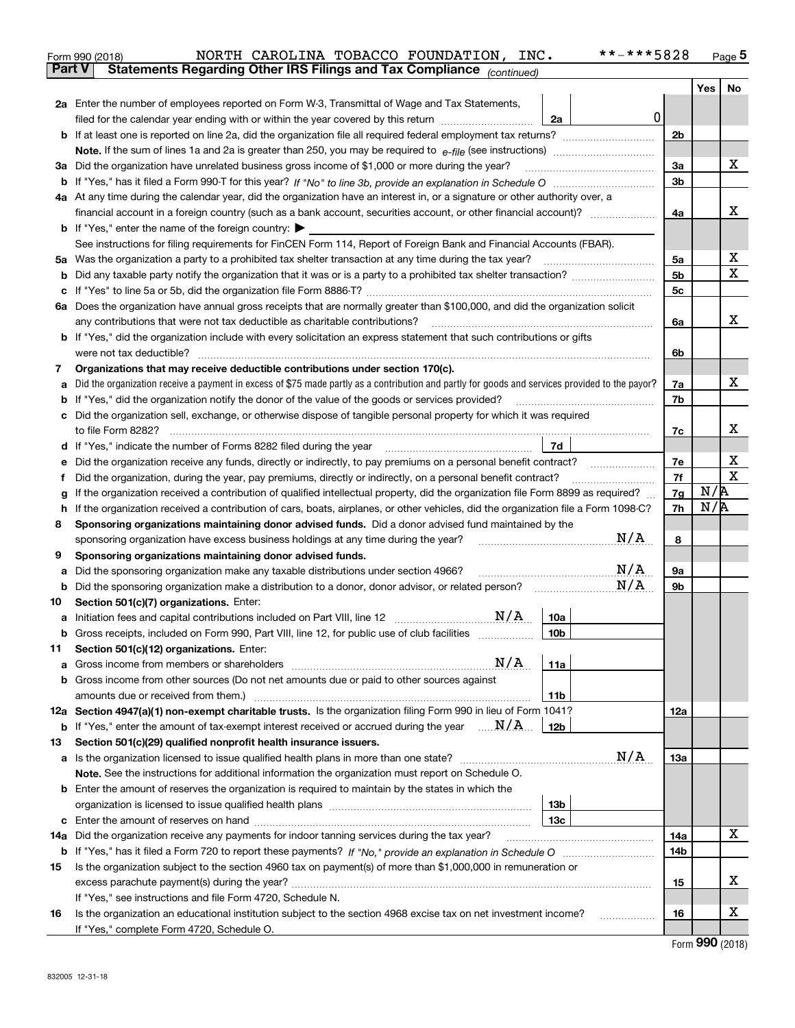Form 990 (2018) NORTH CAROLINA TOBACCO FOUNDATION, INC. **-***5828 Page 5

**Part V Statements Regarding Other IRS Filings and Tax Compliance** *(continued)*

| | | | | Yes | No |
|---|---|---|---|---|---|
| **2a** | Enter the number of employees reported on Form W-3, Transmittal of Wage and Tax Statements, filed for the calendar year ending with or within the year covered by this return | 2a | 0 | | |
| **b** | If at least one is reported on line 2a, did the organization file all required federal employment tax returns? | | 2b | | |
| | **Note.** If the sum of lines 1a and 2a is greater than 250, you may be required to *e-file* (see instructions) | | | | |
| **3a** | Did the organization have unrelated business gross income of $1,000 or more during the year? | | 3a | | X |
| **b** | If "Yes," has it filed a Form 990-T for this year? *If "No" to line 3b, provide an explanation in Schedule O* | | 3b | | |
| **4a** | At any time during the calendar year, did the organization have an interest in, or a signature or other authority over, a financial account in a foreign country (such as a bank account, securities account, or other financial account)? | | 4a | | X |
| **b** | If "Yes," enter the name of the foreign country: ▶ | | | | |
| | See instructions for filing requirements for FinCEN Form 114, Report of Foreign Bank and Financial Accounts (FBAR). | | | | |
| **5a** | Was the organization a party to a prohibited tax shelter transaction at any time during the tax year? | | 5a | | X |
| **b** | Did any taxable party notify the organization that it was or is a party to a prohibited tax shelter transaction? | | 5b | | X |
| **c** | If "Yes" to line 5a or 5b, did the organization file Form 8886-T? | | 5c | | |
| **6a** | Does the organization have annual gross receipts that are normally greater than $100,000, and did the organization solicit any contributions that were not tax deductible as charitable contributions? | | 6a | | X |
| **b** | If "Yes," did the organization include with every solicitation an express statement that such contributions or gifts were not tax deductible? | | 6b | | |
| **7** | **Organizations that may receive deductible contributions under section 170(c).** | | | | |
| **a** | Did the organization receive a payment in excess of $75 made partly as a contribution and partly for goods and services provided to the payor? | | 7a | | X |
| **b** | If "Yes," did the organization notify the donor of the value of the goods or services provided? | | 7b | | |
| **c** | Did the organization sell, exchange, or otherwise dispose of tangible personal property for which it was required to file Form 8282? | | 7c | | X |
| **d** | If "Yes," indicate the number of Forms 8282 filed during the year | 7d | | | |
| **e** | Did the organization receive any funds, directly or indirectly, to pay premiums on a personal benefit contract? | | 7e | | X |
| **f** | Did the organization, during the year, pay premiums, directly or indirectly, on a personal benefit contract? | | 7f | | X |
| **g** | If the organization received a contribution of qualified intellectual property, did the organization file Form 8899 as required? | | 7g | N/A | |
| **h** | If the organization received a contribution of cars, boats, airplanes, or other vehicles, did the organization file a Form 1098-C? | | 7h | N/A | |
| **8** | **Sponsoring organizations maintaining donor advised funds.** Did a donor advised fund maintained by the sponsoring organization have excess business holdings at any time during the year? N/A | | 8 | | |
| **9** | **Sponsoring organizations maintaining donor advised funds.** | | | | |
| **a** | Did the sponsoring organization make any taxable distributions under section 4966? N/A | | 9a | | |
| **b** | Did the sponsoring organization make a distribution to a donor, donor advisor, or related person? N/A | | 9b | | |
| **10** | **Section 501(c)(7) organizations.** Enter: | | | | |
| **a** | Initiation fees and capital contributions included on Part VIII, line 12 N/A | 10a | | | |
| **b** | Gross receipts, included on Form 990, Part VIII, line 12, for public use of club facilities | 10b | | | |
| **11** | **Section 501(c)(12) organizations.** Enter: | | | | |
| **a** | Gross income from members or shareholders N/A | 11a | | | |
| **b** | Gross income from other sources (Do not net amounts due or paid to other sources against amounts due or received from them.) | 11b | | | |
| **12a** | **Section 4947(a)(1) non-exempt charitable trusts.** Is the organization filing Form 990 in lieu of Form 1041? | | 12a | | |
| **b** | If "Yes," enter the amount of tax-exempt interest received or accrued during the year N/A | 12b | | | |
| **13** | **Section 501(c)(29) qualified nonprofit health insurance issuers.** | | | | |
| **a** | Is the organization licensed to issue qualified health plans in more than one state? N/A | | 13a | | |
| | **Note.** See the instructions for additional information the organization must report on Schedule O. | | | | |
| **b** | Enter the amount of reserves the organization is required to maintain by the states in which the organization is licensed to issue qualified health plans | 13b | | | |
| **c** | Enter the amount of reserves on hand | 13c | | | |
| **14a** | Did the organization receive any payments for indoor tanning services during the tax year? | | 14a | | X |
| **b** | If "Yes," has it filed a Form 720 to report these payments? *If "No," provide an explanation in Schedule O* | | 14b | | |
| **15** | Is the organization subject to the section 4960 tax on payment(s) of more than $1,000,000 in remuneration or excess parachute payment(s) during the year? | | 15 | | X |
| | If "Yes," see instructions and file Form 4720, Schedule N. | | | | |
| **16** | Is the organization an educational institution subject to the section 4968 excise tax on net investment income? | | 16 | | X |
| | If "Yes," complete Form 4720, Schedule O. | | | | |

Form **990** (2018)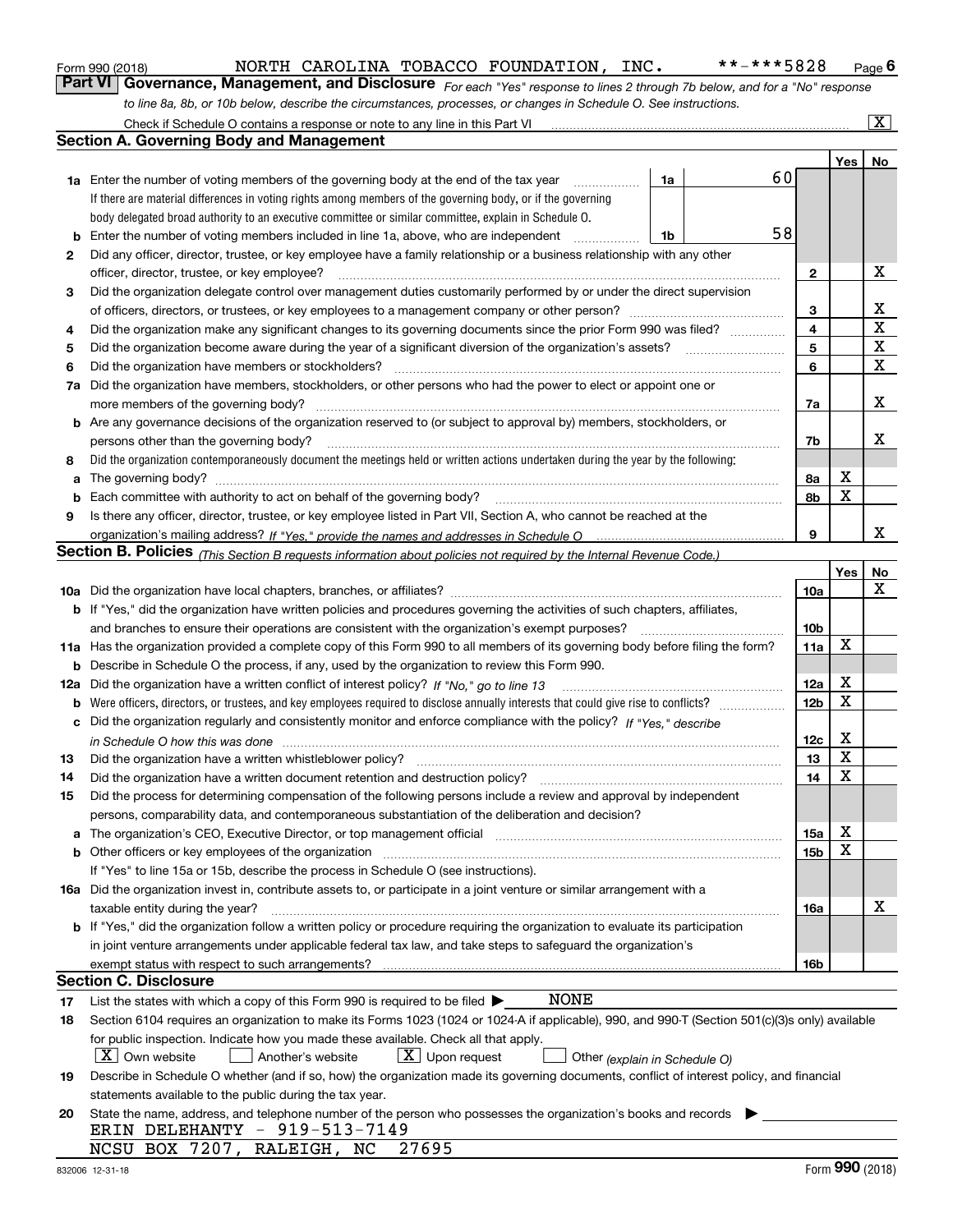Form 990 (2018) NORTH CAROLINA TOBACCO FOUNDATION, INC. **-***5828

**Part VI Governance, Management, and Disclosure** *For each "Yes" response to lines 2 through 7b below, and for a "No" response to line 8a, 8b, or 10b below, describe the circumstances, processes, or changes in Schedule O. See instructions.*

Check if Schedule O contains a response or note to any line in this Part VI [X]

## Section A. Governing Body and Management

| | | | | | Yes | No |
|---|---|---|---|---|---|---|
| **1a** | Enter the number of voting members of the governing body at the end of the tax year | 1a | 60 | | | |
| | If there are material differences in voting rights among members of the governing body, or if the governing body delegated broad authority to an executive committee or similar committee, explain in Schedule O. | | | | | |
| **b** | Enter the number of voting members included in line 1a, above, who are independent | 1b | 58 | | | |
| **2** | Did any officer, director, trustee, or key employee have a family relationship or a business relationship with any other officer, director, trustee, or key employee? | | | 2 | | X |
| **3** | Did the organization delegate control over management duties customarily performed by or under the direct supervision of officers, directors, or trustees, or key employees to a management company or other person? | | | 3 | | X |
| **4** | Did the organization make any significant changes to its governing documents since the prior Form 990 was filed? | | | 4 | | X |
| **5** | Did the organization become aware during the year of a significant diversion of the organization's assets? | | | 5 | | X |
| **6** | Did the organization have members or stockholders? | | | 6 | | X |
| **7a** | Did the organization have members, stockholders, or other persons who had the power to elect or appoint one or more members of the governing body? | | | 7a | | X |
| **b** | Are any governance decisions of the organization reserved to (or subject to approval by) members, stockholders, or persons other than the governing body? | | | 7b | | X |
| **8** | Did the organization contemporaneously document the meetings held or written actions undertaken during the year by the following: | | | | | |
| **a** | The governing body? | | | 8a | X | |
| **b** | Each committee with authority to act on behalf of the governing body? | | | 8b | X | |
| **9** | Is there any officer, director, trustee, or key employee listed in Part VII, Section A, who cannot be reached at the organization's mailing address? *If "Yes," provide the names and addresses in Schedule O* | | | 9 | | X |

## Section B. Policies *(This Section B requests information about policies not required by the Internal Revenue Code.)*

| | | | Yes | No |
|---|---|---|---|---|
| **10a** | Did the organization have local chapters, branches, or affiliates? | 10a | | X |
| **b** | If "Yes," did the organization have written policies and procedures governing the activities of such chapters, affiliates, and branches to ensure their operations are consistent with the organization's exempt purposes? | 10b | | |
| **11a** | Has the organization provided a complete copy of this Form 990 to all members of its governing body before filing the form? | 11a | X | |
| **b** | Describe in Schedule O the process, if any, used by the organization to review this Form 990. | | | |
| **12a** | Did the organization have a written conflict of interest policy? *If "No," go to line 13* | 12a | X | |
| **b** | Were officers, directors, or trustees, and key employees required to disclose annually interests that could give rise to conflicts? | 12b | X | |
| **c** | Did the organization regularly and consistently monitor and enforce compliance with the policy? *If "Yes," describe in Schedule O how this was done* | 12c | X | |
| **13** | Did the organization have a written whistleblower policy? | 13 | X | |
| **14** | Did the organization have a written document retention and destruction policy? | 14 | X | |
| **15** | Did the process for determining compensation of the following persons include a review and approval by independent persons, comparability data, and contemporaneous substantiation of the deliberation and decision? | | | |
| **a** | The organization's CEO, Executive Director, or top management official | 15a | X | |
| **b** | Other officers or key employees of the organization | 15b | X | |
| | If "Yes" to line 15a or 15b, describe the process in Schedule O (see instructions). | | | |
| **16a** | Did the organization invest in, contribute assets to, or participate in a joint venture or similar arrangement with a taxable entity during the year? | 16a | | X |
| **b** | If "Yes," did the organization follow a written policy or procedure requiring the organization to evaluate its participation in joint venture arrangements under applicable federal tax law, and take steps to safeguard the organization's exempt status with respect to such arrangements? | 16b | | |

## Section C. Disclosure

**17** List the states with which a copy of this Form 990 is required to be filed ▶ NONE

**18** Section 6104 requires an organization to make its Forms 1023 (1024 or 1024-A if applicable), 990, and 990-T (Section 501(c)(3)s only) available for public inspection. Indicate how you made these available. Check all that apply.

[X] Own website [ ] Another's website [X] Upon request [ ] Other *(explain in Schedule O)*

**19** Describe in Schedule O whether (and if so, how) the organization made its governing documents, conflict of interest policy, and financial statements available to the public during the tax year.

**20** State the name, address, and telephone number of the person who possesses the organization's books and records ▶

ERIN DELEHANTY - 919-513-7149
NCSU BOX 7207, RALEIGH, NC 27695

832006 12-31-18 Form **990** (2018)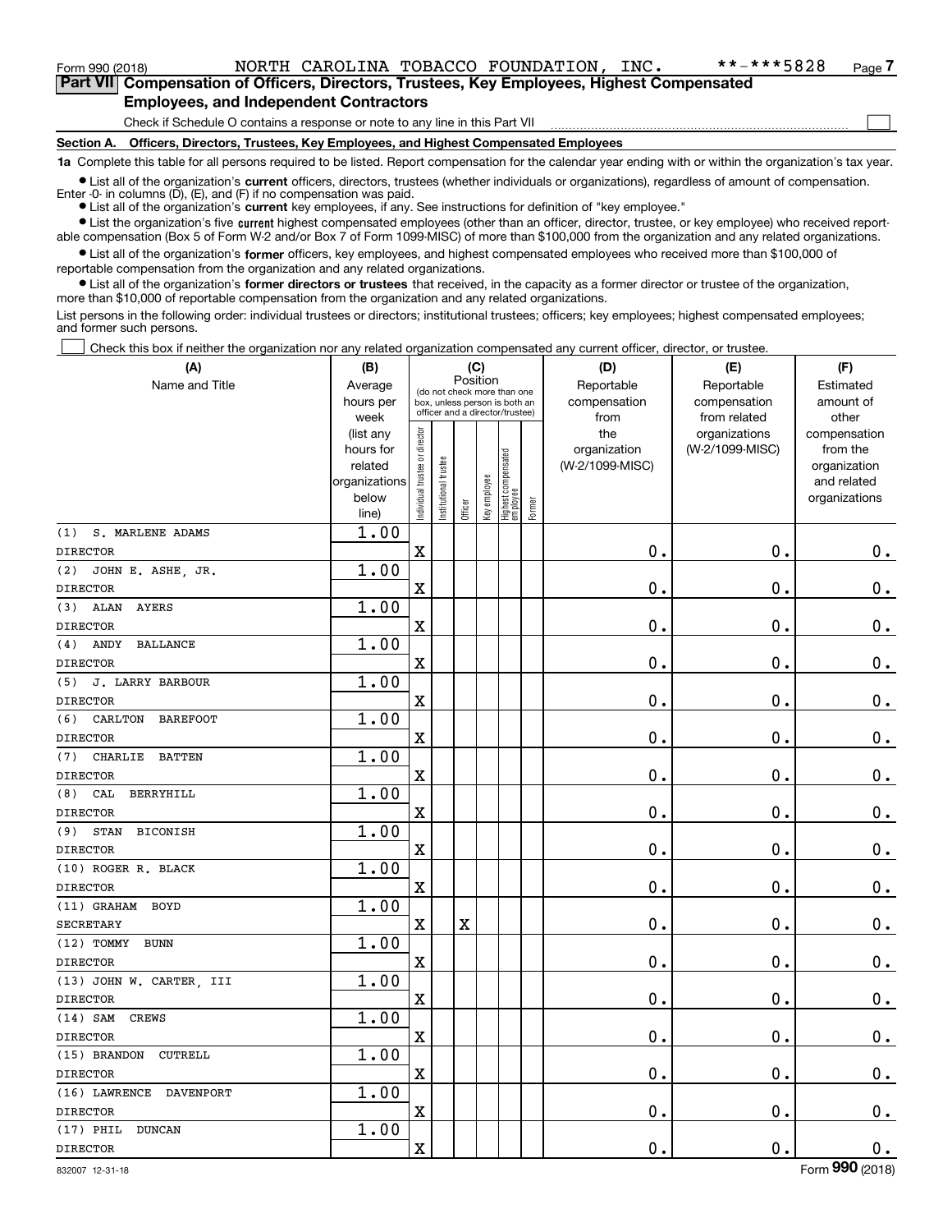Form 990 (2018) NORTH CAROLINA TOBACCO FOUNDATION, INC. **-***5828 Page 7

## Part VII Compensation of Officers, Directors, Trustees, Key Employees, Highest Compensated Employees, and Independent Contractors

Check if Schedule O contains a response or note to any line in this Part VII

### Section A. Officers, Directors, Trustees, Key Employees, and Highest Compensated Employees

**1a** Complete this table for all persons required to be listed. Report compensation for the calendar year ending with or within the organization's tax year.

- List all of the organization's **current** officers, directors, trustees (whether individuals or organizations), regardless of amount of compensation. Enter -0- in columns (D), (E), and (F) if no compensation was paid.
- List all of the organization's **current** key employees, if any. See instructions for definition of "key employee."
- List the organization's five **current** highest compensated employees (other than an officer, director, trustee, or key employee) who received reportable compensation (Box 5 of Form W-2 and/or Box 7 of Form 1099-MISC) of more than $100,000 from the organization and any related organizations.
- List all of the organization's **former** officers, key employees, and highest compensated employees who received more than $100,000 of reportable compensation from the organization and any related organizations.
- List all of the organization's **former directors or trustees** that received, in the capacity as a former director or trustee of the organization, more than $10,000 of reportable compensation from the organization and any related organizations.

List persons in the following order: individual trustees or directors; institutional trustees; officers; key employees; highest compensated employees; and former such persons.

Check this box if neither the organization nor any related organization compensated any current officer, director, or trustee.

| (A) Name and Title | (B) Average hours per week (list any hours for related organizations below line) | (C) Position: Individual trustee or director | Institutional trustee | Officer | Key employee | Highest compensated employee | Former | (D) Reportable compensation from the organization (W-2/1099-MISC) | (E) Reportable compensation from related organizations (W-2/1099-MISC) | (F) Estimated amount of other compensation from the organization and related organizations |
|---|---|---|---|---|---|---|---|---|---|---|
| (1) S. MARLENE ADAMS<br>DIRECTOR | 1.00 | X | | | | | | 0. | 0. | 0. |
| (2) JOHN E. ASHE, JR.<br>DIRECTOR | 1.00 | X | | | | | | 0. | 0. | 0. |
| (3) ALAN AYERS<br>DIRECTOR | 1.00 | X | | | | | | 0. | 0. | 0. |
| (4) ANDY BALLANCE<br>DIRECTOR | 1.00 | X | | | | | | 0. | 0. | 0. |
| (5) J. LARRY BARBOUR<br>DIRECTOR | 1.00 | X | | | | | | 0. | 0. | 0. |
| (6) CARLTON BAREFOOT<br>DIRECTOR | 1.00 | X | | | | | | 0. | 0. | 0. |
| (7) CHARLIE BATTEN<br>DIRECTOR | 1.00 | X | | | | | | 0. | 0. | 0. |
| (8) CAL BERRYHILL<br>DIRECTOR | 1.00 | X | | | | | | 0. | 0. | 0. |
| (9) STAN BICONISH<br>DIRECTOR | 1.00 | X | | | | | | 0. | 0. | 0. |
| (10) ROGER R. BLACK<br>DIRECTOR | 1.00 | X | | | | | | 0. | 0. | 0. |
| (11) GRAHAM BOYD<br>SECRETARY | 1.00 | X | | X | | | | 0. | 0. | 0. |
| (12) TOMMY BUNN<br>DIRECTOR | 1.00 | X | | | | | | 0. | 0. | 0. |
| (13) JOHN W. CARTER, III<br>DIRECTOR | 1.00 | X | | | | | | 0. | 0. | 0. |
| (14) SAM CREWS<br>DIRECTOR | 1.00 | X | | | | | | 0. | 0. | 0. |
| (15) BRANDON CUTRELL<br>DIRECTOR | 1.00 | X | | | | | | 0. | 0. | 0. |
| (16) LAWRENCE DAVENPORT<br>DIRECTOR | 1.00 | X | | | | | | 0. | 0. | 0. |
| (17) PHIL DUNCAN<br>DIRECTOR | 1.00 | X | | | | | | 0. | 0. | 0. |

832007 12-31-18 Form **990** (2018)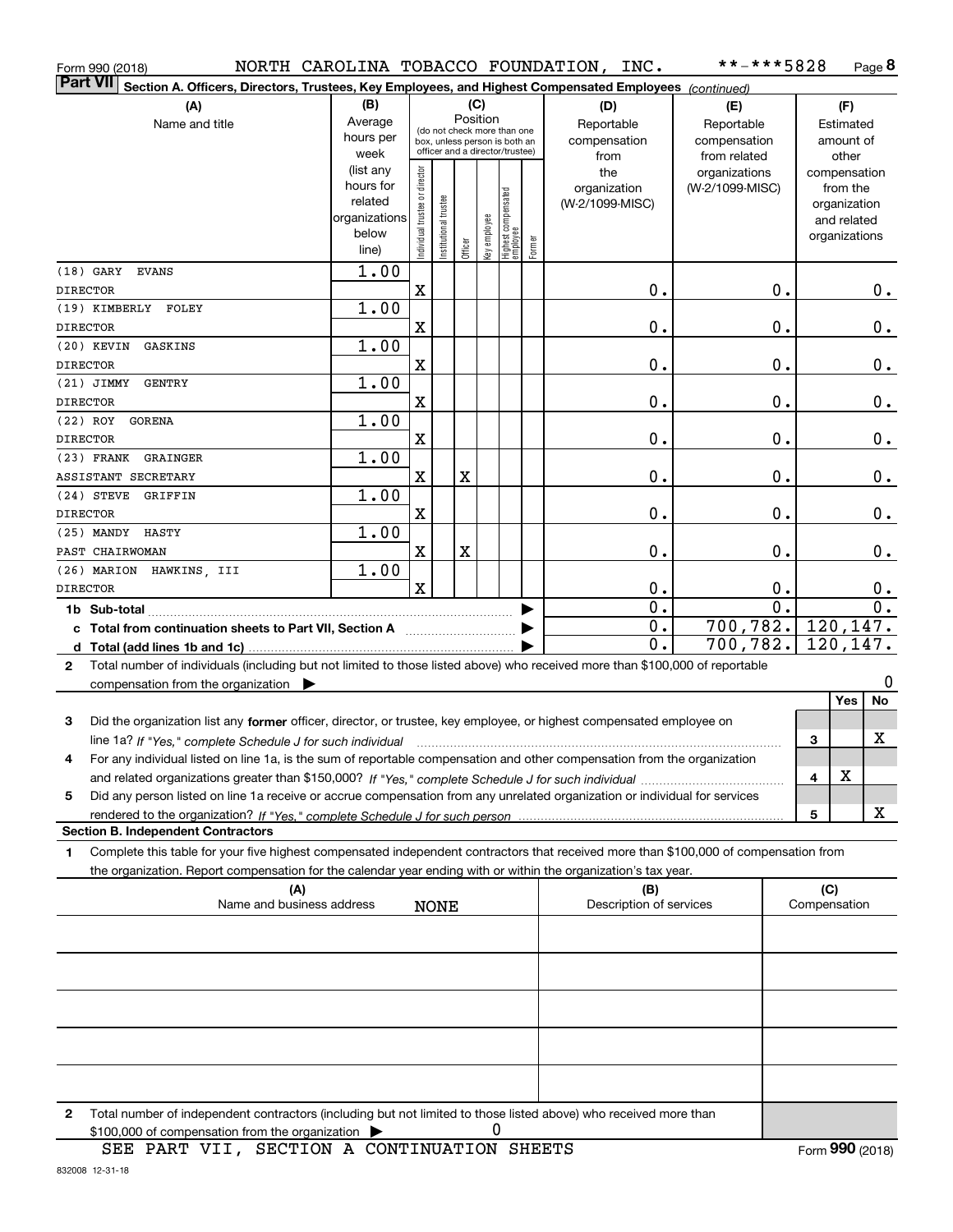Form 990 (2018) NORTH CAROLINA TOBACCO FOUNDATION, INC. **-***5828

**Part VII Section A. Officers, Directors, Trustees, Key Employees, and Highest Compensated Employees** *(continued)*

| (A) Name and title | (B) Average hours per week (list any hours for related organizations below line) | (C) Position: Individual trustee or director | Institutional trustee | Officer | Key employee | Highest compensated employee | Former | (D) Reportable compensation from the organization (W-2/1099-MISC) | (E) Reportable compensation from related organizations (W-2/1099-MISC) | (F) Estimated amount of other compensation from the organization and related organizations |
|---|---|---|---|---|---|---|---|---|---|---|
| (18) GARY EVANS<br>DIRECTOR | 1.00 | X | | | | | | 0. | 0. | 0. |
| (19) KIMBERLY FOLEY<br>DIRECTOR | 1.00 | X | | | | | | 0. | 0. | 0. |
| (20) KEVIN GASKINS<br>DIRECTOR | 1.00 | X | | | | | | 0. | 0. | 0. |
| (21) JIMMY GENTRY<br>DIRECTOR | 1.00 | X | | | | | | 0. | 0. | 0. |
| (22) ROY GORENA<br>DIRECTOR | 1.00 | X | | | | | | 0. | 0. | 0. |
| (23) FRANK GRAINGER<br>ASSISTANT SECRETARY | 1.00 | X | | X | | | | 0. | 0. | 0. |
| (24) STEVE GRIFFIN<br>DIRECTOR | 1.00 | X | | | | | | 0. | 0. | 0. |
| (25) MANDY HASTY<br>PAST CHAIRWOMAN | 1.00 | X | | X | | | | 0. | 0. | 0. |
| (26) MARION HAWKINS, III<br>DIRECTOR | 1.00 | X | | | | | | 0. | 0. | 0. |
| 1b Sub-total | | | | | | | | 0. | 0. | 0. |
| c Total from continuation sheets to Part VII, Section A | | | | | | | | 0. | 700,782. | 120,147. |
| d Total (add lines 1b and 1c) | | | | | | | | 0. | 700,782. | 120,147. |

2 Total number of individuals (including but not limited to those listed above) who received more than $100,000 of reportable compensation from the organization ▶ 0

| | | Yes | No |
|---|---|---|---|
| 3 Did the organization list any **former** officer, director, or trustee, key employee, or highest compensated employee on line 1a? *If "Yes," complete Schedule J for such individual* | 3 | | X |
| 4 For any individual listed on line 1a, is the sum of reportable compensation and other compensation from the organization and related organizations greater than $150,000? *If "Yes," complete Schedule J for such individual* | 4 | X | |
| 5 Did any person listed on line 1a receive or accrue compensation from any unrelated organization or individual for services rendered to the organization? *If "Yes," complete Schedule J for such person* | 5 | | X |

**Section B. Independent Contractors**

1 Complete this table for your five highest compensated independent contractors that received more than $100,000 of compensation from the organization. Report compensation for the calendar year ending with or within the organization's tax year.

| (A) Name and business address | (B) Description of services | (C) Compensation |
|---|---|---|
| NONE | | |
| | | |
| | | |
| | | |
| | | |

2 Total number of independent contractors (including but not limited to those listed above) who received more than $100,000 of compensation from the organization ▶ 0

SEE PART VII, SECTION A CONTINUATION SHEETS

Form 990 (2018)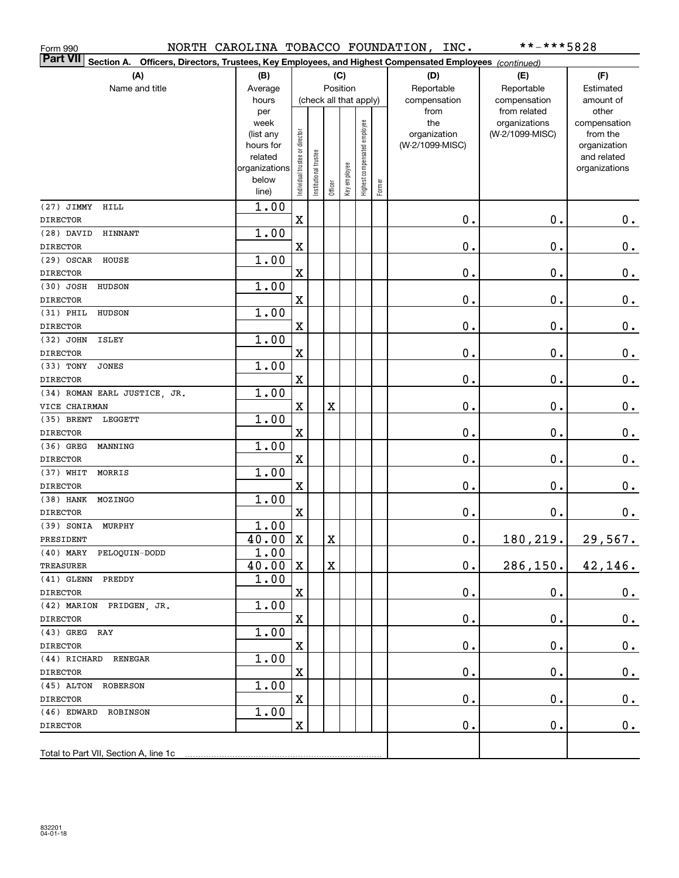Form 990 NORTH CAROLINA TOBACCO FOUNDATION, INC. **-***5828

**Part VII Section A. Officers, Directors, Trustees, Key Employees, and Highest Compensated Employees** *(continued)*

| (A) Name and title | (B) Average hours per week (list any hours for related organizations below line) | (C) Position (check all that apply): Individual trustee or director | Institutional trustee | Officer | Key employee | Highest compensated employee | Former | (D) Reportable compensation from the organization (W-2/1099-MISC) | (E) Reportable compensation from related organizations (W-2/1099-MISC) | (F) Estimated amount of other compensation from the organization and related organizations |
|---|---|---|---|---|---|---|---|---|---|---|
| (27) JIMMY HILL<br>DIRECTOR | 1.00 | X | | | | | | 0. | 0. | 0. |
| (28) DAVID HINNANT<br>DIRECTOR | 1.00 | X | | | | | | 0. | 0. | 0. |
| (29) OSCAR HOUSE<br>DIRECTOR | 1.00 | X | | | | | | 0. | 0. | 0. |
| (30) JOSH HUDSON<br>DIRECTOR | 1.00 | X | | | | | | 0. | 0. | 0. |
| (31) PHIL HUDSON<br>DIRECTOR | 1.00 | X | | | | | | 0. | 0. | 0. |
| (32) JOHN ISLEY<br>DIRECTOR | 1.00 | X | | | | | | 0. | 0. | 0. |
| (33) TONY JONES<br>DIRECTOR | 1.00 | X | | | | | | 0. | 0. | 0. |
| (34) ROMAN EARL JUSTICE, JR.<br>VICE CHAIRMAN | 1.00 | X | | X | | | | 0. | 0. | 0. |
| (35) BRENT LEGGETT<br>DIRECTOR | 1.00 | X | | | | | | 0. | 0. | 0. |
| (36) GREG MANNING<br>DIRECTOR | 1.00 | X | | | | | | 0. | 0. | 0. |
| (37) WHIT MORRIS<br>DIRECTOR | 1.00 | X | | | | | | 0. | 0. | 0. |
| (38) HANK MOZINGO<br>DIRECTOR | 1.00 | X | | | | | | 0. | 0. | 0. |
| (39) SONIA MURPHY<br>PRESIDENT | 1.00<br>40.00 | X | | X | | | | 0. | 180,219. | 29,567. |
| (40) MARY PELOQUIN-DODD<br>TREASURER | 1.00<br>40.00 | X | | X | | | | 0. | 286,150. | 42,146. |
| (41) GLENN PREDDY<br>DIRECTOR | 1.00 | X | | | | | | 0. | 0. | 0. |
| (42) MARION PRIDGEN, JR.<br>DIRECTOR | 1.00 | X | | | | | | 0. | 0. | 0. |
| (43) GREG RAY<br>DIRECTOR | 1.00 | X | | | | | | 0. | 0. | 0. |
| (44) RICHARD RENEGAR<br>DIRECTOR | 1.00 | X | | | | | | 0. | 0. | 0. |
| (45) ALTON ROBERSON<br>DIRECTOR | 1.00 | X | | | | | | 0. | 0. | 0. |
| (46) EDWARD ROBINSON<br>DIRECTOR | 1.00 | X | | | | | | 0. | 0. | 0. |
| Total to Part VII, Section A, line 1c | | | | | | | | | | |

832201 04-01-18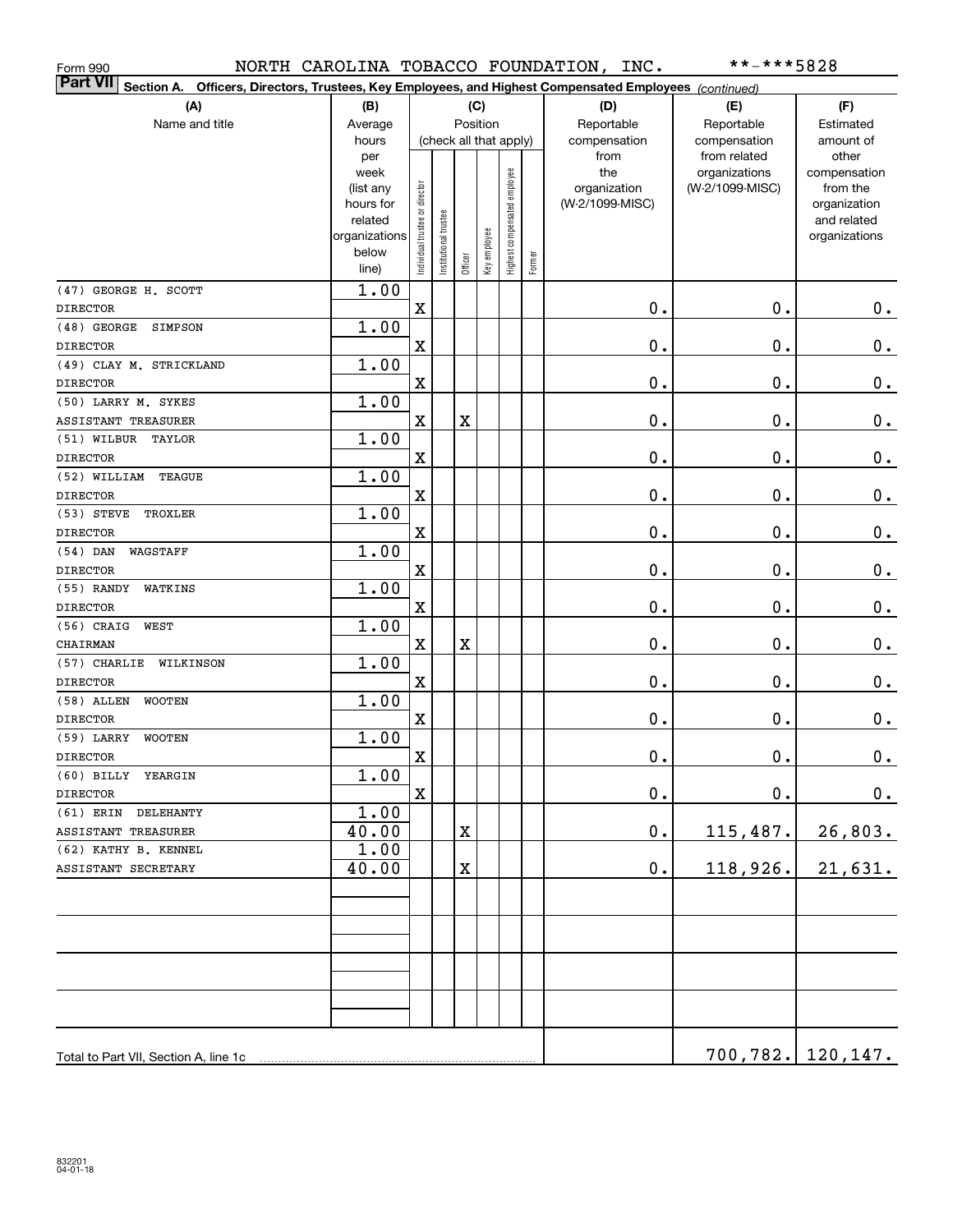Form 990 NORTH CAROLINA TOBACCO FOUNDATION, INC. **-***5828

**Part VII** Section A. Officers, Directors, Trustees, Key Employees, and Highest Compensated Employees *(continued)*

| (A) Name and title | (B) Average hours per week (list any hours for related organizations below line) | (C) Position (check all that apply): Individual trustee or director | Institutional trustee | Officer | Key employee | Highest compensated employee | Former | (D) Reportable compensation from the organization (W-2/1099-MISC) | (E) Reportable compensation from related organizations (W-2/1099-MISC) | (F) Estimated amount of other compensation from the organization and related organizations |
|---|---|---|---|---|---|---|---|---|---|---|
| (47) GEORGE H. SCOTT<br>DIRECTOR | 1.00 | X | | | | | | 0. | 0. | 0. |
| (48) GEORGE SIMPSON<br>DIRECTOR | 1.00 | X | | | | | | 0. | 0. | 0. |
| (49) CLAY M. STRICKLAND<br>DIRECTOR | 1.00 | X | | | | | | 0. | 0. | 0. |
| (50) LARRY M. SYKES<br>ASSISTANT TREASURER | 1.00 | X | | X | | | | 0. | 0. | 0. |
| (51) WILBUR TAYLOR<br>DIRECTOR | 1.00 | X | | | | | | 0. | 0. | 0. |
| (52) WILLIAM TEAGUE<br>DIRECTOR | 1.00 | X | | | | | | 0. | 0. | 0. |
| (53) STEVE TROXLER<br>DIRECTOR | 1.00 | X | | | | | | 0. | 0. | 0. |
| (54) DAN WAGSTAFF<br>DIRECTOR | 1.00 | X | | | | | | 0. | 0. | 0. |
| (55) RANDY WATKINS<br>DIRECTOR | 1.00 | X | | | | | | 0. | 0. | 0. |
| (56) CRAIG WEST<br>CHAIRMAN | 1.00 | X | | X | | | | 0. | 0. | 0. |
| (57) CHARLIE WILKINSON<br>DIRECTOR | 1.00 | X | | | | | | 0. | 0. | 0. |
| (58) ALLEN WOOTEN<br>DIRECTOR | 1.00 | X | | | | | | 0. | 0. | 0. |
| (59) LARRY WOOTEN<br>DIRECTOR | 1.00 | X | | | | | | 0. | 0. | 0. |
| (60) BILLY YEARGIN<br>DIRECTOR | 1.00 | X | | | | | | 0. | 0. | 0. |
| (61) ERIN DELEHANTY<br>ASSISTANT TREASURER | 1.00<br>40.00 | | | X | | | | 0. | 115,487. | 26,803. |
| (62) KATHY B. KENNEL<br>ASSISTANT SECRETARY | 1.00<br>40.00 | | | X | | | | 0. | 118,926. | 21,631. |
| Total to Part VII, Section A, line 1c | | | | | | | | | 700,782. | 120,147. |

832201 04-01-18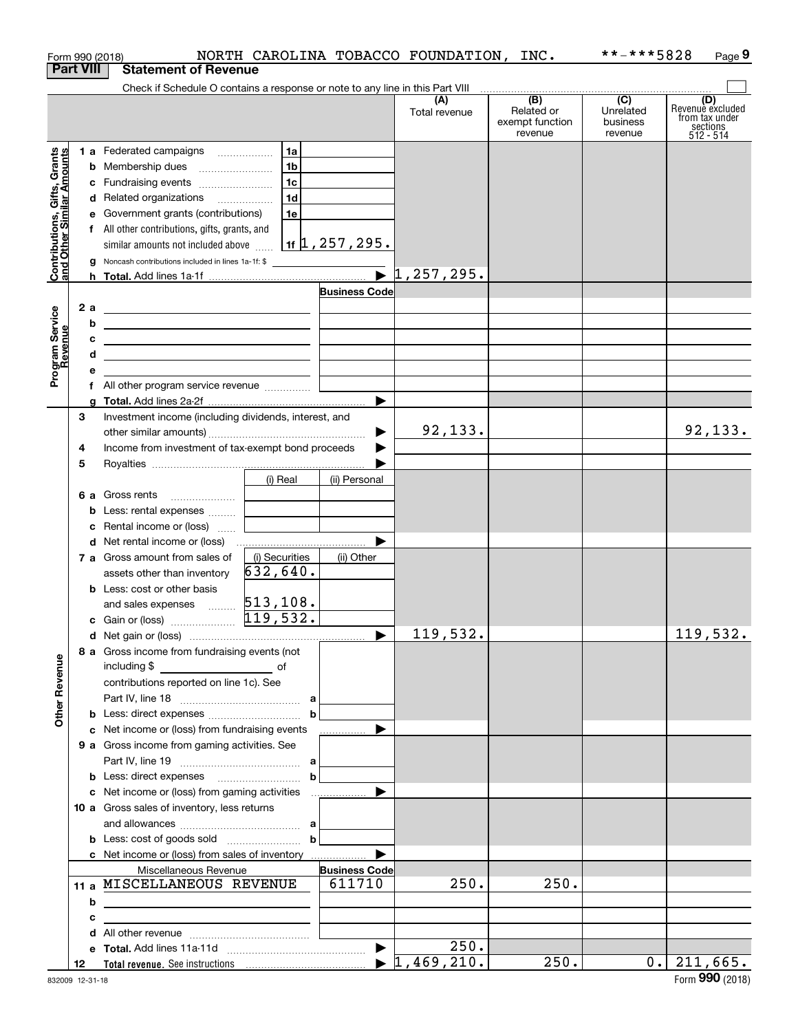Form 990 (2018) NORTH CAROLINA TOBACCO FOUNDATION, INC. **-***5828 Page 9

**Part VIII Statement of Revenue**

Check if Schedule O contains a response or note to any line in this Part VIII

| | | | | (A) Total revenue | (B) Related or exempt function revenue | (C) Unrelated business revenue | (D) Revenue excluded from tax under sections 512 - 514 |
|---|---|---|---|---|---|---|---|
| **Contributions, Gifts, Grants and Other Similar Amounts** | 1 a Federated campaigns | 1a | | | | | |
| | b Membership dues | 1b | | | | | |
| | c Fundraising events | 1c | | | | | |
| | d Related organizations | 1d | | | | | |
| | e Government grants (contributions) | 1e | | | | | |
| | f All other contributions, gifts, grants, and similar amounts not included above | 1f | 1,257,295. | | | | |
| | g Noncash contributions included in lines 1a-1f: $ | | | | | | |
| | h **Total.** Add lines 1a-1f | | ▶ | 1,257,295. | | | |
| **Program Service Revenue** | | | Business Code | | | | |
| | 2 a | | | | | | |
| | b | | | | | | |
| | c | | | | | | |
| | d | | | | | | |
| | e | | | | | | |
| | f All other program service revenue | | | | | | |
| | g **Total.** Add lines 2a-2f | | ▶ | | | | |
| **Other Revenue** | 3 Investment income (including dividends, interest, and other similar amounts) | | ▶ | 92,133. | | | 92,133. |
| | 4 Income from investment of tax-exempt bond proceeds | | ▶ | | | | |
| | 5 Royalties | | ▶ | | | | |
| | | (i) Real | (ii) Personal | | | | |
| | 6 a Gross rents | | | | | | |
| | b Less: rental expenses | | | | | | |
| | c Rental income or (loss) | | | | | | |
| | d Net rental income or (loss) | | ▶ | | | | |
| | 7 a Gross amount from sales of assets other than inventory | (i) Securities 632,640. | (ii) Other | | | | |
| | b Less: cost or other basis and sales expenses | 513,108. | | | | | |
| | c Gain or (loss) | 119,532. | | | | | |
| | d Net gain or (loss) | | ▶ | 119,532. | | | 119,532. |
| | 8 a Gross income from fundraising events (not including $ ___ of contributions reported on line 1c). See Part IV, line 18 | a | | | | | |
| | b Less: direct expenses | b | | | | | |
| | c Net income or (loss) from fundraising events | | ▶ | | | | |
| | 9 a Gross income from gaming activities. See Part IV, line 19 | a | | | | | |
| | b Less: direct expenses | b | | | | | |
| | c Net income or (loss) from gaming activities | | ▶ | | | | |
| | 10 a Gross sales of inventory, less returns and allowances | a | | | | | |
| | b Less: cost of goods sold | b | | | | | |
| | c Net income or (loss) from sales of inventory | | ▶ | | | | |
| | Miscellaneous Revenue | | Business Code | | | | |
| | 11 a MISCELLANEOUS REVENUE | | 611710 | 250. | 250. | | |
| | b | | | | | | |
| | c | | | | | | |
| | d All other revenue | | | | | | |
| | e **Total.** Add lines 11a-11d | | ▶ | 250. | | | |
| | 12 **Total revenue.** See instructions | | ▶ | 1,469,210. | 250. | 0. | 211,665. |

832009 12-31-18 Form **990** (2018)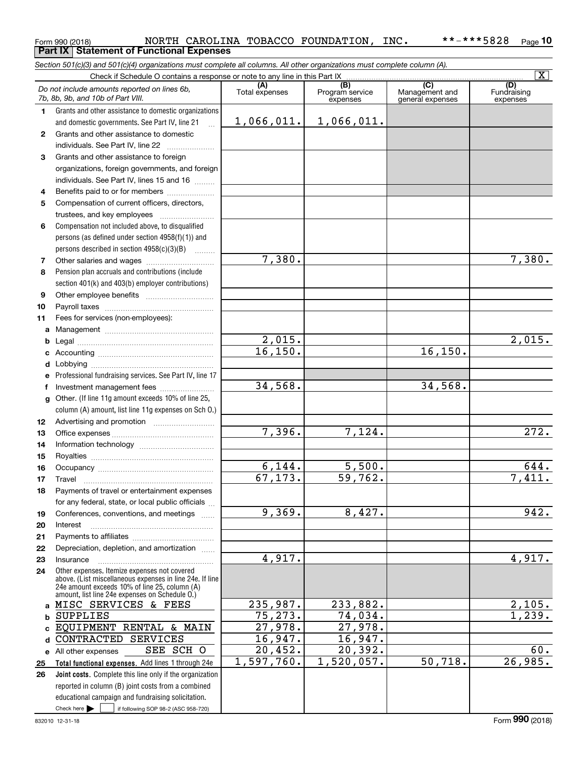Form 990 (2018) NORTH CAROLINA TOBACCO FOUNDATION, INC. **-***5828 Page 10

## Part IX Statement of Functional Expenses

*Section 501(c)(3) and 501(c)(4) organizations must complete all columns. All other organizations must complete column (A).*

Check if Schedule O contains a response or note to any line in this Part IX [X]

| | *Do not include amounts reported on lines 6b, 7b, 8b, 9b, and 10b of Part VIII.* | (A) Total expenses | (B) Program service expenses | (C) Management and general expenses | (D) Fundraising expenses |
|---|---|---|---|---|---|
| 1 | Grants and other assistance to domestic organizations and domestic governments. See Part IV, line 21 | 1,066,011. | 1,066,011. | | |
| 2 | Grants and other assistance to domestic individuals. See Part IV, line 22 | | | | |
| 3 | Grants and other assistance to foreign organizations, foreign governments, and foreign individuals. See Part IV, lines 15 and 16 | | | | |
| 4 | Benefits paid to or for members | | | | |
| 5 | Compensation of current officers, directors, trustees, and key employees | | | | |
| 6 | Compensation not included above, to disqualified persons (as defined under section 4958(f)(1)) and persons described in section 4958(c)(3)(B) | | | | |
| 7 | Other salaries and wages | 7,380. | | | 7,380. |
| 8 | Pension plan accruals and contributions (include section 401(k) and 403(b) employer contributions) | | | | |
| 9 | Other employee benefits | | | | |
| 10 | Payroll taxes | | | | |
| 11 | Fees for services (non-employees): | | | | |
| a | Management | | | | |
| b | Legal | 2,015. | | | 2,015. |
| c | Accounting | 16,150. | | 16,150. | |
| d | Lobbying | | | | |
| e | Professional fundraising services. See Part IV, line 17 | | | | |
| f | Investment management fees | 34,568. | | 34,568. | |
| g | Other. (If line 11g amount exceeds 10% of line 25, column (A) amount, list line 11g expenses on Sch O.) | | | | |
| 12 | Advertising and promotion | | | | |
| 13 | Office expenses | 7,396. | 7,124. | | 272. |
| 14 | Information technology | | | | |
| 15 | Royalties | | | | |
| 16 | Occupancy | 6,144. | 5,500. | | 644. |
| 17 | Travel | 67,173. | 59,762. | | 7,411. |
| 18 | Payments of travel or entertainment expenses for any federal, state, or local public officials | | | | |
| 19 | Conferences, conventions, and meetings | 9,369. | 8,427. | | 942. |
| 20 | Interest | | | | |
| 21 | Payments to affiliates | | | | |
| 22 | Depreciation, depletion, and amortization | | | | |
| 23 | Insurance | 4,917. | | | 4,917. |
| 24 | Other expenses. Itemize expenses not covered above. (List miscellaneous expenses in line 24e. If line 24e amount exceeds 10% of line 25, column (A) amount, list line 24e expenses on Schedule O.) | | | | |
| a | MISC SERVICES & FEES | 235,987. | 233,882. | | 2,105. |
| b | SUPPLIES | 75,273. | 74,034. | | 1,239. |
| c | EQUIPMENT RENTAL & MAIN | 27,978. | 27,978. | | |
| d | CONTRACTED SERVICES | 16,947. | 16,947. | | |
| e | All other expenses SEE SCH O | 20,452. | 20,392. | | 60. |
| 25 | **Total functional expenses.** Add lines 1 through 24e | 1,597,760. | 1,520,057. | 50,718. | 26,985. |
| 26 | **Joint costs.** Complete this line only if the organization reported in column (B) joint costs from a combined educational campaign and fundraising solicitation. Check here [ ] if following SOP 98-2 (ASC 958-720) | | | | |

832010 12-31-18 Form **990** (2018)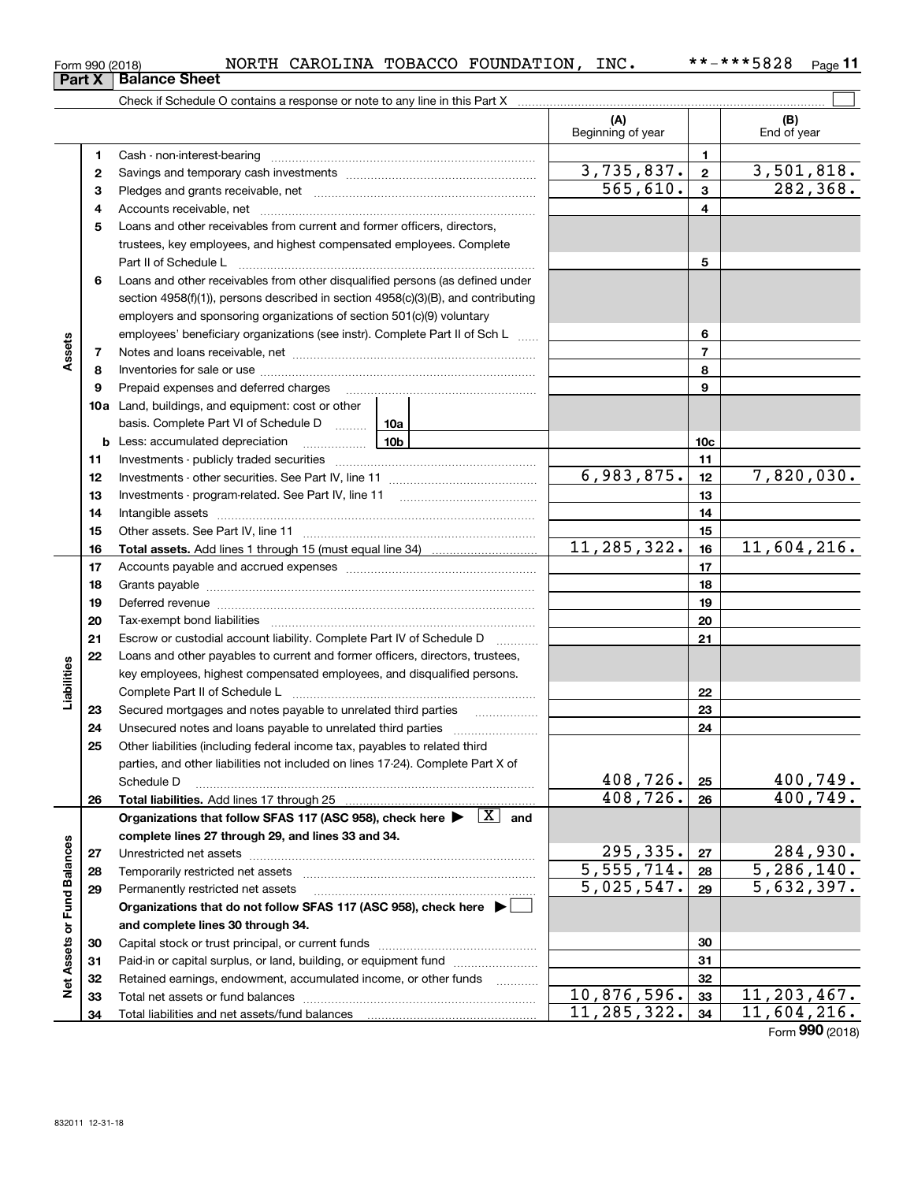Form 990 (2018) NORTH CAROLINA TOBACCO FOUNDATION, INC. **-***5828

## Part X Balance Sheet

Check if Schedule O contains a response or note to any line in this Part X

| | | | (A) Beginning of year | | (B) End of year |
|---|---|---|---|---|---|
| Assets | 1 | Cash - non-interest-bearing | | 1 | |
| | 2 | Savings and temporary cash investments | 3,735,837. | 2 | 3,501,818. |
| | 3 | Pledges and grants receivable, net | 565,610. | 3 | 282,368. |
| | 4 | Accounts receivable, net | | 4 | |
| | 5 | Loans and other receivables from current and former officers, directors, trustees, key employees, and highest compensated employees. Complete Part II of Schedule L | | 5 | |
| | 6 | Loans and other receivables from other disqualified persons (as defined under section 4958(f)(1)), persons described in section 4958(c)(3)(B), and contributing employers and sponsoring organizations of section 501(c)(9) voluntary employees' beneficiary organizations (see instr). Complete Part II of Sch L | | 6 | |
| | 7 | Notes and loans receivable, net | | 7 | |
| | 8 | Inventories for sale or use | | 8 | |
| | 9 | Prepaid expenses and deferred charges | | 9 | |
| | 10a | Land, buildings, and equipment: cost or other basis. Complete Part VI of Schedule D (10a) | | | |
| | b | Less: accumulated depreciation (10b) | | 10c | |
| | 11 | Investments - publicly traded securities | | 11 | |
| | 12 | Investments - other securities. See Part IV, line 11 | 6,983,875. | 12 | 7,820,030. |
| | 13 | Investments - program-related. See Part IV, line 11 | | 13 | |
| | 14 | Intangible assets | | 14 | |
| | 15 | Other assets. See Part IV, line 11 | | 15 | |
| | 16 | **Total assets.** Add lines 1 through 15 (must equal line 34) | 11,285,322. | 16 | 11,604,216. |
| Liabilities | 17 | Accounts payable and accrued expenses | | 17 | |
| | 18 | Grants payable | | 18 | |
| | 19 | Deferred revenue | | 19 | |
| | 20 | Tax-exempt bond liabilities | | 20 | |
| | 21 | Escrow or custodial account liability. Complete Part IV of Schedule D | | 21 | |
| | 22 | Loans and other payables to current and former officers, directors, trustees, key employees, highest compensated employees, and disqualified persons. Complete Part II of Schedule L | | 22 | |
| | 23 | Secured mortgages and notes payable to unrelated third parties | | 23 | |
| | 24 | Unsecured notes and loans payable to unrelated third parties | | 24 | |
| | 25 | Other liabilities (including federal income tax, payables to related third parties, and other liabilities not included on lines 17-24). Complete Part X of Schedule D | 408,726. | 25 | 400,749. |
| | 26 | **Total liabilities.** Add lines 17 through 25 | 408,726. | 26 | 400,749. |
| Net Assets or Fund Balances | | **Organizations that follow SFAS 117 (ASC 958), check here ▶ [X] and complete lines 27 through 29, and lines 33 and 34.** | | | |
| | 27 | Unrestricted net assets | 295,335. | 27 | 284,930. |
| | 28 | Temporarily restricted net assets | 5,555,714. | 28 | 5,286,140. |
| | 29 | Permanently restricted net assets | 5,025,547. | 29 | 5,632,397. |
| | | **Organizations that do not follow SFAS 117 (ASC 958), check here ▶ [ ] and complete lines 30 through 34.** | | | |
| | 30 | Capital stock or trust principal, or current funds | | 30 | |
| | 31 | Paid-in or capital surplus, or land, building, or equipment fund | | 31 | |
| | 32 | Retained earnings, endowment, accumulated income, or other funds | | 32 | |
| | 33 | Total net assets or fund balances | 10,876,596. | 33 | 11,203,467. |
| | 34 | Total liabilities and net assets/fund balances | 11,285,322. | 34 | 11,604,216. |

Form **990** (2018)

832011 12-31-18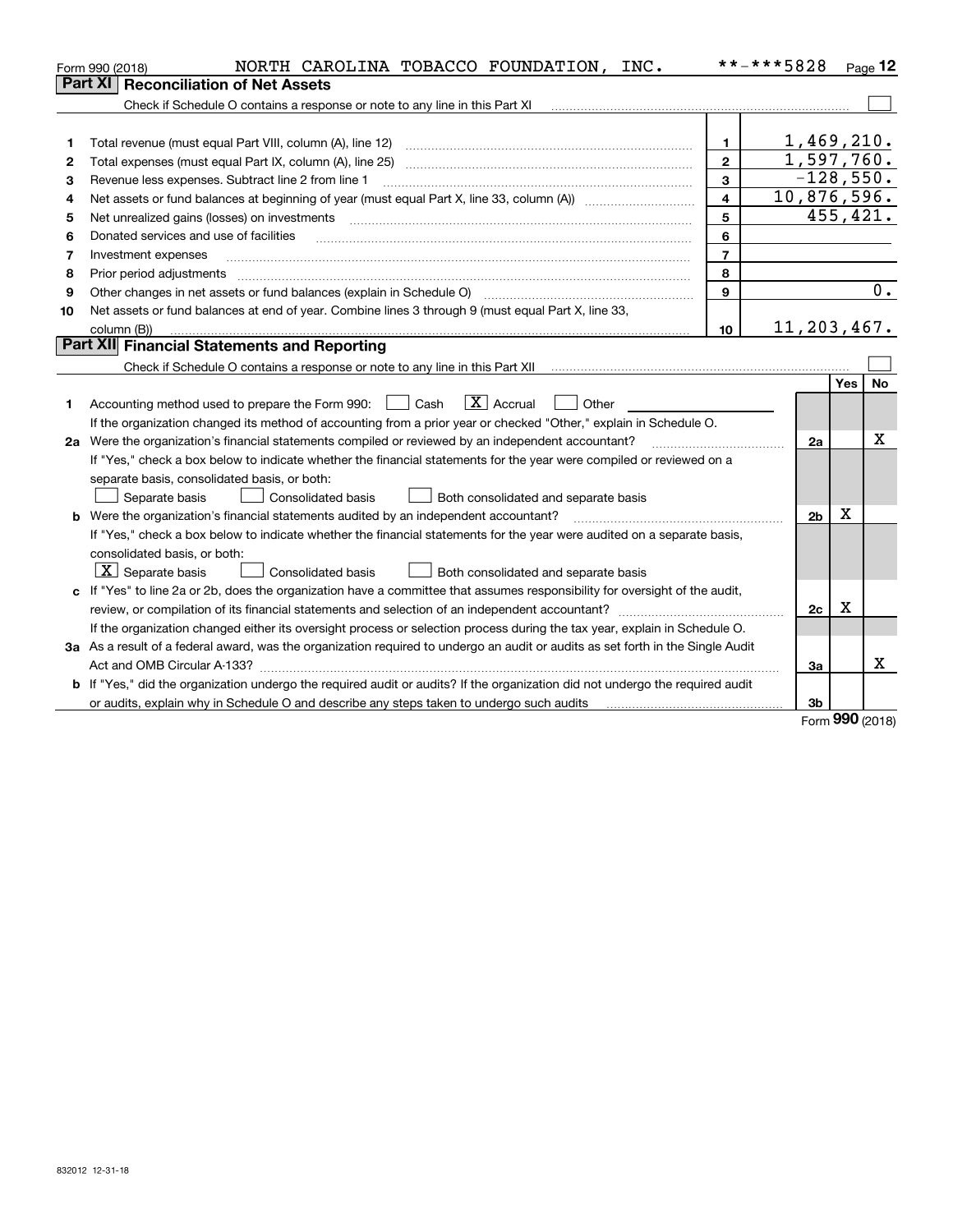Form 990 (2018) NORTH CAROLINA TOBACCO FOUNDATION, INC. **-***5828

## Part XI Reconciliation of Net Assets

Check if Schedule O contains a response or note to any line in this Part XI

| | | | |
|---|---|---|---|
| 1 | Total revenue (must equal Part VIII, column (A), line 12) | 1 | 1,469,210. |
| 2 | Total expenses (must equal Part IX, column (A), line 25) | 2 | 1,597,760. |
| 3 | Revenue less expenses. Subtract line 2 from line 1 | 3 | -128,550. |
| 4 | Net assets or fund balances at beginning of year (must equal Part X, line 33, column (A)) | 4 | 10,876,596. |
| 5 | Net unrealized gains (losses) on investments | 5 | 455,421. |
| 6 | Donated services and use of facilities | 6 | |
| 7 | Investment expenses | 7 | |
| 8 | Prior period adjustments | 8 | |
| 9 | Other changes in net assets or fund balances (explain in Schedule O) | 9 | 0. |
| 10 | Net assets or fund balances at end of year. Combine lines 3 through 9 (must equal Part X, line 33, column (B)) | 10 | 11,203,467. |

## Part XII Financial Statements and Reporting

Check if Schedule O contains a response or note to any line in this Part XII

| | | | Yes | No |
|---|---|---|---|---|
| 1 | Accounting method used to prepare the Form 990: [ ] Cash [X] Accrual [ ] Other. If the organization changed its method of accounting from a prior year or checked "Other," explain in Schedule O. | | | |
| 2a | Were the organization's financial statements compiled or reviewed by an independent accountant? If "Yes," check a box below to indicate whether the financial statements for the year were compiled or reviewed on a separate basis, consolidated basis, or both: [ ] Separate basis [ ] Consolidated basis [ ] Both consolidated and separate basis | 2a | | X |
| b | Were the organization's financial statements audited by an independent accountant? If "Yes," check a box below to indicate whether the financial statements for the year were audited on a separate basis, consolidated basis, or both: [X] Separate basis [ ] Consolidated basis [ ] Both consolidated and separate basis | 2b | X | |
| c | If "Yes" to line 2a or 2b, does the organization have a committee that assumes responsibility for oversight of the audit, review, or compilation of its financial statements and selection of an independent accountant? If the organization changed either its oversight process or selection process during the tax year, explain in Schedule O. | 2c | X | |
| 3a | As a result of a federal award, was the organization required to undergo an audit or audits as set forth in the Single Audit Act and OMB Circular A-133? | 3a | | X |
| b | If "Yes," did the organization undergo the required audit or audits? If the organization did not undergo the required audit or audits, explain why in Schedule O and describe any steps taken to undergo such audits | 3b | | |

Form 990 (2018)

832012 12-31-18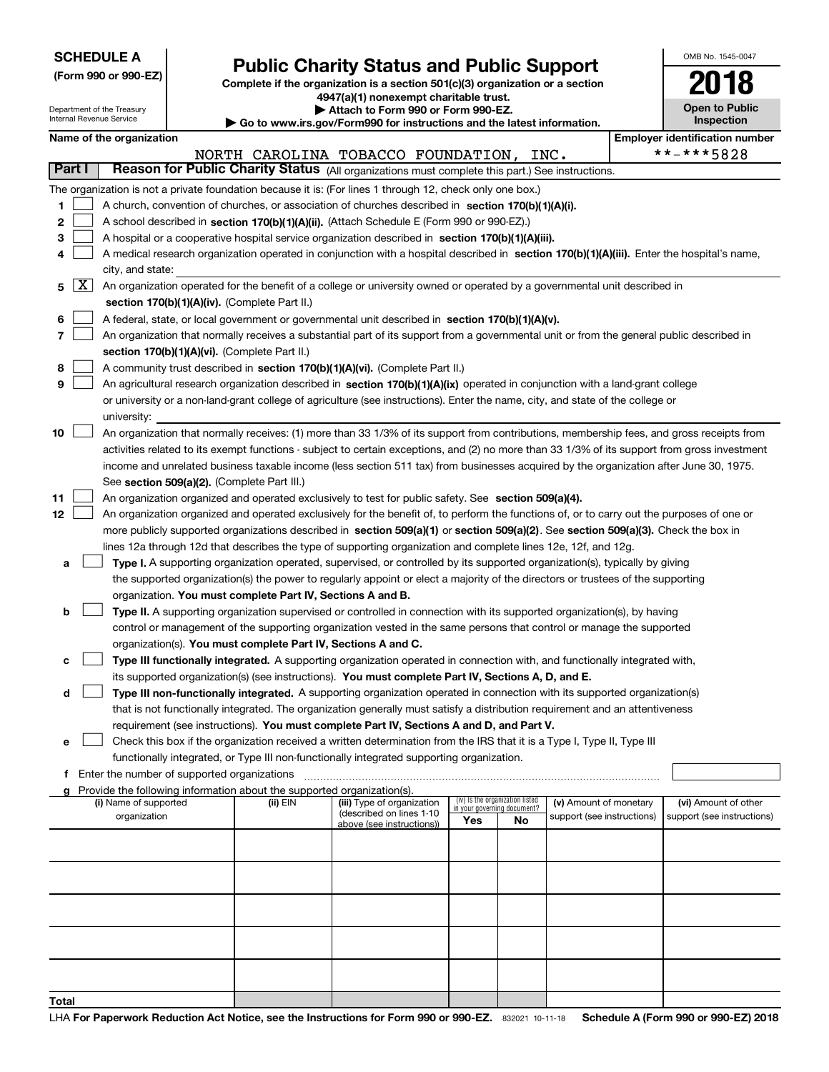**SCHEDULE A**
**(Form 990 or 990-EZ)**

Department of the Treasury
Internal Revenue Service

# Public Charity Status and Public Support

**Complete if the organization is a section 501(c)(3) organization or a section 4947(a)(1) nonexempt charitable trust.**
**▶ Attach to Form 990 or Form 990-EZ.**
**▶ Go to www.irs.gov/Form990 for instructions and the latest information.**

OMB No. 1545-0047

**2018**

**Open to Public Inspection**

**Name of the organization:** NORTH CAROLINA TOBACCO FOUNDATION, INC.
**Employer identification number:** **-***5828

## Part I Reason for Public Charity Status (All organizations must complete this part.) See instructions.

The organization is not a private foundation because it is: (For lines 1 through 12, check only one box.)

1. [ ] A church, convention of churches, or association of churches described in **section 170(b)(1)(A)(i).**
2. [ ] A school described in **section 170(b)(1)(A)(ii).** (Attach Schedule E (Form 990 or 990-EZ).)
3. [ ] A hospital or a cooperative hospital service organization described in **section 170(b)(1)(A)(iii).**
4. [ ] A medical research organization operated in conjunction with a hospital described in **section 170(b)(1)(A)(iii).** Enter the hospital's name, city, and state:
5. [X] An organization operated for the benefit of a college or university owned or operated by a governmental unit described in **section 170(b)(1)(A)(iv).** (Complete Part II.)
6. [ ] A federal, state, or local government or governmental unit described in **section 170(b)(1)(A)(v).**
7. [ ] An organization that normally receives a substantial part of its support from a governmental unit or from the general public described in **section 170(b)(1)(A)(vi).** (Complete Part II.)
8. [ ] A community trust described in **section 170(b)(1)(A)(vi).** (Complete Part II.)
9. [ ] An agricultural research organization described in **section 170(b)(1)(A)(ix)** operated in conjunction with a land-grant college or university or a non-land-grant college of agriculture (see instructions). Enter the name, city, and state of the college or university:
10. [ ] An organization that normally receives: (1) more than 33 1/3% of its support from contributions, membership fees, and gross receipts from activities related to its exempt functions - subject to certain exceptions, and (2) no more than 33 1/3% of its support from gross investment income and unrelated business taxable income (less section 511 tax) from businesses acquired by the organization after June 30, 1975. See **section 509(a)(2).** (Complete Part III.)
11. [ ] An organization organized and operated exclusively to test for public safety. See **section 509(a)(4).**
12. [ ] An organization organized and operated exclusively for the benefit of, to perform the functions of, or to carry out the purposes of one or more publicly supported organizations described in **section 509(a)(1)** or **section 509(a)(2)**. See **section 509(a)(3).** Check the box in lines 12a through 12d that describes the type of supporting organization and complete lines 12e, 12f, and 12g.
   - a [ ] **Type I.** A supporting organization operated, supervised, or controlled by its supported organization(s), typically by giving the supported organization(s) the power to regularly appoint or elect a majority of the directors or trustees of the supporting organization. **You must complete Part IV, Sections A and B.**
   - b [ ] **Type II.** A supporting organization supervised or controlled in connection with its supported organization(s), by having control or management of the supporting organization vested in the same persons that control or manage the supported organization(s). **You must complete Part IV, Sections A and C.**
   - c [ ] **Type III functionally integrated.** A supporting organization operated in connection with, and functionally integrated with, its supported organization(s) (see instructions). **You must complete Part IV, Sections A, D, and E.**
   - d [ ] **Type III non-functionally integrated.** A supporting organization operated in connection with its supported organization(s) that is not functionally integrated. The organization generally must satisfy a distribution requirement and an attentiveness requirement (see instructions). **You must complete Part IV, Sections A and D, and Part V.**
   - e [ ] Check this box if the organization received a written determination from the IRS that it is a Type I, Type II, Type III functionally integrated, or Type III non-functionally integrated supporting organization.
   - f Enter the number of supported organizations
   - g Provide the following information about the supported organization(s).

| (i) Name of supported organization | (ii) EIN | (iii) Type of organization (described on lines 1-10 above (see instructions)) | (iv) Is the organization listed in your governing document? Yes | No | (v) Amount of monetary support (see instructions) | (vi) Amount of other support (see instructions) |
|---|---|---|---|---|---|---|
| | | | | | | |
| | | | | | | |
| | | | | | | |
| | | | | | | |
| | | | | | | |
| **Total** | | | | | | |

LHA **For Paperwork Reduction Act Notice, see the Instructions for Form 990 or 990-EZ.** 832021 10-11-18 **Schedule A (Form 990 or 990-EZ) 2018**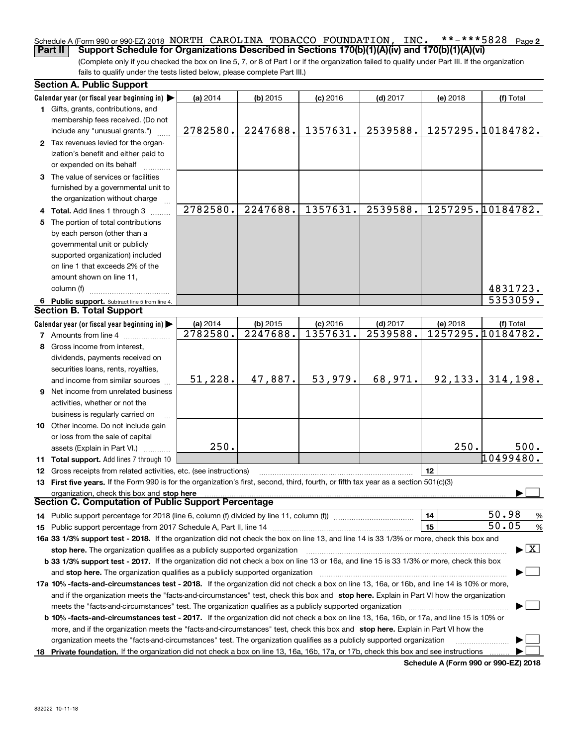Schedule A (Form 990 or 990-EZ) 2018 NORTH CAROLINA TOBACCO FOUNDATION, INC. **-***5828 Page 2

**Part II Support Schedule for Organizations Described in Sections 170(b)(1)(A)(iv) and 170(b)(1)(A)(vi)**

(Complete only if you checked the box on line 5, 7, or 8 of Part I or if the organization failed to qualify under Part III. If the organization fails to qualify under the tests listed below, please complete Part III.)

## Section A. Public Support

| Calendar year (or fiscal year beginning in) ▶ | (a) 2014 | (b) 2015 | (c) 2016 | (d) 2017 | (e) 2018 | (f) Total |
|---|---|---|---|---|---|---|
| 1 Gifts, grants, contributions, and membership fees received. (Do not include any "unusual grants.") | 2782580. | 2247688. | 1357631. | 2539588. | 1257295. | 10184782. |
| 2 Tax revenues levied for the organization's benefit and either paid to or expended on its behalf | | | | | | |
| 3 The value of services or facilities furnished by a governmental unit to the organization without charge | | | | | | |
| 4 Total. Add lines 1 through 3 | 2782580. | 2247688. | 1357631. | 2539588. | 1257295. | 10184782. |
| 5 The portion of total contributions by each person (other than a governmental unit or publicly supported organization) included on line 1 that exceeds 2% of the amount shown on line 11, column (f) | | | | | | 4831723. |
| 6 Public support. Subtract line 5 from line 4. | | | | | | 5353059. |

## Section B. Total Support

| Calendar year (or fiscal year beginning in) ▶ | (a) 2014 | (b) 2015 | (c) 2016 | (d) 2017 | (e) 2018 | (f) Total |
|---|---|---|---|---|---|---|
| 7 Amounts from line 4 | 2782580. | 2247688. | 1357631. | 2539588. | 1257295. | 10184782. |
| 8 Gross income from interest, dividends, payments received on securities loans, rents, royalties, and income from similar sources | 51,228. | 47,887. | 53,979. | 68,971. | 92,133. | 314,198. |
| 9 Net income from unrelated business activities, whether or not the business is regularly carried on | | | | | | |
| 10 Other income. Do not include gain or loss from the sale of capital assets (Explain in Part VI.) | 250. | | | | 250. | 500. |
| 11 Total support. Add lines 7 through 10 | | | | | | 10499480. |

12 Gross receipts from related activities, etc. (see instructions) | 12 |

13 **First five years.** If the Form 990 is for the organization's first, second, third, fourth, or fifth tax year as a section 501(c)(3) organization, check this box and **stop here** ▶ ☐

## Section C. Computation of Public Support Percentage

14 Public support percentage for 2018 (line 6, column (f) divided by line 11, column (f)) | 14 | 50.98 %

15 Public support percentage from 2017 Schedule A, Part II, line 14 | 15 | 50.05 %

**16a 33 1/3% support test - 2018.** If the organization did not check the box on line 13, and line 14 is 33 1/3% or more, check this box and **stop here.** The organization qualifies as a publicly supported organization ▶ ☒

**b 33 1/3% support test - 2017.** If the organization did not check a box on line 13 or 16a, and line 15 is 33 1/3% or more, check this box and **stop here.** The organization qualifies as a publicly supported organization ▶ ☐

**17a 10% -facts-and-circumstances test - 2018.** If the organization did not check a box on line 13, 16a, or 16b, and line 14 is 10% or more, and if the organization meets the "facts-and-circumstances" test, check this box and **stop here.** Explain in Part VI how the organization meets the "facts-and-circumstances" test. The organization qualifies as a publicly supported organization ▶ ☐

**b 10% -facts-and-circumstances test - 2017.** If the organization did not check a box on line 13, 16a, 16b, or 17a, and line 15 is 10% or more, and if the organization meets the "facts-and-circumstances" test, check this box and **stop here.** Explain in Part VI how the organization meets the "facts-and-circumstances" test. The organization qualifies as a publicly supported organization ▶ ☐

**18 Private foundation.** If the organization did not check a box on line 13, 16a, 16b, 17a, or 17b, check this box and see instructions ▶ ☐

**Schedule A (Form 990 or 990-EZ) 2018**

832022 10-11-18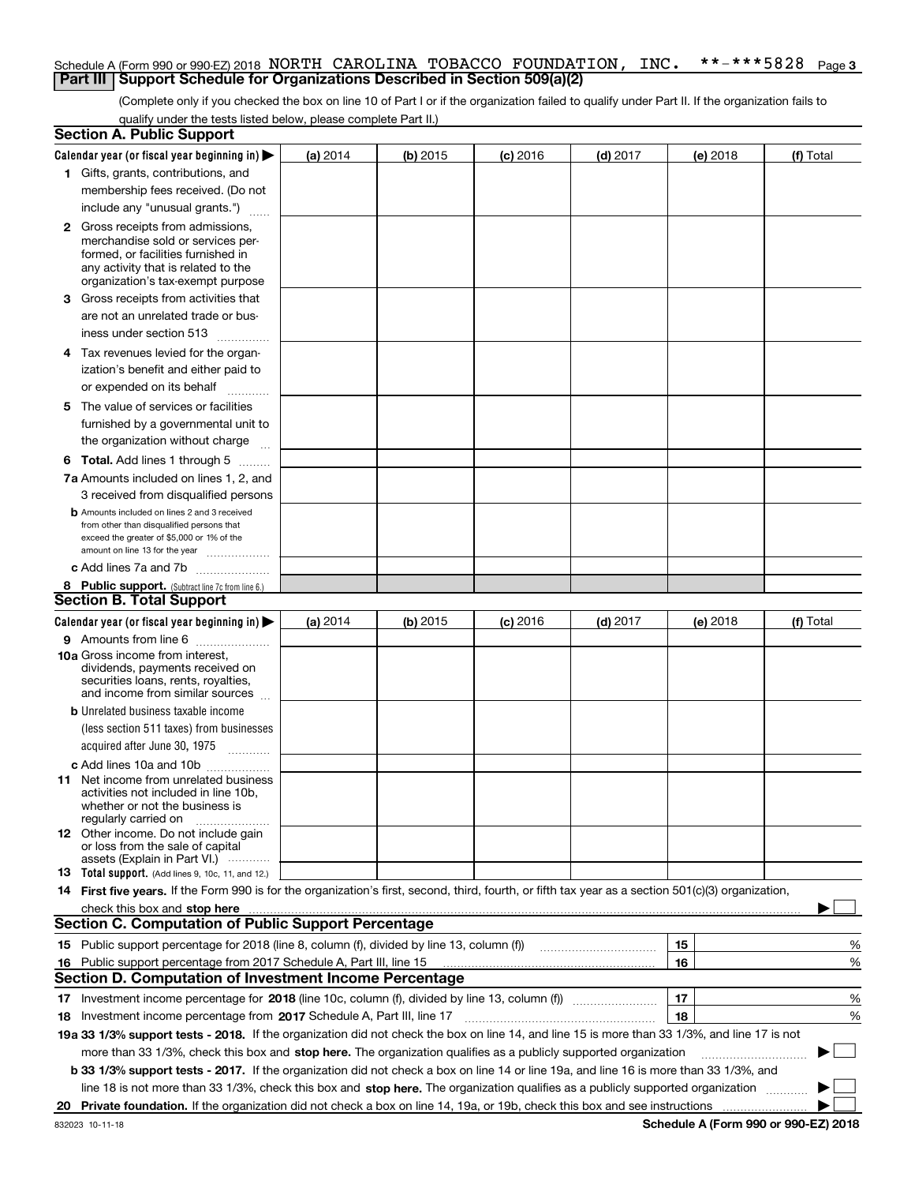Schedule A (Form 990 or 990-EZ) 2018 NORTH CAROLINA TOBACCO FOUNDATION, INC. **-***5828 Page 3

## Part III Support Schedule for Organizations Described in Section 509(a)(2)

(Complete only if you checked the box on line 10 of Part I or if the organization failed to qualify under Part II. If the organization fails to qualify under the tests listed below, please complete Part II.)

### Section A. Public Support

| Calendar year (or fiscal year beginning in) ▶ | (a) 2014 | (b) 2015 | (c) 2016 | (d) 2017 | (e) 2018 | (f) Total |
|---|---|---|---|---|---|---|
| 1 Gifts, grants, contributions, and membership fees received. (Do not include any "unusual grants.") | | | | | | |
| 2 Gross receipts from admissions, merchandise sold or services performed, or facilities furnished in any activity that is related to the organization's tax-exempt purpose | | | | | | |
| 3 Gross receipts from activities that are not an unrelated trade or business under section 513 | | | | | | |
| 4 Tax revenues levied for the organization's benefit and either paid to or expended on its behalf | | | | | | |
| 5 The value of services or facilities furnished by a governmental unit to the organization without charge | | | | | | |
| 6 **Total.** Add lines 1 through 5 | | | | | | |
| 7a Amounts included on lines 1, 2, and 3 received from disqualified persons | | | | | | |
| b Amounts included on lines 2 and 3 received from other than disqualified persons that exceed the greater of $5,000 or 1% of the amount on line 13 for the year | | | | | | |
| c Add lines 7a and 7b | | | | | | |
| 8 **Public support.** (Subtract line 7c from line 6.) | | | | | | |

### Section B. Total Support

| Calendar year (or fiscal year beginning in) ▶ | (a) 2014 | (b) 2015 | (c) 2016 | (d) 2017 | (e) 2018 | (f) Total |
|---|---|---|---|---|---|---|
| 9 Amounts from line 6 | | | | | | |
| 10a Gross income from interest, dividends, payments received on securities loans, rents, royalties, and income from similar sources | | | | | | |
| b Unrelated business taxable income (less section 511 taxes) from businesses acquired after June 30, 1975 | | | | | | |
| c Add lines 10a and 10b | | | | | | |
| 11 Net income from unrelated business activities not included in line 10b, whether or not the business is regularly carried on | | | | | | |
| 12 Other income. Do not include gain or loss from the sale of capital assets (Explain in Part VI.) | | | | | | |
| 13 **Total support.** (Add lines 9, 10c, 11, and 12.) | | | | | | |

14 **First five years.** If the Form 990 is for the organization's first, second, third, fourth, or fifth tax year as a section 501(c)(3) organization, check this box and **stop here** ▶ ☐

### Section C. Computation of Public Support Percentage

| | | | |
|---|---|---|---|
| 15 | Public support percentage for 2018 (line 8, column (f), divided by line 13, column (f)) | 15 | % |
| 16 | Public support percentage from 2017 Schedule A, Part III, line 15 | 16 | % |

### Section D. Computation of Investment Income Percentage

| | | | |
|---|---|---|---|
| 17 | Investment income percentage for **2018** (line 10c, column (f), divided by line 13, column (f)) | 17 | % |
| 18 | Investment income percentage from **2017** Schedule A, Part III, line 17 | 18 | % |

**19a 33 1/3% support tests - 2018.** If the organization did not check the box on line 14, and line 15 is more than 33 1/3%, and line 17 is not more than 33 1/3%, check this box and **stop here.** The organization qualifies as a publicly supported organization ▶ ☐

**b 33 1/3% support tests - 2017.** If the organization did not check a box on line 14 or line 19a, and line 16 is more than 33 1/3%, and line 18 is not more than 33 1/3%, check this box and **stop here.** The organization qualifies as a publicly supported organization ▶ ☐

**20 Private foundation.** If the organization did not check a box on line 14, 19a, or 19b, check this box and see instructions ▶ ☐

832023 10-11-18 **Schedule A (Form 990 or 990-EZ) 2018**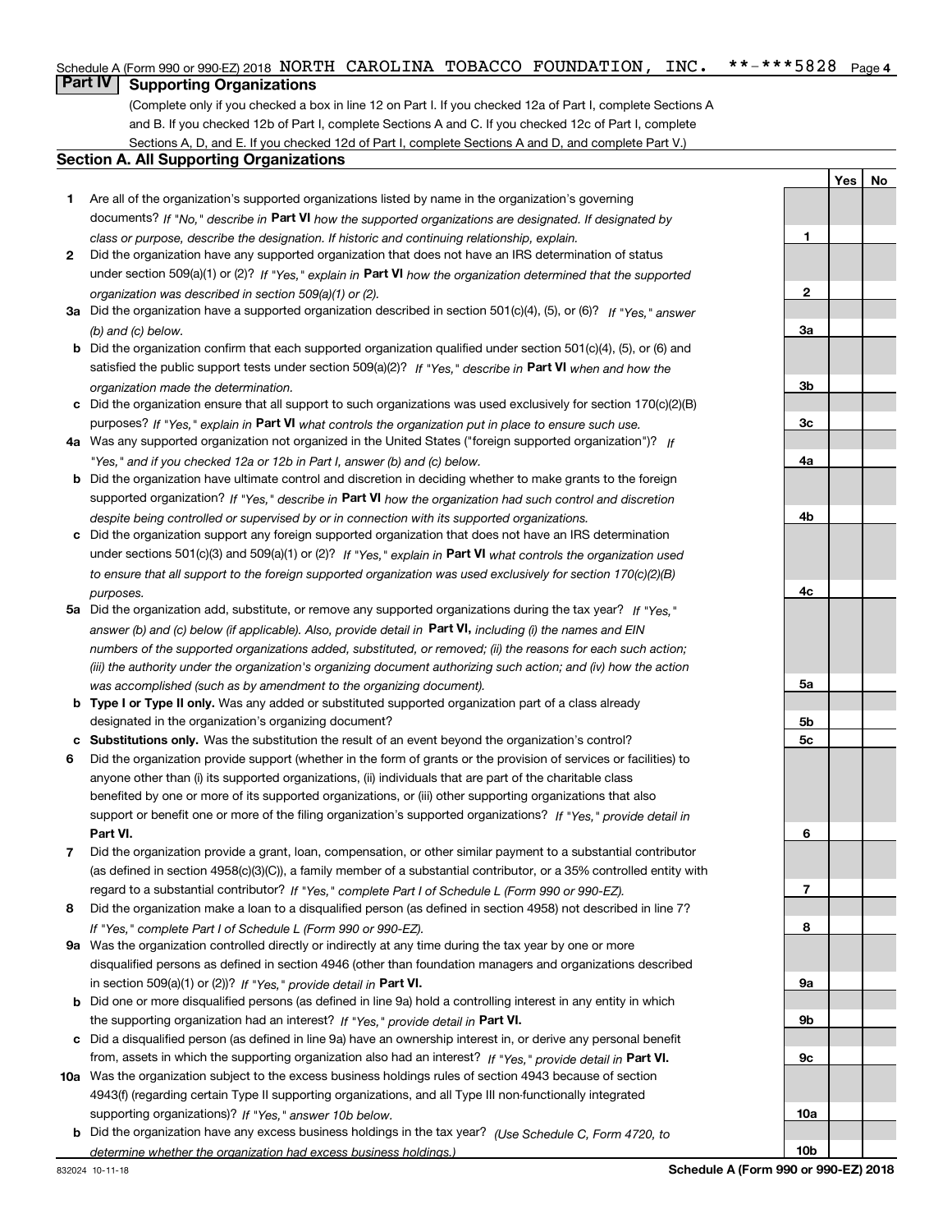Schedule A (Form 990 or 990-EZ) 2018 NORTH CAROLINA TOBACCO FOUNDATION, INC. **-***5828 Page 4

## Part IV Supporting Organizations

(Complete only if you checked a box in line 12 on Part I. If you checked 12a of Part I, complete Sections A and B. If you checked 12b of Part I, complete Sections A and C. If you checked 12c of Part I, complete Sections A, D, and E. If you checked 12d of Part I, complete Sections A and D, and complete Part V.)

### Section A. All Supporting Organizations

| | | | Yes | No |
|---|---|---|---|---|
| 1 | Are all of the organization's supported organizations listed by name in the organization's governing documents? *If "No," describe in* **Part VI** *how the supported organizations are designated. If designated by class or purpose, describe the designation. If historic and continuing relationship, explain.* | 1 | | |
| 2 | Did the organization have any supported organization that does not have an IRS determination of status under section 509(a)(1) or (2)? *If "Yes," explain in* **Part VI** *how the organization determined that the supported organization was described in section 509(a)(1) or (2).* | 2 | | |
| 3a | Did the organization have a supported organization described in section 501(c)(4), (5), or (6)? *If "Yes," answer (b) and (c) below.* | 3a | | |
| b | Did the organization confirm that each supported organization qualified under section 501(c)(4), (5), or (6) and satisfied the public support tests under section 509(a)(2)? *If "Yes," describe in* **Part VI** *when and how the organization made the determination.* | 3b | | |
| c | Did the organization ensure that all support to such organizations was used exclusively for section 170(c)(2)(B) purposes? *If "Yes," explain in* **Part VI** *what controls the organization put in place to ensure such use.* | 3c | | |
| 4a | Was any supported organization not organized in the United States ("foreign supported organization")? *If "Yes," and if you checked 12a or 12b in Part I, answer (b) and (c) below.* | 4a | | |
| b | Did the organization have ultimate control and discretion in deciding whether to make grants to the foreign supported organization? *If "Yes," describe in* **Part VI** *how the organization had such control and discretion despite being controlled or supervised by or in connection with its supported organizations.* | 4b | | |
| c | Did the organization support any foreign supported organization that does not have an IRS determination under sections 501(c)(3) and 509(a)(1) or (2)? *If "Yes," explain in* **Part VI** *what controls the organization used to ensure that all support to the foreign supported organization was used exclusively for section 170(c)(2)(B) purposes.* | 4c | | |
| 5a | Did the organization add, substitute, or remove any supported organizations during the tax year? *If "Yes," answer (b) and (c) below (if applicable). Also, provide detail in* **Part VI,** *including (i) the names and EIN numbers of the supported organizations added, substituted, or removed; (ii) the reasons for each such action; (iii) the authority under the organization's organizing document authorizing such action; and (iv) how the action was accomplished (such as by amendment to the organizing document).* | 5a | | |
| b | **Type I or Type II only.** Was any added or substituted supported organization part of a class already designated in the organization's organizing document? | 5b | | |
| c | **Substitutions only.** Was the substitution the result of an event beyond the organization's control? | 5c | | |
| 6 | Did the organization provide support (whether in the form of grants or the provision of services or facilities) to anyone other than (i) its supported organizations, (ii) individuals that are part of the charitable class benefited by one or more of its supported organizations, or (iii) other supporting organizations that also support or benefit one or more of the filing organization's supported organizations? *If "Yes," provide detail in* **Part VI.** | 6 | | |
| 7 | Did the organization provide a grant, loan, compensation, or other similar payment to a substantial contributor (as defined in section 4958(c)(3)(C)), a family member of a substantial contributor, or a 35% controlled entity with regard to a substantial contributor? *If "Yes," complete Part I of Schedule L (Form 990 or 990-EZ).* | 7 | | |
| 8 | Did the organization make a loan to a disqualified person (as defined in section 4958) not described in line 7? *If "Yes," complete Part I of Schedule L (Form 990 or 990-EZ).* | 8 | | |
| 9a | Was the organization controlled directly or indirectly at any time during the tax year by one or more disqualified persons as defined in section 4946 (other than foundation managers and organizations described in section 509(a)(1) or (2))? *If "Yes," provide detail in* **Part VI.** | 9a | | |
| b | Did one or more disqualified persons (as defined in line 9a) hold a controlling interest in any entity in which the supporting organization had an interest? *If "Yes," provide detail in* **Part VI.** | 9b | | |
| c | Did a disqualified person (as defined in line 9a) have an ownership interest in, or derive any personal benefit from, assets in which the supporting organization also had an interest? *If "Yes," provide detail in* **Part VI.** | 9c | | |
| 10a | Was the organization subject to the excess business holdings rules of section 4943 because of section 4943(f) (regarding certain Type II supporting organizations, and all Type III non-functionally integrated supporting organizations)? *If "Yes," answer 10b below.* | 10a | | |
| b | Did the organization have any excess business holdings in the tax year? *(Use Schedule C, Form 4720, to determine whether the organization had excess business holdings.)* | 10b | | |

832024 10-11-18

**Schedule A (Form 990 or 990-EZ) 2018**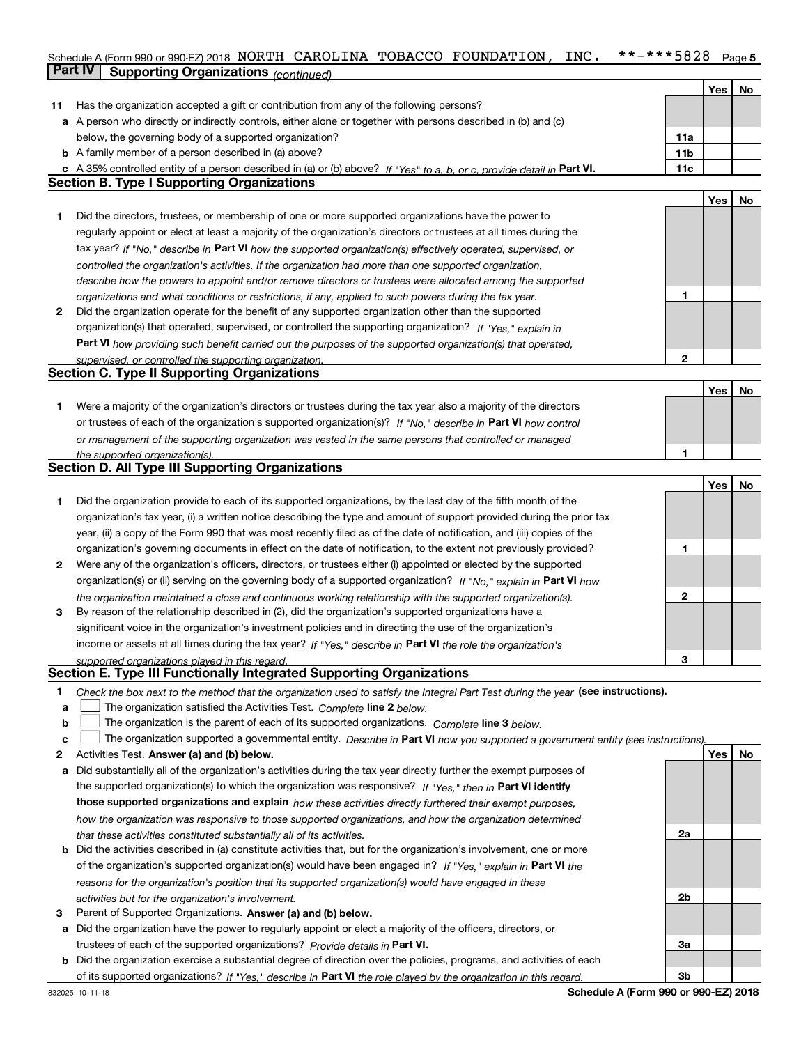Schedule A (Form 990 or 990-EZ) 2018 NORTH CAROLINA TOBACCO FOUNDATION, INC. **-***5828 Page 5

**Part IV Supporting Organizations** *(continued)*

| | | | Yes | No |
|---|---|---|---|---|
| **11** | Has the organization accepted a gift or contribution from any of the following persons? | | | |
| **a** | A person who directly or indirectly controls, either alone or together with persons described in (b) and (c) below, the governing body of a supported organization? | **11a** | | |
| **b** | A family member of a person described in (a) above? | **11b** | | |
| **c** | A 35% controlled entity of a person described in (a) or (b) above? *If "Yes" to a, b, or c, provide detail in* **Part VI.** | **11c** | | |

## Section B. Type I Supporting Organizations

| | | | Yes | No |
|---|---|---|---|---|
| **1** | Did the directors, trustees, or membership of one or more supported organizations have the power to regularly appoint or elect at least a majority of the organization's directors or trustees at all times during the tax year? *If "No," describe in* **Part VI** *how the supported organization(s) effectively operated, supervised, or controlled the organization's activities. If the organization had more than one supported organization, describe how the powers to appoint and/or remove directors or trustees were allocated among the supported organizations and what conditions or restrictions, if any, applied to such powers during the tax year.* | **1** | | |
| **2** | Did the organization operate for the benefit of any supported organization other than the supported organization(s) that operated, supervised, or controlled the supporting organization? *If "Yes," explain in* **Part VI** *how providing such benefit carried out the purposes of the supported organization(s) that operated, supervised, or controlled the supporting organization.* | **2** | | |

## Section C. Type II Supporting Organizations

| | | | Yes | No |
|---|---|---|---|---|
| **1** | Were a majority of the organization's directors or trustees during the tax year also a majority of the directors or trustees of each of the organization's supported organization(s)? *If "No," describe in* **Part VI** *how control or management of the supporting organization was vested in the same persons that controlled or managed the supported organization(s).* | **1** | | |

## Section D. All Type III Supporting Organizations

| | | | Yes | No |
|---|---|---|---|---|
| **1** | Did the organization provide to each of its supported organizations, by the last day of the fifth month of the organization's tax year, (i) a written notice describing the type and amount of support provided during the prior tax year, (ii) a copy of the Form 990 that was most recently filed as of the date of notification, and (iii) copies of the organization's governing documents in effect on the date of notification, to the extent not previously provided? | **1** | | |
| **2** | Were any of the organization's officers, directors, or trustees either (i) appointed or elected by the supported organization(s) or (ii) serving on the governing body of a supported organization? *If "No," explain in* **Part VI** *how the organization maintained a close and continuous working relationship with the supported organization(s).* | **2** | | |
| **3** | By reason of the relationship described in (2), did the organization's supported organizations have a significant voice in the organization's investment policies and in directing the use of the organization's income or assets at all times during the tax year? *If "Yes," describe in* **Part VI** *the role the organization's supported organizations played in this regard.* | **3** | | |

## Section E. Type III Functionally Integrated Supporting Organizations

**1** *Check the box next to the method that the organization used to satisfy the Integral Part Test during the year* **(see instructions).**

- **a** ☐ The organization satisfied the Activities Test. *Complete* **line 2** *below.*
- **b** ☐ The organization is the parent of each of its supported organizations. *Complete* **line 3** *below.*
- **c** ☐ The organization supported a governmental entity. *Describe in* **Part VI** *how you supported a government entity (see instructions).*

| | | | Yes | No |
|---|---|---|---|---|
| **2** | Activities Test. **Answer (a) and (b) below.** | | | |
| **a** | Did substantially all of the organization's activities during the tax year directly further the exempt purposes of the supported organization(s) to which the organization was responsive? *If "Yes," then in* **Part VI identify those supported organizations and explain** *how these activities directly furthered their exempt purposes, how the organization was responsive to those supported organizations, and how the organization determined that these activities constituted substantially all of its activities.* | **2a** | | |
| **b** | Did the activities described in (a) constitute activities that, but for the organization's involvement, one or more of the organization's supported organization(s) would have been engaged in? *If "Yes," explain in* **Part VI** *the reasons for the organization's position that its supported organization(s) would have engaged in these activities but for the organization's involvement.* | **2b** | | |
| **3** | Parent of Supported Organizations. **Answer (a) and (b) below.** | | | |
| **a** | Did the organization have the power to regularly appoint or elect a majority of the officers, directors, or trustees of each of the supported organizations? *Provide details in* **Part VI.** | **3a** | | |
| **b** | Did the organization exercise a substantial degree of direction over the policies, programs, and activities of each of its supported organizations? *If "Yes," describe in* **Part VI** *the role played by the organization in this regard.* | **3b** | | |

832025 10-11-18 **Schedule A (Form 990 or 990-EZ) 2018**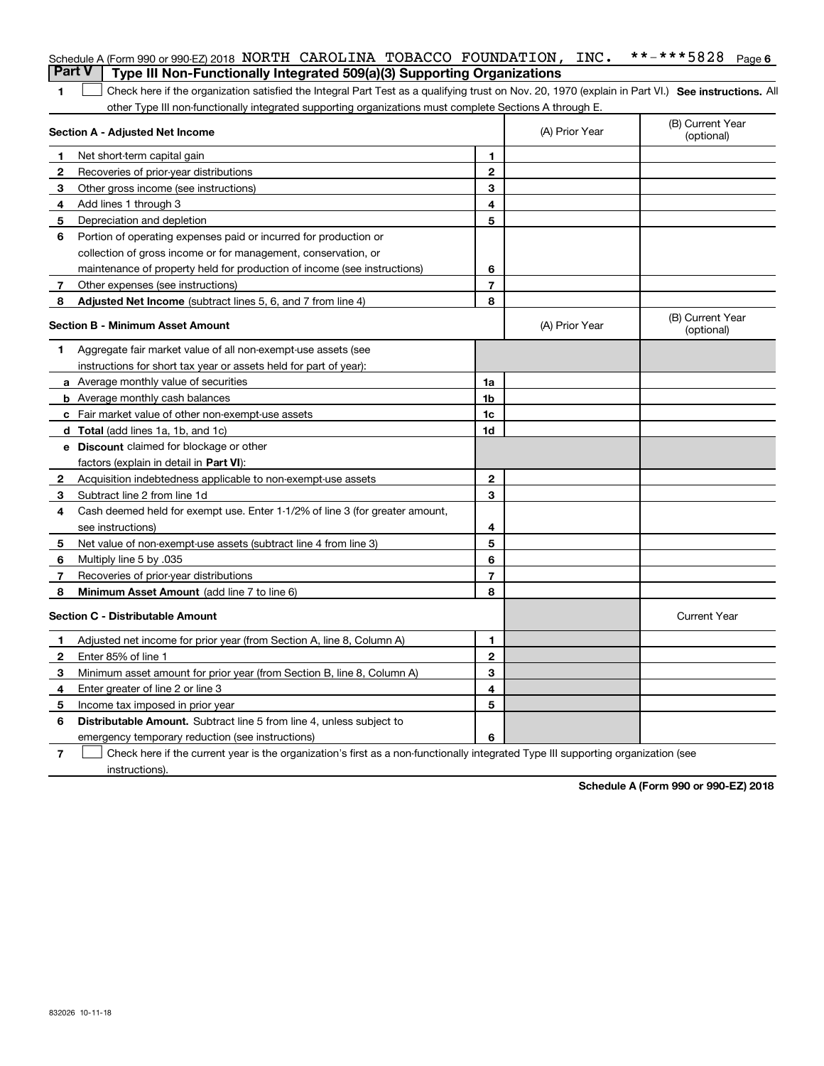Schedule A (Form 990 or 990-EZ) 2018 NORTH CAROLINA TOBACCO FOUNDATION, INC. **-***5828 Page 6

**Part V | Type III Non-Functionally Integrated 509(a)(3) Supporting Organizations**

1 ☐ Check here if the organization satisfied the Integral Part Test as a qualifying trust on Nov. 20, 1970 (explain in Part VI.) **See instructions.** All other Type III non-functionally integrated supporting organizations must complete Sections A through E.

| **Section A - Adjusted Net Income** | | (A) Prior Year | (B) Current Year (optional) |
|---|---|---|---|
| **1** Net short-term capital gain | **1** | | |
| **2** Recoveries of prior-year distributions | **2** | | |
| **3** Other gross income (see instructions) | **3** | | |
| **4** Add lines 1 through 3 | **4** | | |
| **5** Depreciation and depletion | **5** | | |
| **6** Portion of operating expenses paid or incurred for production or collection of gross income or for management, conservation, or maintenance of property held for production of income (see instructions) | **6** | | |
| **7** Other expenses (see instructions) | **7** | | |
| **8** **Adjusted Net Income** (subtract lines 5, 6, and 7 from line 4) | **8** | | |

| **Section B - Minimum Asset Amount** | | (A) Prior Year | (B) Current Year (optional) |
|---|---|---|---|
| **1** Aggregate fair market value of all non-exempt-use assets (see instructions for short tax year or assets held for part of year): | | | |
| **a** Average monthly value of securities | **1a** | | |
| **b** Average monthly cash balances | **1b** | | |
| **c** Fair market value of other non-exempt-use assets | **1c** | | |
| **d** **Total** (add lines 1a, 1b, and 1c) | **1d** | | |
| **e** **Discount** claimed for blockage or other factors (explain in detail in **Part VI**): | | | |
| **2** Acquisition indebtedness applicable to non-exempt-use assets | **2** | | |
| **3** Subtract line 2 from line 1d | **3** | | |
| **4** Cash deemed held for exempt use. Enter 1-1/2% of line 3 (for greater amount, see instructions) | **4** | | |
| **5** Net value of non-exempt-use assets (subtract line 4 from line 3) | **5** | | |
| **6** Multiply line 5 by .035 | **6** | | |
| **7** Recoveries of prior-year distributions | **7** | | |
| **8** **Minimum Asset Amount** (add line 7 to line 6) | **8** | | |

| **Section C - Distributable Amount** | | | Current Year |
|---|---|---|---|
| **1** Adjusted net income for prior year (from Section A, line 8, Column A) | **1** | | |
| **2** Enter 85% of line 1 | **2** | | |
| **3** Minimum asset amount for prior year (from Section B, line 8, Column A) | **3** | | |
| **4** Enter greater of line 2 or line 3 | **4** | | |
| **5** Income tax imposed in prior year | **5** | | |
| **6** **Distributable Amount.** Subtract line 5 from line 4, unless subject to emergency temporary reduction (see instructions) | **6** | | |

7 ☐ Check here if the current year is the organization's first as a non-functionally integrated Type III supporting organization (see instructions).

**Schedule A (Form 990 or 990-EZ) 2018**

832026 10-11-18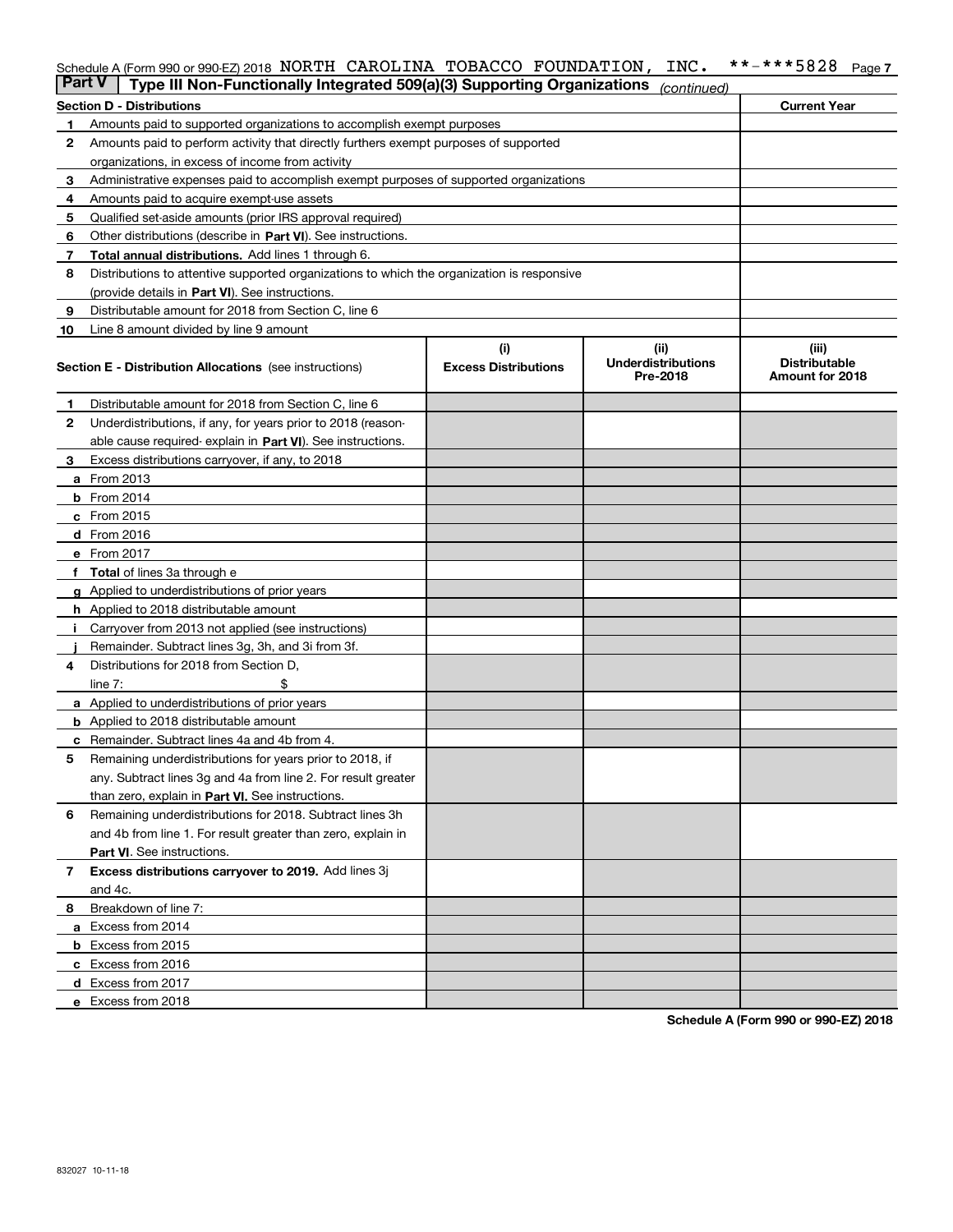Schedule A (Form 990 or 990-EZ) 2018 NORTH CAROLINA TOBACCO FOUNDATION, INC. **-***5828 Page 7

**Part V** Type III Non-Functionally Integrated 509(a)(3) Supporting Organizations *(continued)*

| **Section D - Distributions** | | **Current Year** |
|---|---|---|
| 1 | Amounts paid to supported organizations to accomplish exempt purposes | |
| 2 | Amounts paid to perform activity that directly furthers exempt purposes of supported organizations, in excess of income from activity | |
| 3 | Administrative expenses paid to accomplish exempt purposes of supported organizations | |
| 4 | Amounts paid to acquire exempt-use assets | |
| 5 | Qualified set-aside amounts (prior IRS approval required) | |
| 6 | Other distributions (describe in **Part VI**). See instructions. | |
| 7 | **Total annual distributions.** Add lines 1 through 6. | |
| 8 | Distributions to attentive supported organizations to which the organization is responsive (provide details in **Part VI**). See instructions. | |
| 9 | Distributable amount for 2018 from Section C, line 6 | |
| 10 | Line 8 amount divided by line 9 amount | |

| **Section E - Distribution Allocations** (see instructions) | | (i) Excess Distributions | (ii) Underdistributions Pre-2018 | (iii) Distributable Amount for 2018 |
|---|---|---|---|---|
| 1 | Distributable amount for 2018 from Section C, line 6 | | | |
| 2 | Underdistributions, if any, for years prior to 2018 (reasonable cause required- explain in **Part VI**). See instructions. | | | |
| 3 | Excess distributions carryover, if any, to 2018 | | | |
| a | From 2013 | | | |
| b | From 2014 | | | |
| c | From 2015 | | | |
| d | From 2016 | | | |
| e | From 2017 | | | |
| f | **Total** of lines 3a through e | | | |
| g | Applied to underdistributions of prior years | | | |
| h | Applied to 2018 distributable amount | | | |
| i | Carryover from 2013 not applied (see instructions) | | | |
| j | Remainder. Subtract lines 3g, 3h, and 3i from 3f. | | | |
| 4 | Distributions for 2018 from Section D, line 7: $ | | | |
| a | Applied to underdistributions of prior years | | | |
| b | Applied to 2018 distributable amount | | | |
| c | Remainder. Subtract lines 4a and 4b from 4. | | | |
| 5 | Remaining underdistributions for years prior to 2018, if any. Subtract lines 3g and 4a from line 2. For result greater than zero, explain in **Part VI.** See instructions. | | | |
| 6 | Remaining underdistributions for 2018. Subtract lines 3h and 4b from line 1. For result greater than zero, explain in **Part VI**. See instructions. | | | |
| 7 | **Excess distributions carryover to 2019.** Add lines 3j and 4c. | | | |
| 8 | Breakdown of line 7: | | | |
| a | Excess from 2014 | | | |
| b | Excess from 2015 | | | |
| c | Excess from 2016 | | | |
| d | Excess from 2017 | | | |
| e | Excess from 2018 | | | |

**Schedule A (Form 990 or 990-EZ) 2018**

832027 10-11-18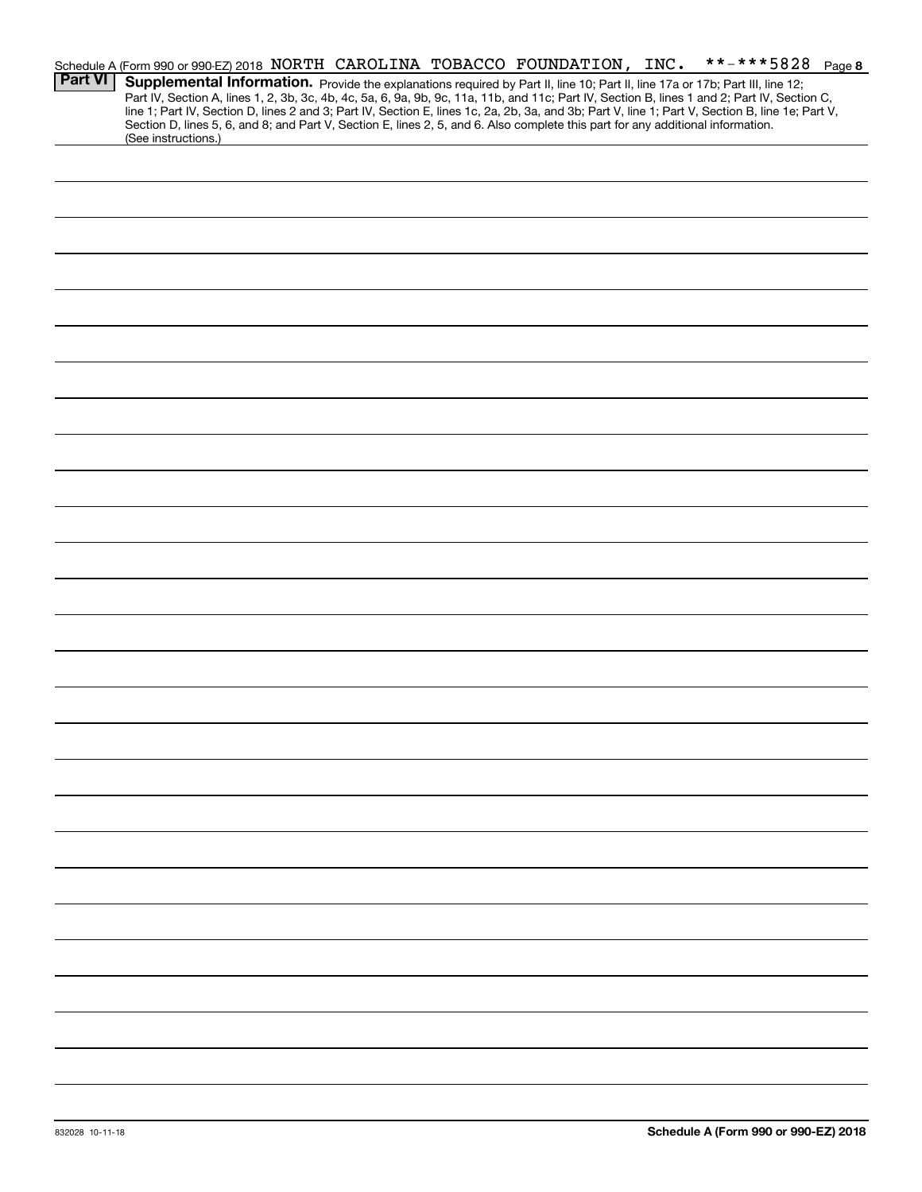Schedule A (Form 990 or 990-EZ) 2018 NORTH CAROLINA TOBACCO FOUNDATION, INC. **-***5828 Page 8

**Part VI** **Supplemental Information.** Provide the explanations required by Part II, line 10; Part II, line 17a or 17b; Part III, line 12; Part IV, Section A, lines 1, 2, 3b, 3c, 4b, 4c, 5a, 6, 9a, 9b, 9c, 11a, 11b, and 11c; Part IV, Section B, lines 1 and 2; Part IV, Section C, line 1; Part IV, Section D, lines 2 and 3; Part IV, Section E, lines 1c, 2a, 2b, 3a, and 3b; Part V, line 1; Part V, Section B, line 1e; Part V, Section D, lines 5, 6, and 8; and Part V, Section E, lines 2, 5, and 6. Also complete this part for any additional information. (See instructions.)

832028 10-11-18

**Schedule A (Form 990 or 990-EZ) 2018**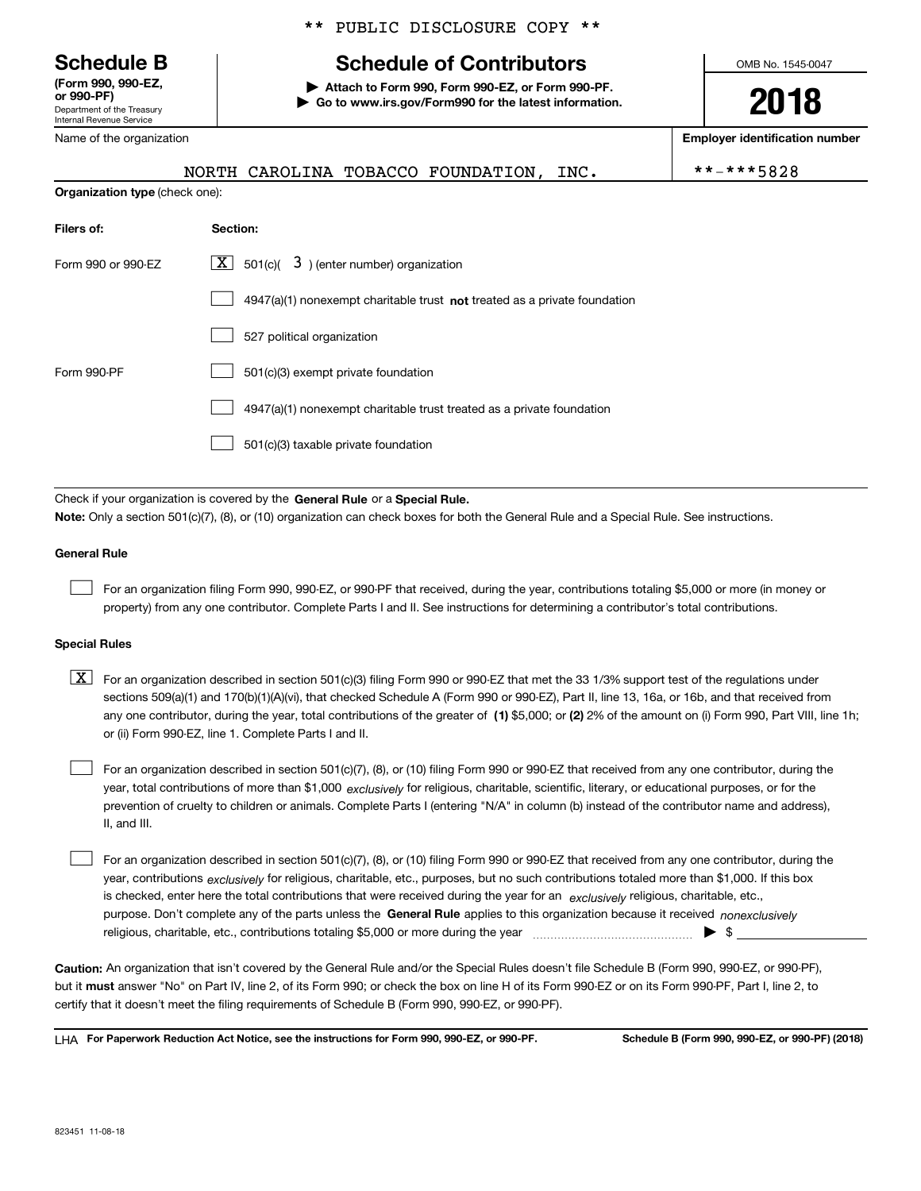** PUBLIC DISCLOSURE COPY **

**Schedule B**
**(Form 990, 990-EZ, or 990-PF)**
Department of the Treasury
Internal Revenue Service

# Schedule of Contributors

▶ **Attach to Form 990, Form 990-EZ, or Form 990-PF.**
▶ **Go to www.irs.gov/Form990 for the latest information.**

OMB No. 1545-0047

**2018**

| Name of the organization | Employer identification number |
|---|---|
| NORTH CAROLINA TOBACCO FOUNDATION, INC. | **-***5828 |

**Organization type** (check one):

| **Filers of:** | **Section:** |
|---|---|
| Form 990 or 990-EZ | [X] 501(c)( 3 ) (enter number) organization |
| | [ ] 4947(a)(1) nonexempt charitable trust **not** treated as a private foundation |
| | [ ] 527 political organization |
| Form 990-PF | [ ] 501(c)(3) exempt private foundation |
| | [ ] 4947(a)(1) nonexempt charitable trust treated as a private foundation |
| | [ ] 501(c)(3) taxable private foundation |

Check if your organization is covered by the **General Rule** or a **Special Rule.**
**Note:** Only a section 501(c)(7), (8), or (10) organization can check boxes for both the General Rule and a Special Rule. See instructions.

**General Rule**

[ ] For an organization filing Form 990, 990-EZ, or 990-PF that received, during the year, contributions totaling $5,000 or more (in money or property) from any one contributor. Complete Parts I and II. See instructions for determining a contributor's total contributions.

**Special Rules**

[X] For an organization described in section 501(c)(3) filing Form 990 or 990-EZ that met the 33 1/3% support test of the regulations under sections 509(a)(1) and 170(b)(1)(A)(vi), that checked Schedule A (Form 990 or 990-EZ), Part II, line 13, 16a, or 16b, and that received from any one contributor, during the year, total contributions of the greater of **(1)** $5,000; or **(2)** 2% of the amount on (i) Form 990, Part VIII, line 1h; or (ii) Form 990-EZ, line 1. Complete Parts I and II.

[ ] For an organization described in section 501(c)(7), (8), or (10) filing Form 990 or 990-EZ that received from any one contributor, during the year, total contributions of more than $1,000 *exclusively* for religious, charitable, scientific, literary, or educational purposes, or for the prevention of cruelty to children or animals. Complete Parts I (entering "N/A" in column (b) instead of the contributor name and address), II, and III.

[ ] For an organization described in section 501(c)(7), (8), or (10) filing Form 990 or 990-EZ that received from any one contributor, during the year, contributions *exclusively* for religious, charitable, etc., purposes, but no such contributions totaled more than $1,000. If this box is checked, enter here the total contributions that were received during the year for an *exclusively* religious, charitable, etc., purpose. Don't complete any of the parts unless the **General Rule** applies to this organization because it received *nonexclusively* religious, charitable, etc., contributions totaling $5,000 or more during the year ▶ $

**Caution:** An organization that isn't covered by the General Rule and/or the Special Rules doesn't file Schedule B (Form 990, 990-EZ, or 990-PF), but it **must** answer "No" on Part IV, line 2, of its Form 990; or check the box on line H of its Form 990-EZ or on its Form 990-PF, Part I, line 2, to certify that it doesn't meet the filing requirements of Schedule B (Form 990, 990-EZ, or 990-PF).

LHA **For Paperwork Reduction Act Notice, see the instructions for Form 990, 990-EZ, or 990-PF.** **Schedule B (Form 990, 990-EZ, or 990-PF) (2018)**

823451 11-08-18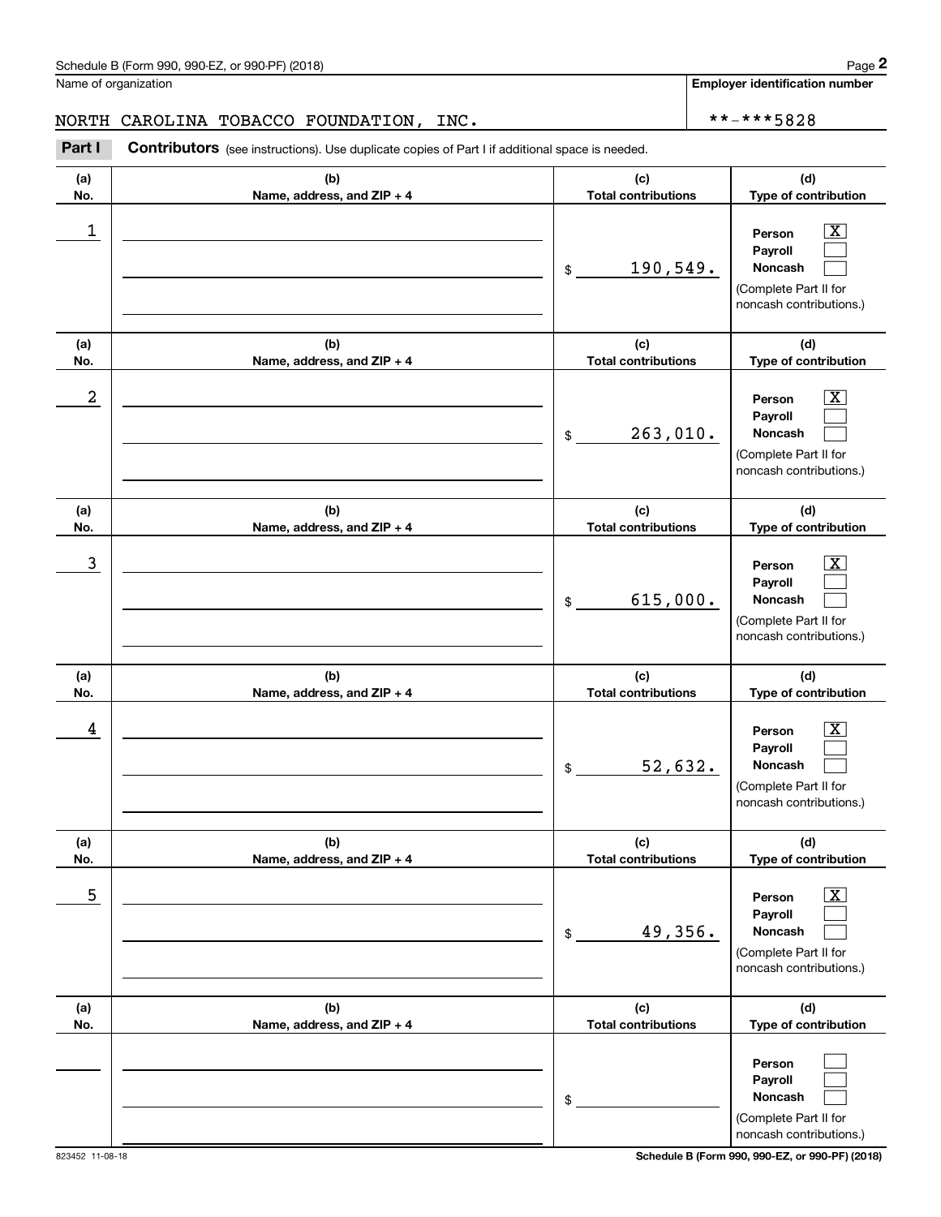Name of organization

NORTH CAROLINA TOBACCO FOUNDATION, INC.

**Employer identification number**

**-***5828

**Part I** **Contributors** (see instructions). Use duplicate copies of Part I if additional space is needed.

| (a) No. | (b) Name, address, and ZIP + 4 | (c) Total contributions | (d) Type of contribution |
|---|---|---|---|
| 1 | | $ 190,549. | Person [X] Payroll [ ] Noncash [ ] (Complete Part II for noncash contributions.) |
| 2 | | $ 263,010. | Person [X] Payroll [ ] Noncash [ ] (Complete Part II for noncash contributions.) |
| 3 | | $ 615,000. | Person [X] Payroll [ ] Noncash [ ] (Complete Part II for noncash contributions.) |
| 4 | | $ 52,632. | Person [X] Payroll [ ] Noncash [ ] (Complete Part II for noncash contributions.) |
| 5 | | $ 49,356. | Person [X] Payroll [ ] Noncash [ ] (Complete Part II for noncash contributions.) |
| | | $ | Person [ ] Payroll [ ] Noncash [ ] (Complete Part II for noncash contributions.) |

823452 11-08-18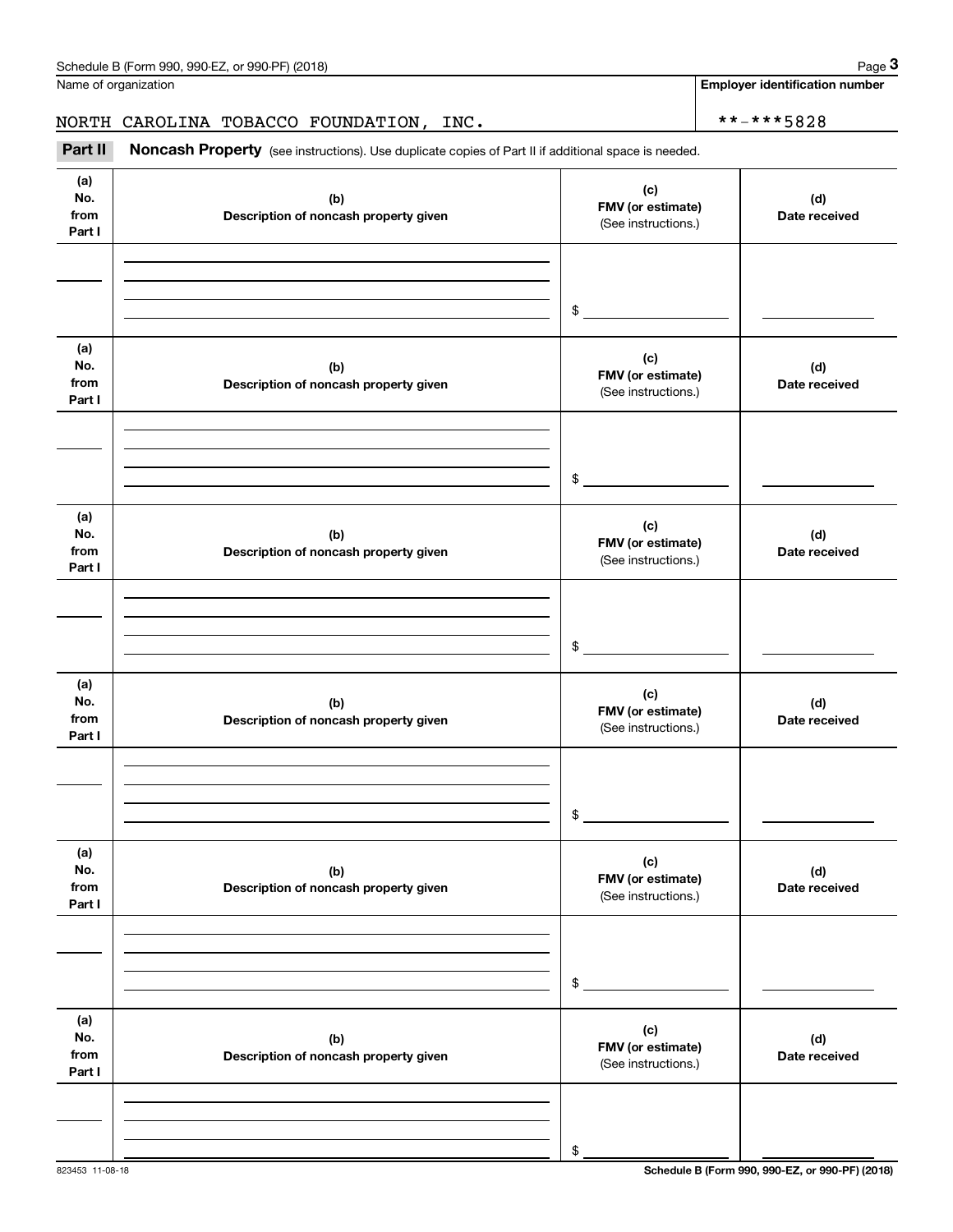Name of organization

NORTH CAROLINA TOBACCO FOUNDATION, INC.

**Employer identification number**

**-***5828

**Part II** **Noncash Property** (see instructions). Use duplicate copies of Part II if additional space is needed.

| (a) No. from Part I | (b) Description of noncash property given | (c) FMV (or estimate) (See instructions.) | (d) Date received |
|---|---|---|---|
| | | $ | |

| (a) No. from Part I | (b) Description of noncash property given | (c) FMV (or estimate) (See instructions.) | (d) Date received |
|---|---|---|---|
| | | $ | |

| (a) No. from Part I | (b) Description of noncash property given | (c) FMV (or estimate) (See instructions.) | (d) Date received |
|---|---|---|---|
| | | $ | |

| (a) No. from Part I | (b) Description of noncash property given | (c) FMV (or estimate) (See instructions.) | (d) Date received |
|---|---|---|---|
| | | $ | |

| (a) No. from Part I | (b) Description of noncash property given | (c) FMV (or estimate) (See instructions.) | (d) Date received |
|---|---|---|---|
| | | $ | |

| (a) No. from Part I | (b) Description of noncash property given | (c) FMV (or estimate) (See instructions.) | (d) Date received |
|---|---|---|---|
| | | $ | |

823453 11-08-18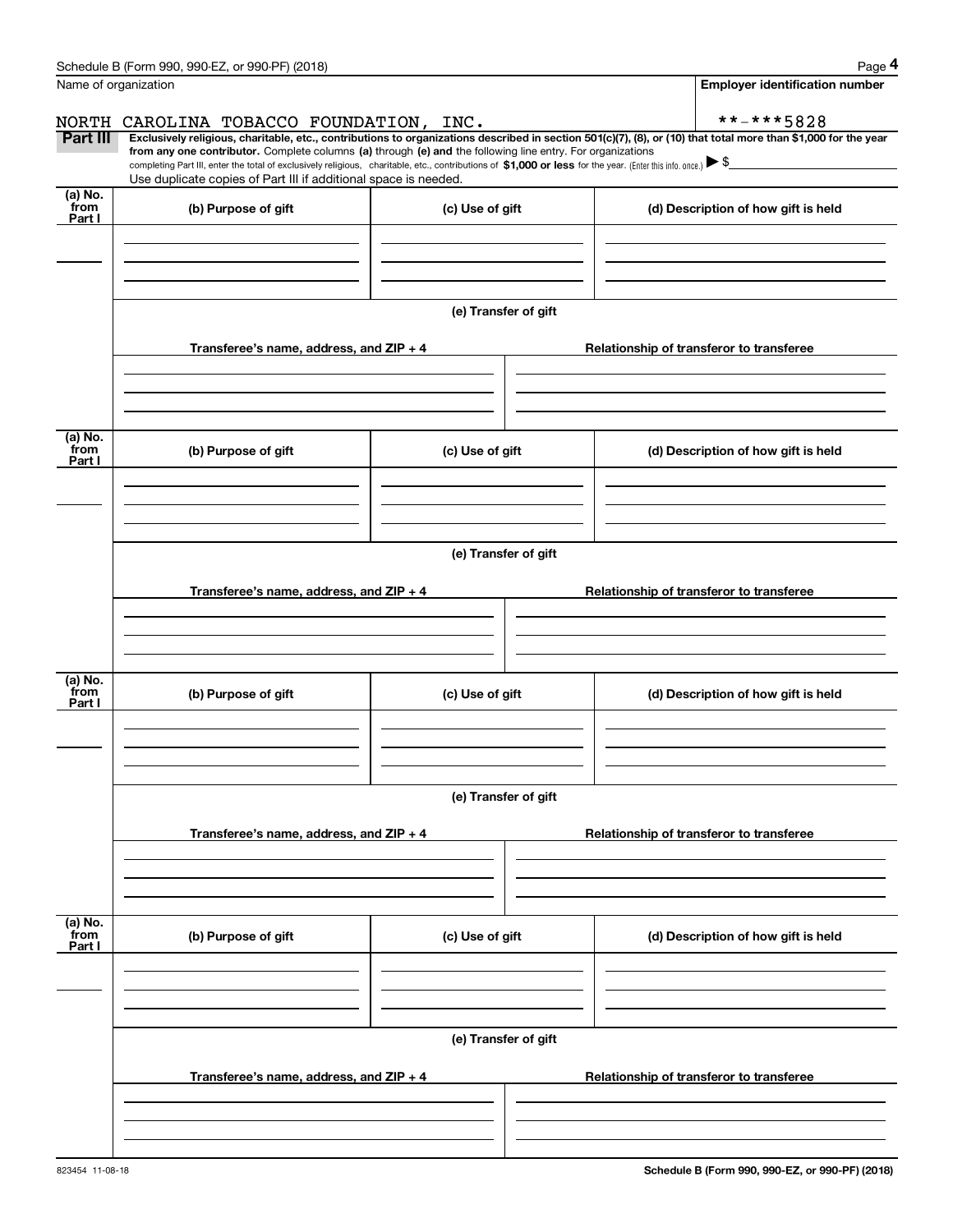Name of organization

NORTH CAROLINA TOBACCO FOUNDATION, INC.

**Employer identification number**

**-***5828

**Part III** **Exclusively religious, charitable, etc., contributions to organizations described in section 501(c)(7), (8), or (10) that total more than $1,000 for the year from any one contributor.** Complete columns **(a)** through **(e) and** the following line entry. For organizations completing Part III, enter the total of exclusively religious, charitable, etc., contributions of **$1,000 or less** for the year. (Enter this info. once.) ▶ $

Use duplicate copies of Part III if additional space is needed.

| (a) No. from Part I | (b) Purpose of gift | (c) Use of gift | (d) Description of how gift is held |
|---|---|---|---|
| | | | |

**(e) Transfer of gift**

| Transferee's name, address, and ZIP + 4 | Relationship of transferor to transferee |
|---|---|
| | |

| (a) No. from Part I | (b) Purpose of gift | (c) Use of gift | (d) Description of how gift is held |
|---|---|---|---|
| | | | |

**(e) Transfer of gift**

| Transferee's name, address, and ZIP + 4 | Relationship of transferor to transferee |
|---|---|
| | |

| (a) No. from Part I | (b) Purpose of gift | (c) Use of gift | (d) Description of how gift is held |
|---|---|---|---|
| | | | |

**(e) Transfer of gift**

| Transferee's name, address, and ZIP + 4 | Relationship of transferor to transferee |
|---|---|
| | |

| (a) No. from Part I | (b) Purpose of gift | (c) Use of gift | (d) Description of how gift is held |
|---|---|---|---|
| | | | |

**(e) Transfer of gift**

| Transferee's name, address, and ZIP + 4 | Relationship of transferor to transferee |
|---|---|
| | |

823454 11-08-18

**Schedule B (Form 990, 990-EZ, or 990-PF) (2018)**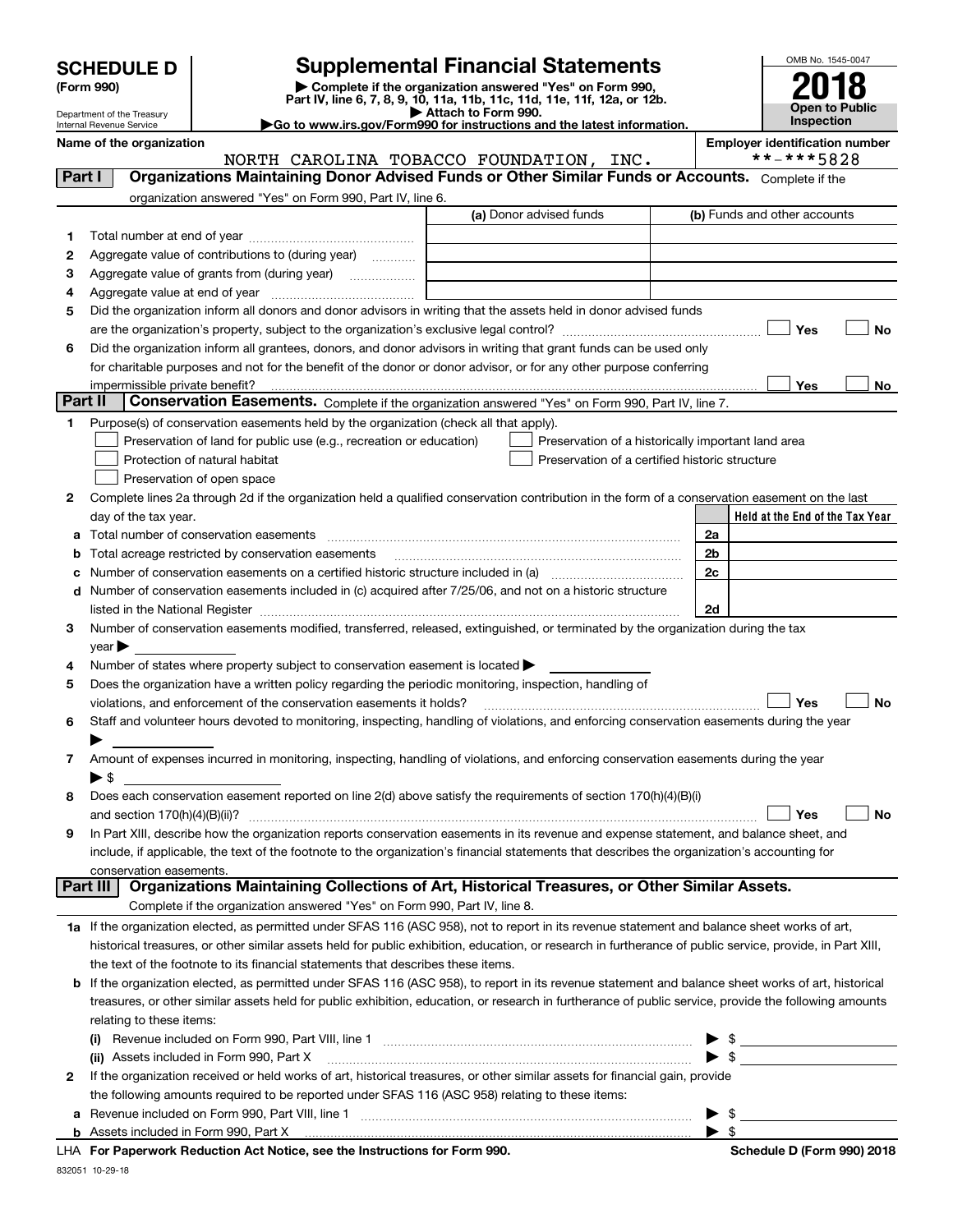**SCHEDULE D** (Form 990)

Department of the Treasury
Internal Revenue Service

# Supplemental Financial Statements

▶ Complete if the organization answered "Yes" on Form 990, Part IV, line 6, 7, 8, 9, 10, 11a, 11b, 11c, 11d, 11e, 11f, 12a, or 12b.
▶ Attach to Form 990.
▶Go to www.irs.gov/Form990 for instructions and the latest information.

OMB No. 1545-0047

**2018**

**Open to Public Inspection**

**Name of the organization**: NORTH CAROLINA TOBACCO FOUNDATION, INC.

**Employer identification number**: **-***5828

## Part I Organizations Maintaining Donor Advised Funds or Other Similar Funds or Accounts. Complete if the organization answered "Yes" on Form 990, Part IV, line 6.

| | | (a) Donor advised funds | (b) Funds and other accounts |
|---|---|---|---|
| 1 | Total number at end of year | | |
| 2 | Aggregate value of contributions to (during year) | | |
| 3 | Aggregate value of grants from (during year) | | |
| 4 | Aggregate value at end of year | | |

5 Did the organization inform all donors and donor advisors in writing that the assets held in donor advised funds are the organization's property, subject to the organization's exclusive legal control? ☐ Yes ☐ No

6 Did the organization inform all grantees, donors, and donor advisors in writing that grant funds can be used only for charitable purposes and not for the benefit of the donor or donor advisor, or for any other purpose conferring impermissible private benefit? ☐ Yes ☐ No

## Part II Conservation Easements. Complete if the organization answered "Yes" on Form 990, Part IV, line 7.

1 Purpose(s) of conservation easements held by the organization (check all that apply).

☐ Preservation of land for public use (e.g., recreation or education)
☐ Preservation of a historically important land area
☐ Protection of natural habitat
☐ Preservation of a certified historic structure
☐ Preservation of open space

2 Complete lines 2a through 2d if the organization held a qualified conservation contribution in the form of a conservation easement on the last day of the tax year.

| | | | Held at the End of the Tax Year |
|---|---|---|---|
| a | Total number of conservation easements | 2a | |
| b | Total acreage restricted by conservation easements | 2b | |
| c | Number of conservation easements on a certified historic structure included in (a) | 2c | |
| d | Number of conservation easements included in (c) acquired after 7/25/06, and not on a historic structure listed in the National Register | 2d | |

3 Number of conservation easements modified, transferred, released, extinguished, or terminated by the organization during the tax year ▶

4 Number of states where property subject to conservation easement is located ▶

5 Does the organization have a written policy regarding the periodic monitoring, inspection, handling of violations, and enforcement of the conservation easements it holds? ☐ Yes ☐ No

6 Staff and volunteer hours devoted to monitoring, inspecting, handling of violations, and enforcing conservation easements during the year ▶

7 Amount of expenses incurred in monitoring, inspecting, handling of violations, and enforcing conservation easements during the year ▶ $

8 Does each conservation easement reported on line 2(d) above satisfy the requirements of section 170(h)(4)(B)(i) and section 170(h)(4)(B)(ii)? ☐ Yes ☐ No

9 In Part XIII, describe how the organization reports conservation easements in its revenue and expense statement, and balance sheet, and include, if applicable, the text of the footnote to the organization's financial statements that describes the organization's accounting for conservation easements.

## Part III Organizations Maintaining Collections of Art, Historical Treasures, or Other Similar Assets.

Complete if the organization answered "Yes" on Form 990, Part IV, line 8.

1a If the organization elected, as permitted under SFAS 116 (ASC 958), not to report in its revenue statement and balance sheet works of art, historical treasures, or other similar assets held for public exhibition, education, or research in furtherance of public service, provide, in Part XIII, the text of the footnote to its financial statements that describes these items.

b If the organization elected, as permitted under SFAS 116 (ASC 958), to report in its revenue statement and balance sheet works of art, historical treasures, or other similar assets held for public exhibition, education, or research in furtherance of public service, provide the following amounts relating to these items:

(i) Revenue included on Form 990, Part VIII, line 1 ▶ $

(ii) Assets included in Form 990, Part X ▶ $

2 If the organization received or held works of art, historical treasures, or other similar assets for financial gain, provide the following amounts required to be reported under SFAS 116 (ASC 958) relating to these items:

a Revenue included on Form 990, Part VIII, line 1 ▶ $

b Assets included in Form 990, Part X ▶ $

LHA For Paperwork Reduction Act Notice, see the Instructions for Form 990. Schedule D (Form 990) 2018

832051 10-29-18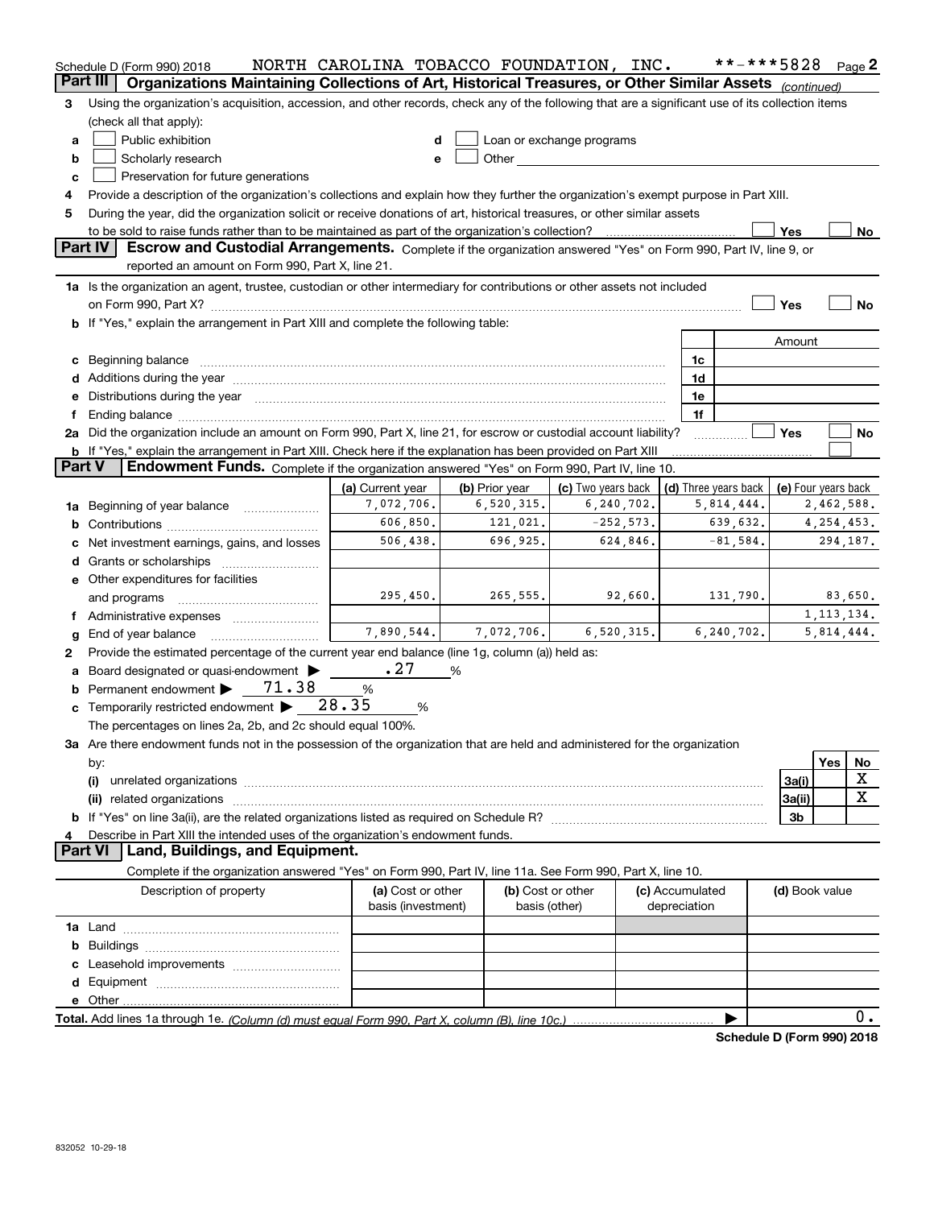Schedule D (Form 990) 2018 NORTH CAROLINA TOBACCO FOUNDATION, INC. **-***5828 Page 2

## Part III Organizations Maintaining Collections of Art, Historical Treasures, or Other Similar Assets *(continued)*

3 Using the organization's acquisition, accession, and other records, check any of the following that are a significant use of its collection items (check all that apply):

- a ☐ Public exhibition
- b ☐ Scholarly research
- c ☐ Preservation for future generations
- d ☐ Loan or exchange programs
- e ☐ Other

4 Provide a description of the organization's collections and explain how they further the organization's exempt purpose in Part XIII.

5 During the year, did the organization solicit or receive donations of art, historical treasures, or other similar assets to be sold to raise funds rather than to be maintained as part of the organization's collection? ☐ Yes ☐ No

## Part IV Escrow and Custodial Arrangements.

Complete if the organization answered "Yes" on Form 990, Part IV, line 9, or reported an amount on Form 990, Part X, line 21.

1a Is the organization an agent, trustee, custodian or other intermediary for contributions or other assets not included on Form 990, Part X? ☐ Yes ☐ No

b If "Yes," explain the arrangement in Part XIII and complete the following table:

| | | Amount |
|---|---|---|
| c Beginning balance | 1c | |
| d Additions during the year | 1d | |
| e Distributions during the year | 1e | |
| f Ending balance | 1f | |

2a Did the organization include an amount on Form 990, Part X, line 21, for escrow or custodial account liability? ☐ Yes ☐ No

b If "Yes," explain the arrangement in Part XIII. Check here if the explanation has been provided on Part XIII ☐

## Part V Endowment Funds.

Complete if the organization answered "Yes" on Form 990, Part IV, line 10.

| | (a) Current year | (b) Prior year | (c) Two years back | (d) Three years back | (e) Four years back |
|---|---|---|---|---|---|
| 1a Beginning of year balance | 7,072,706. | 6,520,315. | 6,240,702. | 5,814,444. | 2,462,588. |
| b Contributions | 606,850. | 121,021. | -252,573. | 639,632. | 4,254,453. |
| c Net investment earnings, gains, and losses | 506,438. | 696,925. | 624,846. | -81,584. | 294,187. |
| d Grants or scholarships | | | | | |
| e Other expenditures for facilities and programs | 295,450. | 265,555. | 92,660. | 131,790. | 83,650. |
| f Administrative expenses | | | | | 1,113,134. |
| g End of year balance | 7,890,544. | 7,072,706. | 6,520,315. | 6,240,702. | 5,814,444. |

2 Provide the estimated percentage of the current year end balance (line 1g, column (a)) held as:

a Board designated or quasi-endowment ▶ .27 %

b Permanent endowment ▶ 71.38 %

c Temporarily restricted endowment ▶ 28.35 %

The percentages on lines 2a, 2b, and 2c should equal 100%.

3a Are there endowment funds not in the possession of the organization that are held and administered for the organization by:

| | | Yes | No |
|---|---|---|---|
| (i) unrelated organizations | 3a(i) | | X |
| (ii) related organizations | 3a(ii) | | X |
| b If "Yes" on line 3a(ii), are the related organizations listed as required on Schedule R? | 3b | | |

4 Describe in Part XIII the intended uses of the organization's endowment funds.

## Part VI Land, Buildings, and Equipment.

Complete if the organization answered "Yes" on Form 990, Part IV, line 11a. See Form 990, Part X, line 10.

| Description of property | (a) Cost or other basis (investment) | (b) Cost or other basis (other) | (c) Accumulated depreciation | (d) Book value |
|---|---|---|---|---|
| 1a Land | | | | |
| b Buildings | | | | |
| c Leasehold improvements | | | | |
| d Equipment | | | | |
| e Other | | | | |
| **Total.** Add lines 1a through 1e. *(Column (d) must equal Form 990, Part X, column (B), line 10c.)* | | | ▶ | 0. |

Schedule D (Form 990) 2018

832052 10-29-18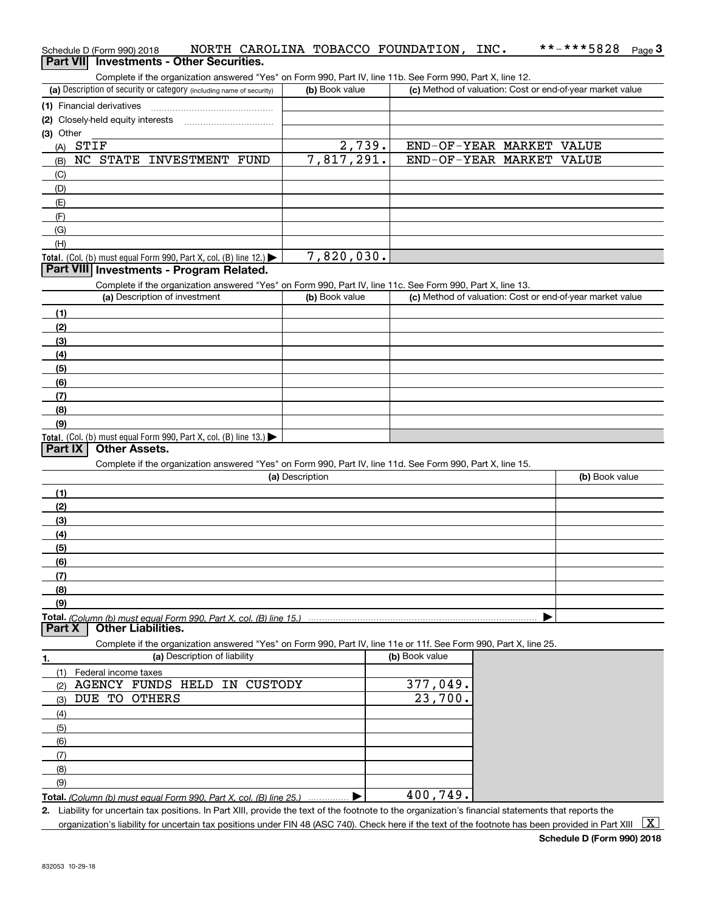Schedule D (Form 990) 2018 NORTH CAROLINA TOBACCO FOUNDATION, INC. **-***5828 Page 3

## Part VII Investments - Other Securities.

Complete if the organization answered "Yes" on Form 990, Part IV, line 11b. See Form 990, Part X, line 12.

| (a) Description of security or category (including name of security) | (b) Book value | (c) Method of valuation: Cost or end-of-year market value |
|---|---|---|
| (1) Financial derivatives | | |
| (2) Closely-held equity interests | | |
| (3) Other | | |
| (A) STIF | 2,739. | END-OF-YEAR MARKET VALUE |
| (B) NC STATE INVESTMENT FUND | 7,817,291. | END-OF-YEAR MARKET VALUE |
| (C) | | |
| (D) | | |
| (E) | | |
| (F) | | |
| (G) | | |
| (H) | | |
| **Total.** (Col. (b) must equal Form 990, Part X, col. (B) line 12.) ▶ | 7,820,030. | |

## Part VIII Investments - Program Related.

Complete if the organization answered "Yes" on Form 990, Part IV, line 11c. See Form 990, Part X, line 13.

| (a) Description of investment | (b) Book value | (c) Method of valuation: Cost or end-of-year market value |
|---|---|---|
| (1) | | |
| (2) | | |
| (3) | | |
| (4) | | |
| (5) | | |
| (6) | | |
| (7) | | |
| (8) | | |
| (9) | | |
| **Total.** (Col. (b) must equal Form 990, Part X, col. (B) line 13.) ▶ | | |

## Part IX Other Assets.

Complete if the organization answered "Yes" on Form 990, Part IV, line 11d. See Form 990, Part X, line 15.

| (a) Description | (b) Book value |
|---|---|
| (1) | |
| (2) | |
| (3) | |
| (4) | |
| (5) | |
| (6) | |
| (7) | |
| (8) | |
| (9) | |
| **Total.** *(Column (b) must equal Form 990, Part X, col. (B) line 15.)* ▶ | |

## Part X Other Liabilities.

Complete if the organization answered "Yes" on Form 990, Part IV, line 11e or 11f. See Form 990, Part X, line 25.

| 1. (a) Description of liability | (b) Book value |
|---|---|
| (1) Federal income taxes | |
| (2) AGENCY FUNDS HELD IN CUSTODY | 377,049. |
| (3) DUE TO OTHERS | 23,700. |
| (4) | |
| (5) | |
| (6) | |
| (7) | |
| (8) | |
| (9) | |
| **Total.** *(Column (b) must equal Form 990, Part X, col. (B) line 25.)* ▶ | 400,749. |

2. Liability for uncertain tax positions. In Part XIII, provide the text of the footnote to the organization's financial statements that reports the organization's liability for uncertain tax positions under FIN 48 (ASC 740). Check here if the text of the footnote has been provided in Part XIII [X]

**Schedule D (Form 990) 2018**

832053 10-29-18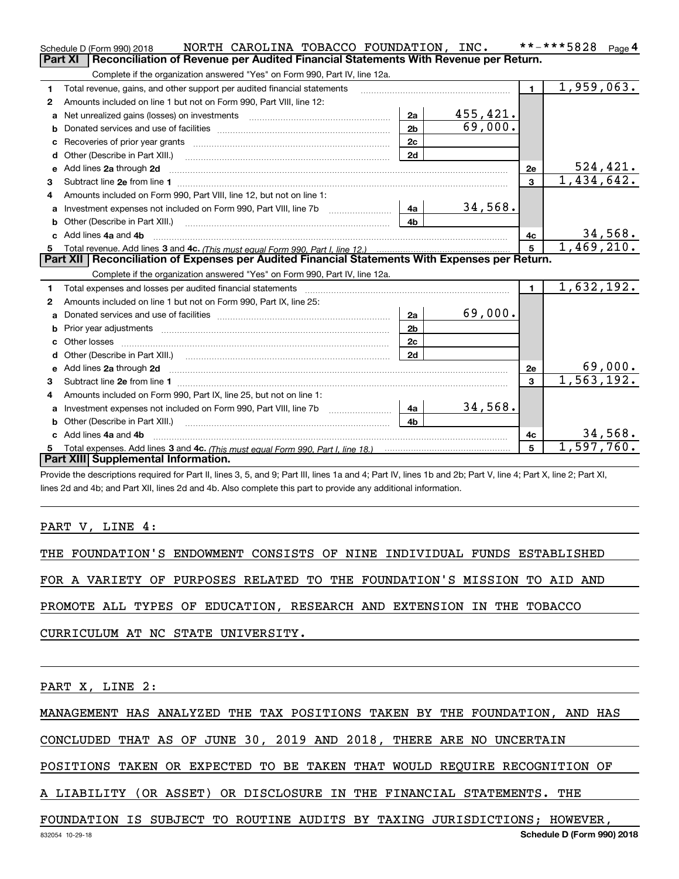Schedule D (Form 990) 2018 NORTH CAROLINA TOBACCO FOUNDATION, INC. **-***5828 Page 4

## Part XI | Reconciliation of Revenue per Audited Financial Statements With Revenue per Return.

Complete if the organization answered "Yes" on Form 990, Part IV, line 12a.

| | | | | | |
|---|---|---|---|---|---|
| 1 | Total revenue, gains, and other support per audited financial statements | | | 1 | 1,959,063. |
| 2 | Amounts included on line 1 but not on Form 990, Part VIII, line 12: | | | | |
| a | Net unrealized gains (losses) on investments | 2a | 455,421. | | |
| b | Donated services and use of facilities | 2b | 69,000. | | |
| c | Recoveries of prior year grants | 2c | | | |
| d | Other (Describe in Part XIII.) | 2d | | | |
| e | Add lines 2a through 2d | | | 2e | 524,421. |
| 3 | Subtract line 2e from line 1 | | | 3 | 1,434,642. |
| 4 | Amounts included on Form 990, Part VIII, line 12, but not on line 1: | | | | |
| a | Investment expenses not included on Form 990, Part VIII, line 7b | 4a | 34,568. | | |
| b | Other (Describe in Part XIII.) | 4b | | | |
| c | Add lines 4a and 4b | | | 4c | 34,568. |
| 5 | Total revenue. Add lines 3 and 4c. *(This must equal Form 990, Part I, line 12.)* | | | 5 | 1,469,210. |

## Part XII | Reconciliation of Expenses per Audited Financial Statements With Expenses per Return.

Complete if the organization answered "Yes" on Form 990, Part IV, line 12a.

| | | | | | |
|---|---|---|---|---|---|
| 1 | Total expenses and losses per audited financial statements | | | 1 | 1,632,192. |
| 2 | Amounts included on line 1 but not on Form 990, Part IX, line 25: | | | | |
| a | Donated services and use of facilities | 2a | 69,000. | | |
| b | Prior year adjustments | 2b | | | |
| c | Other losses | 2c | | | |
| d | Other (Describe in Part XIII.) | 2d | | | |
| e | Add lines 2a through 2d | | | 2e | 69,000. |
| 3 | Subtract line 2e from line 1 | | | 3 | 1,563,192. |
| 4 | Amounts included on Form 990, Part IX, line 25, but not on line 1: | | | | |
| a | Investment expenses not included on Form 990, Part VIII, line 7b | 4a | 34,568. | | |
| b | Other (Describe in Part XIII.) | 4b | | | |
| c | Add lines 4a and 4b | | | 4c | 34,568. |
| 5 | Total expenses. Add lines 3 and 4c. *(This must equal Form 990, Part I, line 18.)* | | | 5 | 1,597,760. |

## Part XIII | Supplemental Information.

Provide the descriptions required for Part II, lines 3, 5, and 9; Part III, lines 1a and 4; Part IV, lines 1b and 2b; Part V, line 4; Part X, line 2; Part XI, lines 2d and 4b; and Part XII, lines 2d and 4b. Also complete this part to provide any additional information.

PART V, LINE 4:

THE FOUNDATION'S ENDOWMENT CONSISTS OF NINE INDIVIDUAL FUNDS ESTABLISHED FOR A VARIETY OF PURPOSES RELATED TO THE FOUNDATION'S MISSION TO AID AND PROMOTE ALL TYPES OF EDUCATION, RESEARCH AND EXTENSION IN THE TOBACCO CURRICULUM AT NC STATE UNIVERSITY.

PART X, LINE 2:

MANAGEMENT HAS ANALYZED THE TAX POSITIONS TAKEN BY THE FOUNDATION, AND HAS CONCLUDED THAT AS OF JUNE 30, 2019 AND 2018, THERE ARE NO UNCERTAIN POSITIONS TAKEN OR EXPECTED TO BE TAKEN THAT WOULD REQUIRE RECOGNITION OF A LIABILITY (OR ASSET) OR DISCLOSURE IN THE FINANCIAL STATEMENTS. THE FOUNDATION IS SUBJECT TO ROUTINE AUDITS BY TAXING JURISDICTIONS; HOWEVER,

832054 10-29-18 Schedule D (Form 990) 2018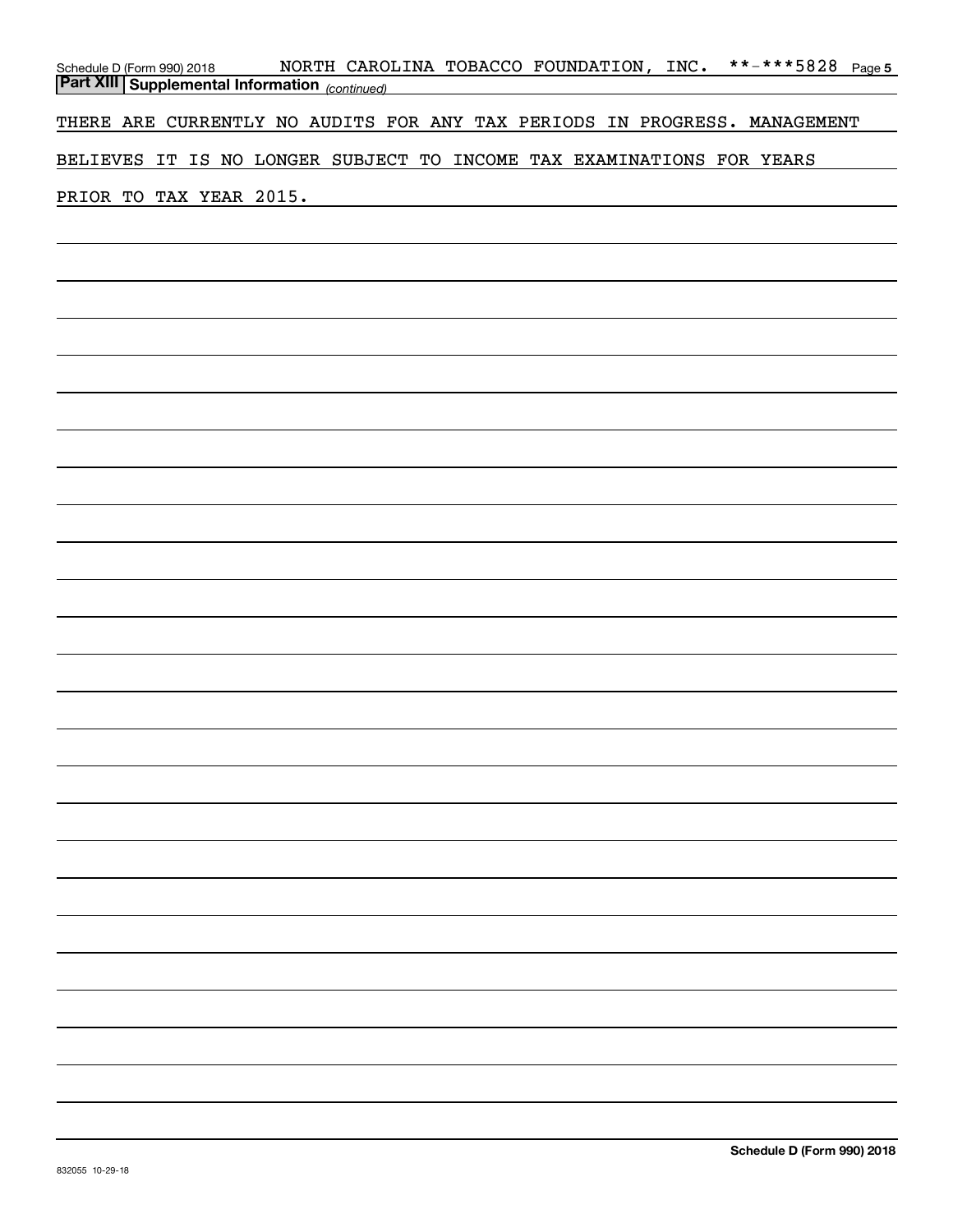Schedule D (Form 990) 2018 NORTH CAROLINA TOBACCO FOUNDATION, INC. **-***5828 Page 5

**Part XIII Supplemental Information** *(continued)*

THERE ARE CURRENTLY NO AUDITS FOR ANY TAX PERIODS IN PROGRESS. MANAGEMENT BELIEVES IT IS NO LONGER SUBJECT TO INCOME TAX EXAMINATIONS FOR YEARS PRIOR TO TAX YEAR 2015.

832055 10-29-18

**Schedule D (Form 990) 2018**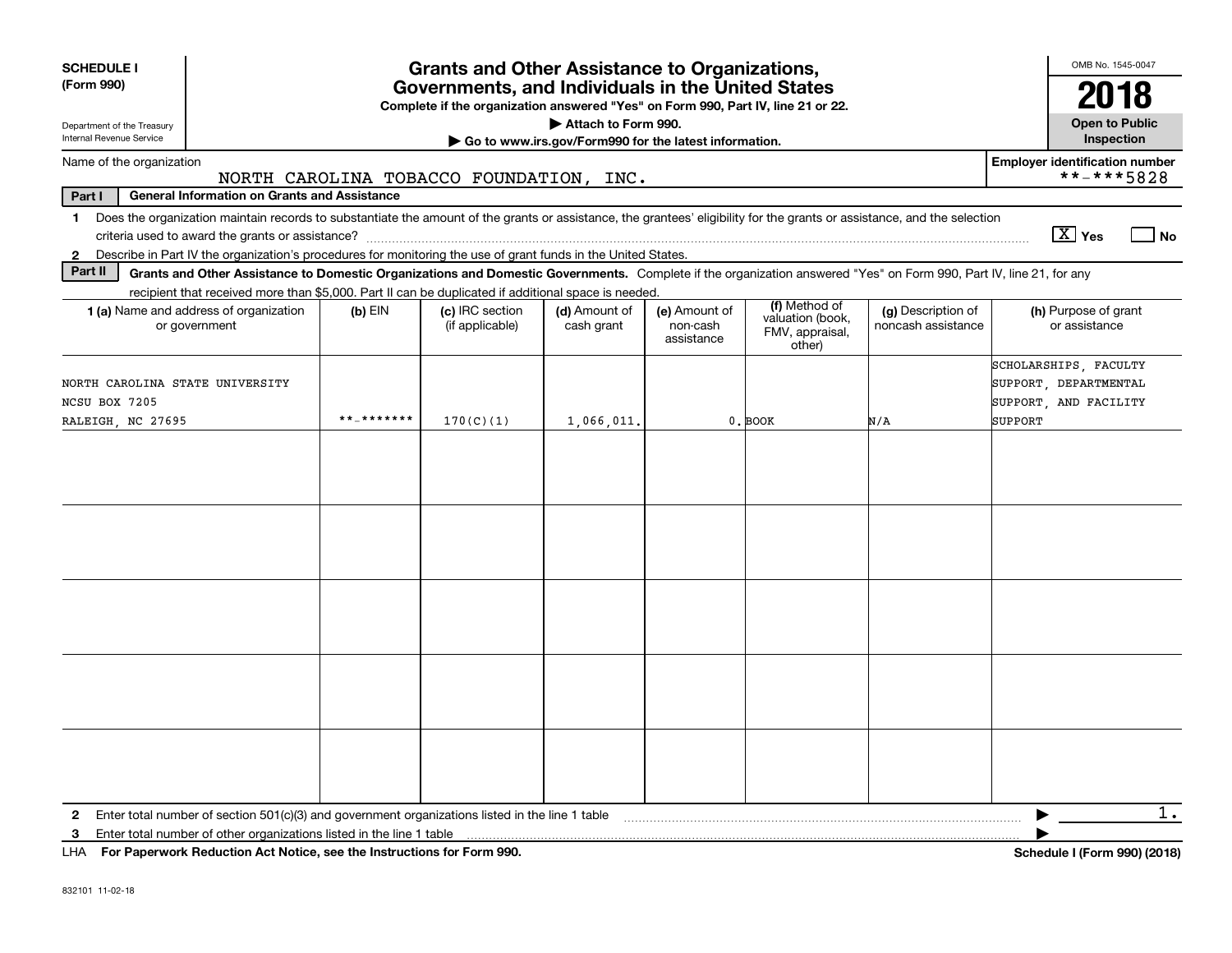**SCHEDULE I (Form 990)**

Department of the Treasury
Internal Revenue Service

# Grants and Other Assistance to Organizations, Governments, and Individuals in the United States

**Complete if the organization answered "Yes" on Form 990, Part IV, line 21 or 22.**
**▶ Attach to Form 990.**
**▶ Go to www.irs.gov/Form990 for the latest information.**

OMB No. 1545-0047

**2018**

**Open to Public Inspection**

Name of the organization: NORTH CAROLINA TOBACCO FOUNDATION, INC.

Employer identification number: **-***5828

**Part I General Information on Grants and Assistance**

1 Does the organization maintain records to substantiate the amount of the grants or assistance, the grantees' eligibility for the grants or assistance, and the selection criteria used to award the grants or assistance? [X] Yes [ ] No

2 Describe in Part IV the organization's procedures for monitoring the use of grant funds in the United States.

**Part II Grants and Other Assistance to Domestic Organizations and Domestic Governments.** Complete if the organization answered "Yes" on Form 990, Part IV, line 21, for any recipient that received more than $5,000. Part II can be duplicated if additional space is needed.

| 1 (a) Name and address of organization or government | (b) EIN | (c) IRC section (if applicable) | (d) Amount of cash grant | (e) Amount of non-cash assistance | (f) Method of valuation (book, FMV, appraisal, other) | (g) Description of noncash assistance | (h) Purpose of grant or assistance |
|---|---|---|---|---|---|---|---|
| NORTH CAROLINA STATE UNIVERSITY NCSU BOX 7205 RALEIGH, NC 27695 | **-******* | 170(C)(1) | 1,066,011. | 0. | BOOK | N/A | SCHOLARSHIPS, FACULTY SUPPORT, DEPARTMENTAL SUPPORT, AND FACILITY SUPPORT |
| | | | | | | | |
| | | | | | | | |
| | | | | | | | |
| | | | | | | | |
| | | | | | | | |

2 Enter total number of section 501(c)(3) and government organizations listed in the line 1 table ▶ 1.

3 Enter total number of other organizations listed in the line 1 table ▶

LHA **For Paperwork Reduction Act Notice, see the Instructions for Form 990.** **Schedule I (Form 990) (2018)**

832101 11-02-18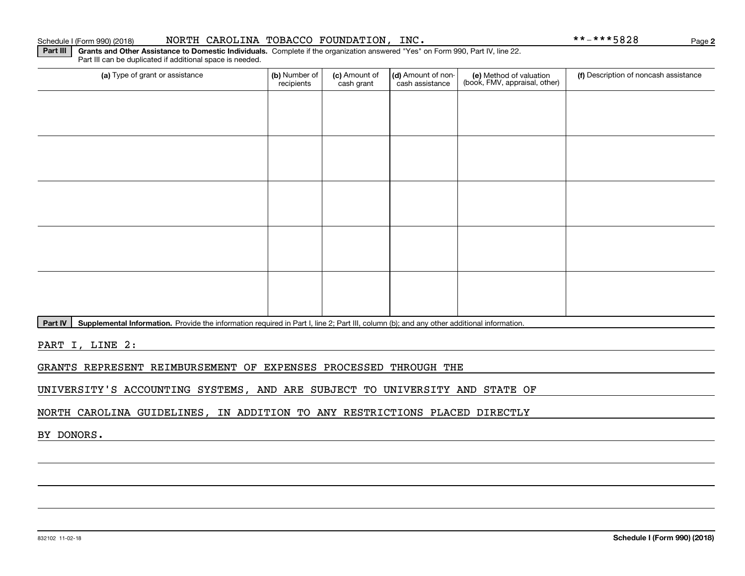Schedule I (Form 990) (2018) NORTH CAROLINA TOBACCO FOUNDATION, INC. **-***5828

**Part III** **Grants and Other Assistance to Domestic Individuals.** Complete if the organization answered "Yes" on Form 990, Part IV, line 22. Part III can be duplicated if additional space is needed.

| (a) Type of grant or assistance | (b) Number of recipients | (c) Amount of cash grant | (d) Amount of non-cash assistance | (e) Method of valuation (book, FMV, appraisal, other) | (f) Description of noncash assistance |
|---|---|---|---|---|---|
| | | | | | |
| | | | | | |
| | | | | | |
| | | | | | |
| | | | | | |

**Part IV** **Supplemental Information.** Provide the information required in Part I, line 2; Part III, column (b); and any other additional information.

PART I, LINE 2:

GRANTS REPRESENT REIMBURSEMENT OF EXPENSES PROCESSED THROUGH THE UNIVERSITY'S ACCOUNTING SYSTEMS, AND ARE SUBJECT TO UNIVERSITY AND STATE OF NORTH CAROLINA GUIDELINES, IN ADDITION TO ANY RESTRICTIONS PLACED DIRECTLY BY DONORS.

832102 11-02-18 **Schedule I (Form 990) (2018)**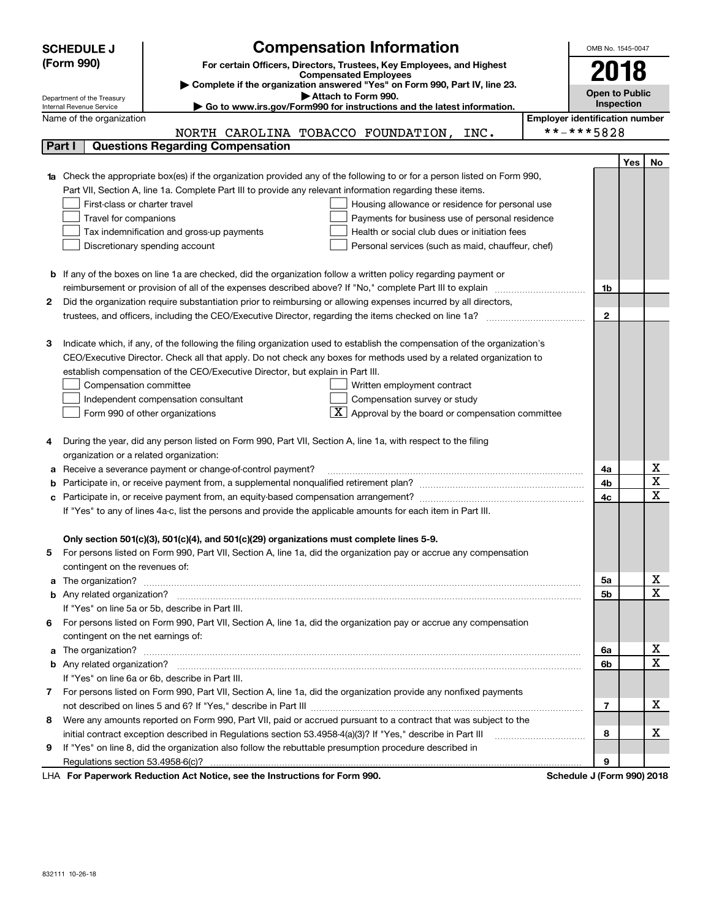# SCHEDULE J (Form 990)

Department of the Treasury
Internal Revenue Service

## Compensation Information

**For certain Officers, Directors, Trustees, Key Employees, and Highest Compensated Employees**

▶ Complete if the organization answered "Yes" on Form 990, Part IV, line 23.

▶ Attach to Form 990.

▶ Go to www.irs.gov/Form990 for instructions and the latest information.

OMB No. 1545-0047

**2018**

**Open to Public Inspection**

Name of the organization: NORTH CAROLINA TOBACCO FOUNDATION, INC.

Employer identification number: **-***5828

### Part I Questions Regarding Compensation

| | | | Yes | No |
|---|---|---|---|---|
| **1a** | Check the appropriate box(es) if the organization provided any of the following to or for a person listed on Form 990, Part VII, Section A, line 1a. Complete Part III to provide any relevant information regarding these items.<br>☐ First-class or charter travel ☐ Housing allowance or residence for personal use<br>☐ Travel for companions ☐ Payments for business use of personal residence<br>☐ Tax indemnification and gross-up payments ☐ Health or social club dues or initiation fees<br>☐ Discretionary spending account ☐ Personal services (such as maid, chauffeur, chef) | | | |
| **b** | If any of the boxes on line 1a are checked, did the organization follow a written policy regarding payment or reimbursement or provision of all of the expenses described above? If "No," complete Part III to explain | 1b | | |
| **2** | Did the organization require substantiation prior to reimbursing or allowing expenses incurred by all directors, trustees, and officers, including the CEO/Executive Director, regarding the items checked on line 1a? | 2 | | |
| **3** | Indicate which, if any, of the following the filing organization used to establish the compensation of the organization's CEO/Executive Director. Check all that apply. Do not check any boxes for methods used by a related organization to establish compensation of the CEO/Executive Director, but explain in Part III.<br>☐ Compensation committee ☐ Written employment contract<br>☐ Independent compensation consultant ☐ Compensation survey or study<br>☐ Form 990 of other organizations ☒ Approval by the board or compensation committee | | | |
| **4** | During the year, did any person listed on Form 990, Part VII, Section A, line 1a, with respect to the filing organization or a related organization: | | | |
| **a** | Receive a severance payment or change-of-control payment? | 4a | | X |
| **b** | Participate in, or receive payment from, a supplemental nonqualified retirement plan? | 4b | | X |
| **c** | Participate in, or receive payment from, an equity-based compensation arrangement? | 4c | | X |
| | If "Yes" to any of lines 4a-c, list the persons and provide the applicable amounts for each item in Part III. | | | |
| | **Only section 501(c)(3), 501(c)(4), and 501(c)(29) organizations must complete lines 5-9.** | | | |
| **5** | For persons listed on Form 990, Part VII, Section A, line 1a, did the organization pay or accrue any compensation contingent on the revenues of: | | | |
| **a** | The organization? | 5a | | X |
| **b** | Any related organization? | 5b | | X |
| | If "Yes" on line 5a or 5b, describe in Part III. | | | |
| **6** | For persons listed on Form 990, Part VII, Section A, line 1a, did the organization pay or accrue any compensation contingent on the net earnings of: | | | |
| **a** | The organization? | 6a | | X |
| **b** | Any related organization? | 6b | | X |
| | If "Yes" on line 6a or 6b, describe in Part III. | | | |
| **7** | For persons listed on Form 990, Part VII, Section A, line 1a, did the organization provide any nonfixed payments not described on lines 5 and 6? If "Yes," describe in Part III | 7 | | X |
| **8** | Were any amounts reported on Form 990, Part VII, paid or accrued pursuant to a contract that was subject to the initial contract exception described in Regulations section 53.4958-4(a)(3)? If "Yes," describe in Part III | 8 | | X |
| **9** | If "Yes" on line 8, did the organization also follow the rebuttable presumption procedure described in Regulations section 53.4958-6(c)? | 9 | | |

LHA **For Paperwork Reduction Act Notice, see the Instructions for Form 990.** **Schedule J (Form 990) 2018**

832111 10-26-18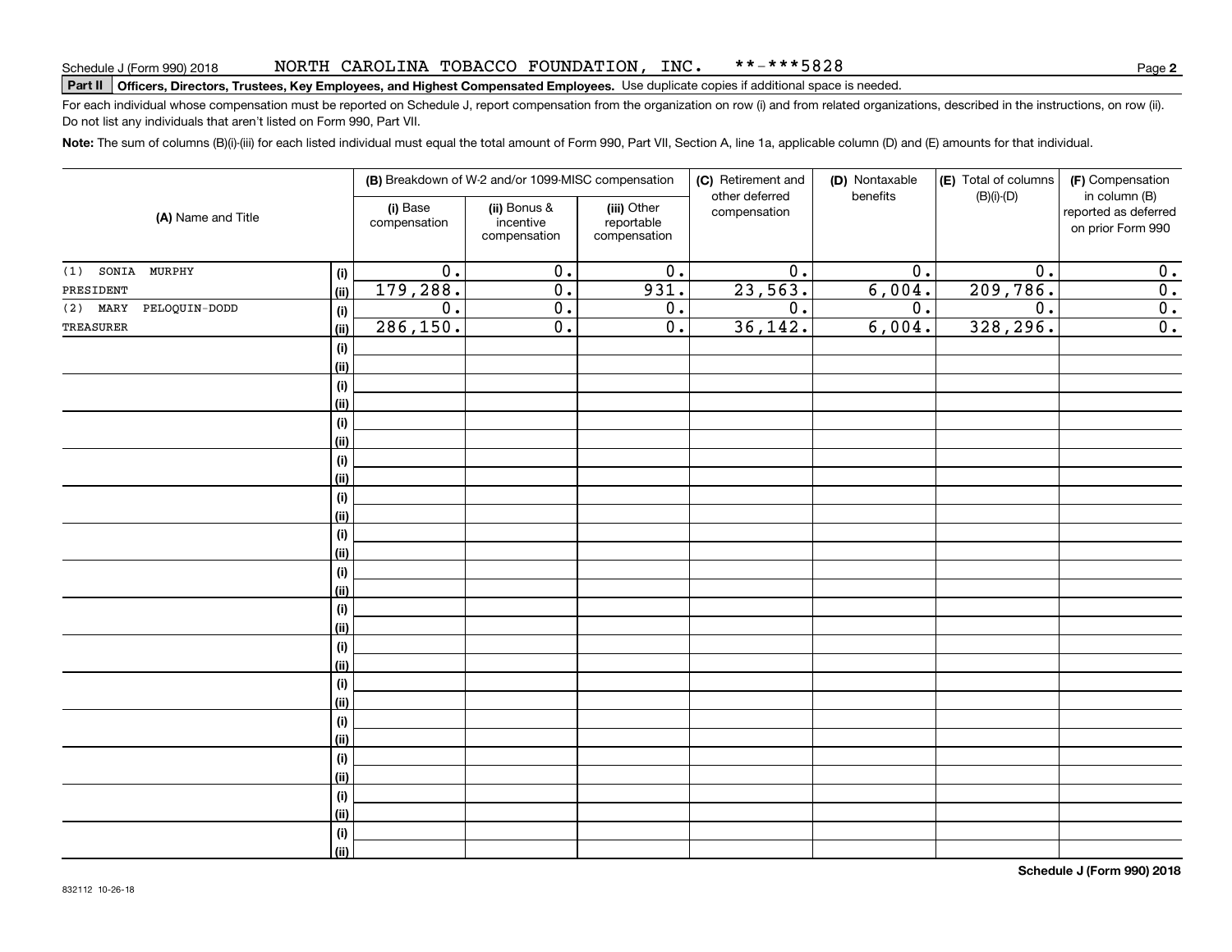Schedule J (Form 990) 2018 NORTH CAROLINA TOBACCO FOUNDATION, INC. **-***5828

**Part II** **Officers, Directors, Trustees, Key Employees, and Highest Compensated Employees.** Use duplicate copies if additional space is needed.

For each individual whose compensation must be reported on Schedule J, report compensation from the organization on row (i) and from related organizations, described in the instructions, on row (ii). Do not list any individuals that aren't listed on Form 990, Part VII.

**Note:** The sum of columns (B)(i)-(iii) for each listed individual must equal the total amount of Form 990, Part VII, Section A, line 1a, applicable column (D) and (E) amounts for that individual.

| (A) Name and Title | | (B) Breakdown of W-2 and/or 1099-MISC compensation | | | (C) Retirement and other deferred compensation | (D) Nontaxable benefits | (E) Total of columns (B)(i)-(D) | (F) Compensation in column (B) reported as deferred on prior Form 990 |
|---|---|---|---|---|---|---|---|---|
| | | (i) Base compensation | (ii) Bonus & incentive compensation | (iii) Other reportable compensation | | | | |
| (1) SONIA MURPHY | (i) | 0. | 0. | 0. | 0. | 0. | 0. | 0. |
| PRESIDENT | (ii) | 179,288. | 0. | 931. | 23,563. | 6,004. | 209,786. | 0. |
| (2) MARY PELOQUIN-DODD | (i) | 0. | 0. | 0. | 0. | 0. | 0. | 0. |
| TREASURER | (ii) | 286,150. | 0. | 0. | 36,142. | 6,004. | 328,296. | 0. |

Schedule J (Form 990) 2018

832112 10-26-18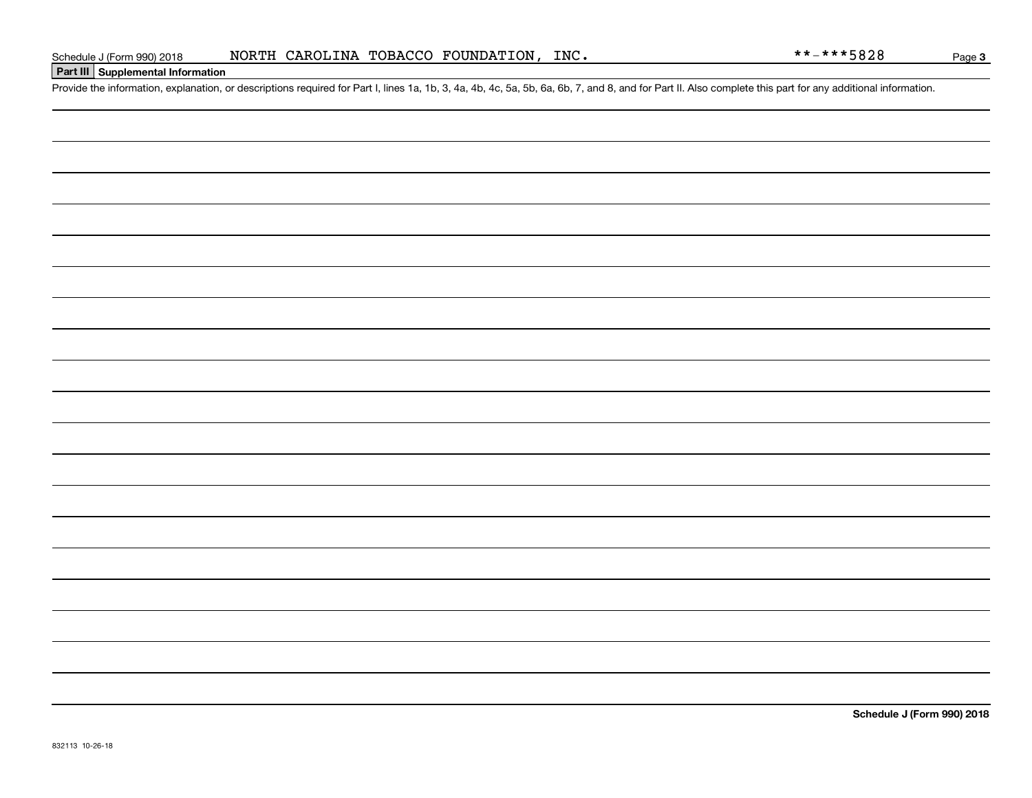Schedule J (Form 990) 2018 NORTH CAROLINA TOBACCO FOUNDATION, INC. **-***5828

**Part III Supplemental Information**

Provide the information, explanation, or descriptions required for Part I, lines 1a, 1b, 3, 4a, 4b, 4c, 5a, 5b, 6a, 6b, 7, and 8, and for Part II. Also complete this part for any additional information.

**Schedule J (Form 990) 2018**

832113 10-26-18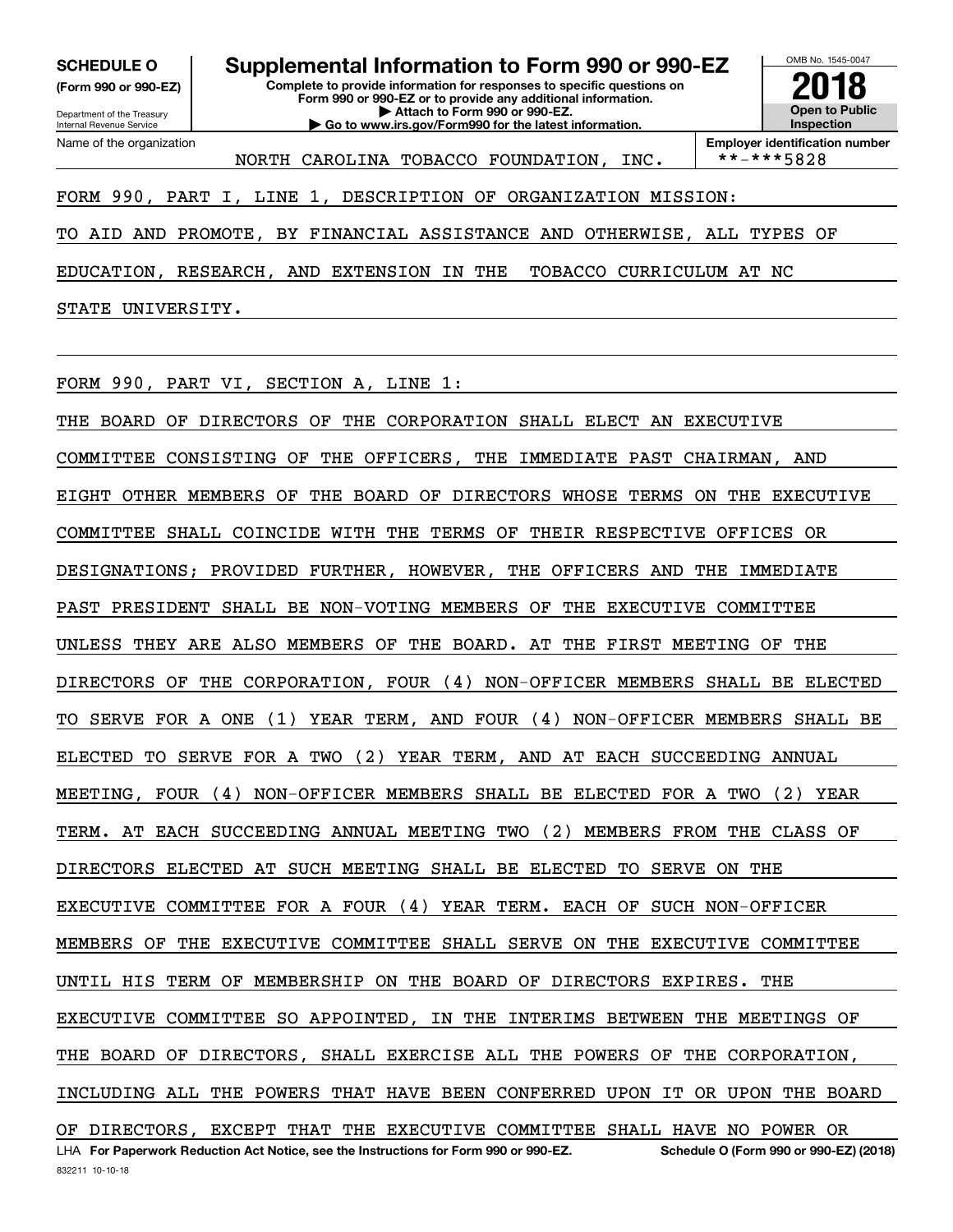**SCHEDULE O** (Form 990 or 990-EZ)

Department of the Treasury
Internal Revenue Service

# Supplemental Information to Form 990 or 990-EZ

**Complete to provide information for responses to specific questions on Form 990 or 990-EZ or to provide any additional information.**
**▶ Attach to Form 990 or 990-EZ.**
**▶ Go to www.irs.gov/Form990 for the latest information.**

OMB No. 1545-0047

**2018**

**Open to Public Inspection**

Name of the organization: NORTH CAROLINA TOBACCO FOUNDATION, INC.

**Employer identification number:** **-***5828

FORM 990, PART I, LINE 1, DESCRIPTION OF ORGANIZATION MISSION:

TO AID AND PROMOTE, BY FINANCIAL ASSISTANCE AND OTHERWISE, ALL TYPES OF EDUCATION, RESEARCH, AND EXTENSION IN THE TOBACCO CURRICULUM AT NC STATE UNIVERSITY.

FORM 990, PART VI, SECTION A, LINE 1:

THE BOARD OF DIRECTORS OF THE CORPORATION SHALL ELECT AN EXECUTIVE COMMITTEE CONSISTING OF THE OFFICERS, THE IMMEDIATE PAST CHAIRMAN, AND EIGHT OTHER MEMBERS OF THE BOARD OF DIRECTORS WHOSE TERMS ON THE EXECUTIVE COMMITTEE SHALL COINCIDE WITH THE TERMS OF THEIR RESPECTIVE OFFICES OR DESIGNATIONS; PROVIDED FURTHER, HOWEVER, THE OFFICERS AND THE IMMEDIATE PAST PRESIDENT SHALL BE NON-VOTING MEMBERS OF THE EXECUTIVE COMMITTEE UNLESS THEY ARE ALSO MEMBERS OF THE BOARD. AT THE FIRST MEETING OF THE DIRECTORS OF THE CORPORATION, FOUR (4) NON-OFFICER MEMBERS SHALL BE ELECTED TO SERVE FOR A ONE (1) YEAR TERM, AND FOUR (4) NON-OFFICER MEMBERS SHALL BE ELECTED TO SERVE FOR A TWO (2) YEAR TERM, AND AT EACH SUCCEEDING ANNUAL MEETING, FOUR (4) NON-OFFICER MEMBERS SHALL BE ELECTED FOR A TWO (2) YEAR TERM. AT EACH SUCCEEDING ANNUAL MEETING TWO (2) MEMBERS FROM THE CLASS OF DIRECTORS ELECTED AT SUCH MEETING SHALL BE ELECTED TO SERVE ON THE EXECUTIVE COMMITTEE FOR A FOUR (4) YEAR TERM. EACH OF SUCH NON-OFFICER MEMBERS OF THE EXECUTIVE COMMITTEE SHALL SERVE ON THE EXECUTIVE COMMITTEE UNTIL HIS TERM OF MEMBERSHIP ON THE BOARD OF DIRECTORS EXPIRES. THE EXECUTIVE COMMITTEE SO APPOINTED, IN THE INTERIMS BETWEEN THE MEETINGS OF THE BOARD OF DIRECTORS, SHALL EXERCISE ALL THE POWERS OF THE CORPORATION, INCLUDING ALL THE POWERS THAT HAVE BEEN CONFERRED UPON IT OR UPON THE BOARD OF DIRECTORS, EXCEPT THAT THE EXECUTIVE COMMITTEE SHALL HAVE NO POWER OR

LHA **For Paperwork Reduction Act Notice, see the Instructions for Form 990 or 990-EZ.** **Schedule O (Form 990 or 990-EZ) (2018)**

832211 10-10-18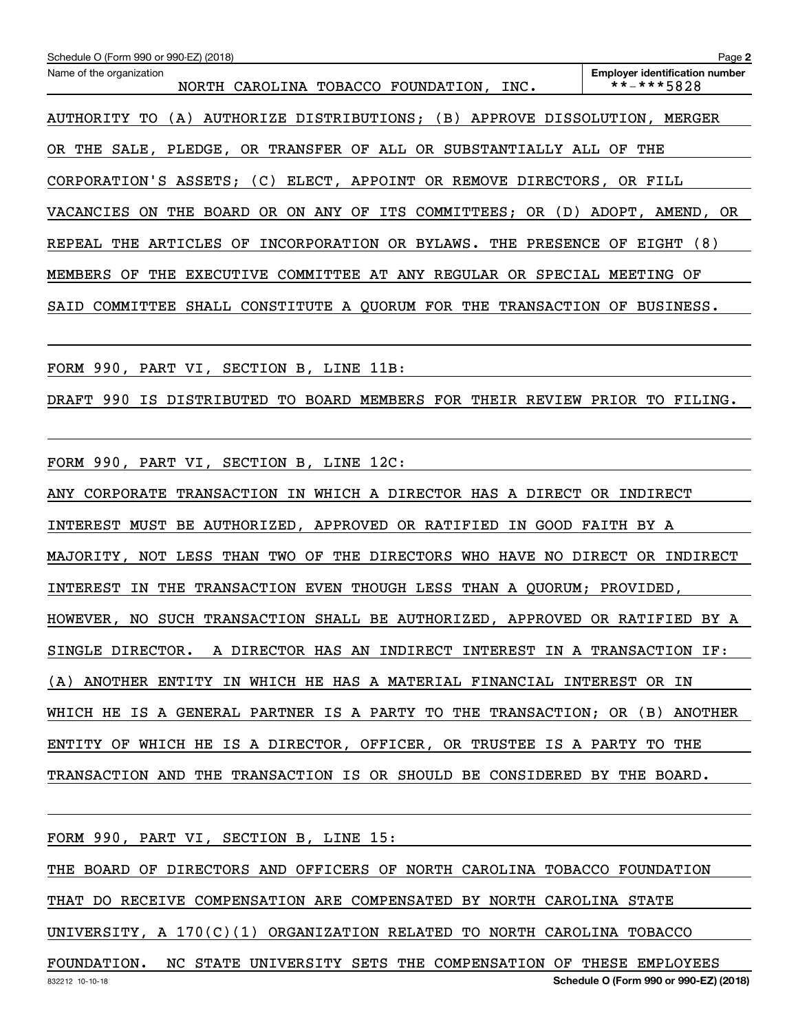Schedule O (Form 990 or 990-EZ) (2018) Page **2**

Name of the organization: NORTH CAROLINA TOBACCO FOUNDATION, INC.

**Employer identification number**: **-***5828

AUTHORITY TO (A) AUTHORIZE DISTRIBUTIONS; (B) APPROVE DISSOLUTION, MERGER OR THE SALE, PLEDGE, OR TRANSFER OF ALL OR SUBSTANTIALLY ALL OF THE CORPORATION'S ASSETS; (C) ELECT, APPOINT OR REMOVE DIRECTORS, OR FILL VACANCIES ON THE BOARD OR ON ANY OF ITS COMMITTEES; OR (D) ADOPT, AMEND, OR REPEAL THE ARTICLES OF INCORPORATION OR BYLAWS. THE PRESENCE OF EIGHT (8) MEMBERS OF THE EXECUTIVE COMMITTEE AT ANY REGULAR OR SPECIAL MEETING OF SAID COMMITTEE SHALL CONSTITUTE A QUORUM FOR THE TRANSACTION OF BUSINESS.

FORM 990, PART VI, SECTION B, LINE 11B:

DRAFT 990 IS DISTRIBUTED TO BOARD MEMBERS FOR THEIR REVIEW PRIOR TO FILING.

FORM 990, PART VI, SECTION B, LINE 12C:

ANY CORPORATE TRANSACTION IN WHICH A DIRECTOR HAS A DIRECT OR INDIRECT INTEREST MUST BE AUTHORIZED, APPROVED OR RATIFIED IN GOOD FAITH BY A MAJORITY, NOT LESS THAN TWO OF THE DIRECTORS WHO HAVE NO DIRECT OR INDIRECT INTEREST IN THE TRANSACTION EVEN THOUGH LESS THAN A QUORUM; PROVIDED, HOWEVER, NO SUCH TRANSACTION SHALL BE AUTHORIZED, APPROVED OR RATIFIED BY A SINGLE DIRECTOR.  A DIRECTOR HAS AN INDIRECT INTEREST IN A TRANSACTION IF: (A) ANOTHER ENTITY IN WHICH HE HAS A MATERIAL FINANCIAL INTEREST OR IN WHICH HE IS A GENERAL PARTNER IS A PARTY TO THE TRANSACTION; OR (B) ANOTHER ENTITY OF WHICH HE IS A DIRECTOR, OFFICER, OR TRUSTEE IS A PARTY TO THE TRANSACTION AND THE TRANSACTION IS OR SHOULD BE CONSIDERED BY THE BOARD.

FORM 990, PART VI, SECTION B, LINE 15:

THE BOARD OF DIRECTORS AND OFFICERS OF NORTH CAROLINA TOBACCO FOUNDATION THAT DO RECEIVE COMPENSATION ARE COMPENSATED BY NORTH CAROLINA STATE UNIVERSITY, A 170(C)(1) ORGANIZATION RELATED TO NORTH CAROLINA TOBACCO FOUNDATION.  NC STATE UNIVERSITY SETS THE COMPENSATION OF THESE EMPLOYEES

832212 10-10-18 **Schedule O (Form 990 or 990-EZ) (2018)**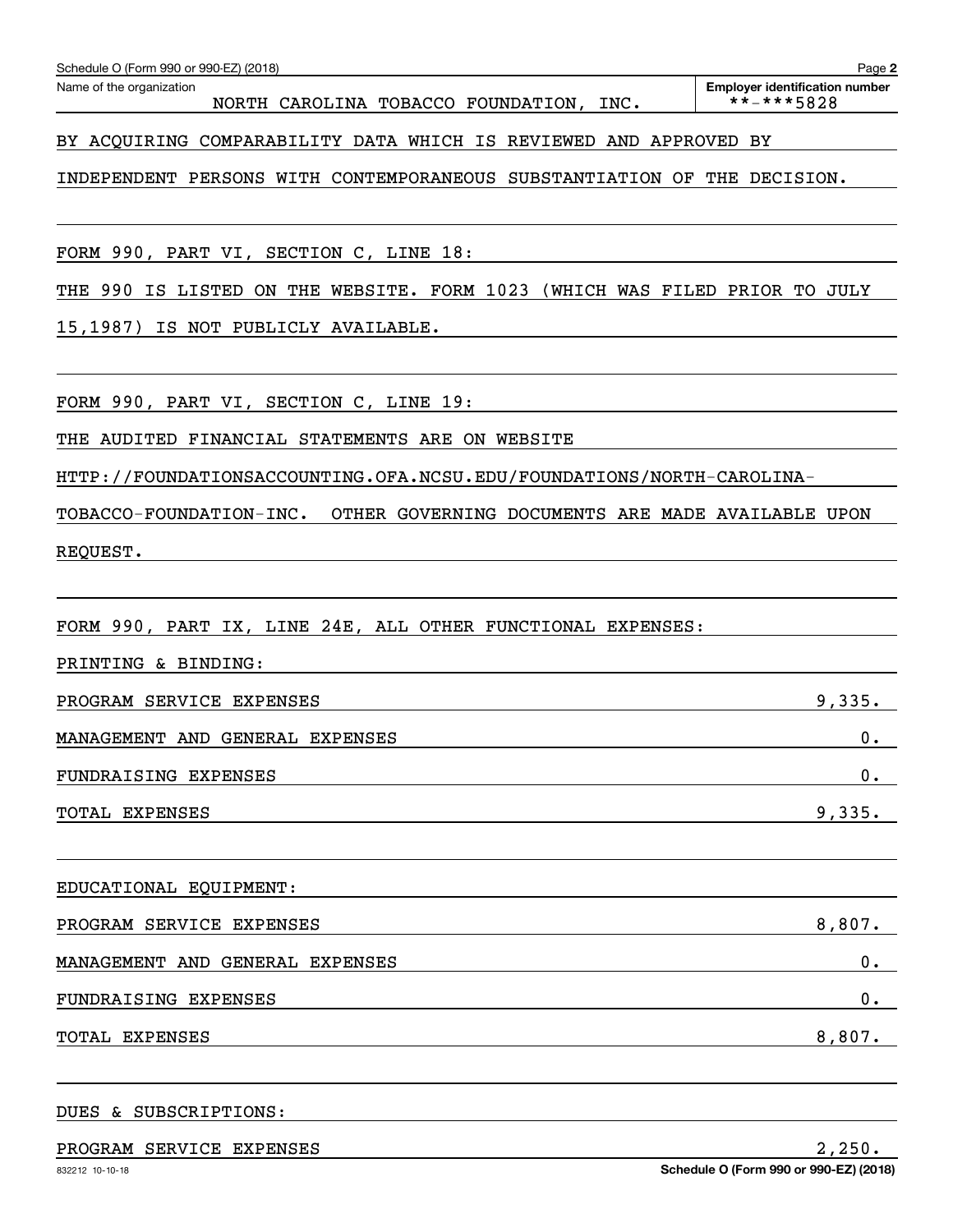Schedule O (Form 990 or 990-EZ) (2018) Page 2

Name of the organization: NORTH CAROLINA TOBACCO FOUNDATION, INC.

Employer identification number: **-***5828

BY ACQUIRING COMPARABILITY DATA WHICH IS REVIEWED AND APPROVED BY INDEPENDENT PERSONS WITH CONTEMPORANEOUS SUBSTANTIATION OF THE DECISION.

FORM 990, PART VI, SECTION C, LINE 18:

THE 990 IS LISTED ON THE WEBSITE. FORM 1023 (WHICH WAS FILED PRIOR TO JULY 15,1987) IS NOT PUBLICLY AVAILABLE.

FORM 990, PART VI, SECTION C, LINE 19:

THE AUDITED FINANCIAL STATEMENTS ARE ON WEBSITE HTTP://FOUNDATIONSACCOUNTING.OFA.NCSU.EDU/FOUNDATIONS/NORTH-CAROLINA-TOBACCO-FOUNDATION-INC. OTHER GOVERNING DOCUMENTS ARE MADE AVAILABLE UPON REQUEST.

FORM 990, PART IX, LINE 24E, ALL OTHER FUNCTIONAL EXPENSES:

PRINTING & BINDING:

| | |
|---|---|
| PROGRAM SERVICE EXPENSES | 9,335. |
| MANAGEMENT AND GENERAL EXPENSES | 0. |
| FUNDRAISING EXPENSES | 0. |
| TOTAL EXPENSES | 9,335. |

EDUCATIONAL EQUIPMENT:

| | |
|---|---|
| PROGRAM SERVICE EXPENSES | 8,807. |
| MANAGEMENT AND GENERAL EXPENSES | 0. |
| FUNDRAISING EXPENSES | 0. |
| TOTAL EXPENSES | 8,807. |

DUES & SUBSCRIPTIONS:

| | |
|---|---|
| PROGRAM SERVICE EXPENSES | 2,250. |

832212 10-10-18 Schedule O (Form 990 or 990-EZ) (2018)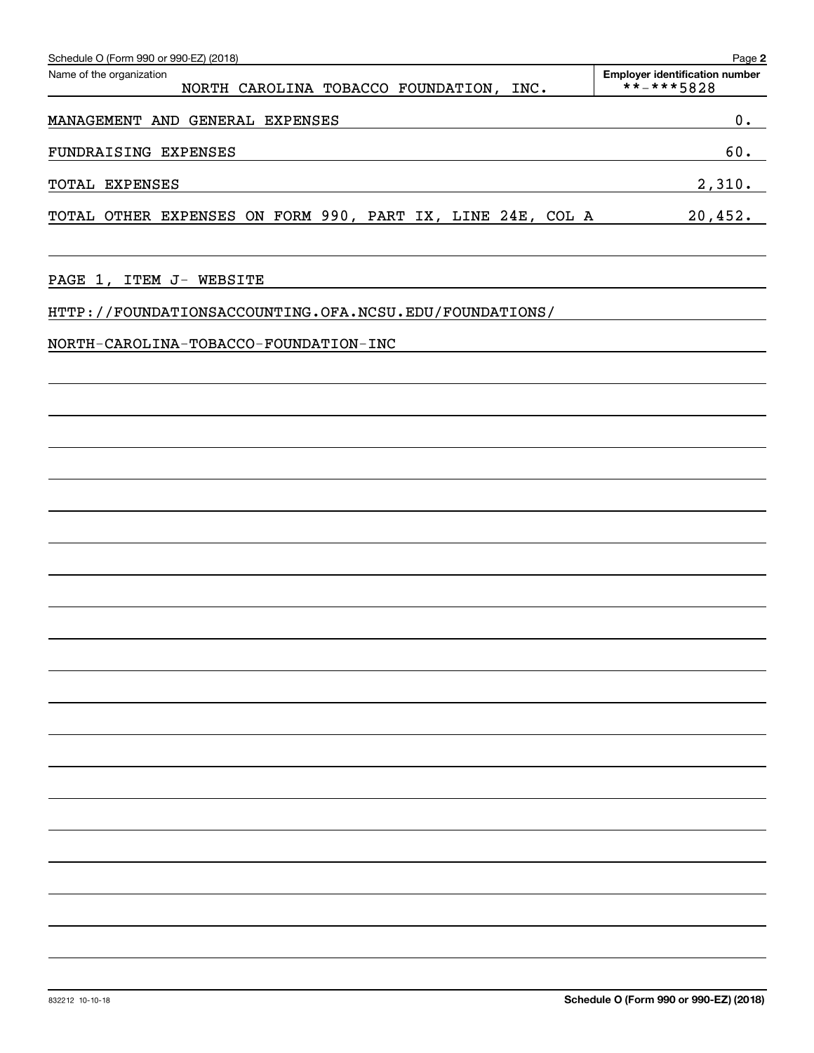Schedule O (Form 990 or 990-EZ) (2018)

| Name of the organization | Employer identification number |
|---|---|
| NORTH CAROLINA TOBACCO FOUNDATION, INC. | **-***5828 |

| | |
|---|---|
| MANAGEMENT AND GENERAL EXPENSES | 0. |
| FUNDRAISING EXPENSES | 60. |
| TOTAL EXPENSES | 2,310. |
| TOTAL OTHER EXPENSES ON FORM 990, PART IX, LINE 24E, COL A | 20,452. |

PAGE 1, ITEM J- WEBSITE

HTTP://FOUNDATIONSACCOUNTING.OFA.NCSU.EDU/FOUNDATIONS/

NORTH-CAROLINA-TOBACCO-FOUNDATION-INC

832212 10-10-18

Schedule O (Form 990 or 990-EZ) (2018)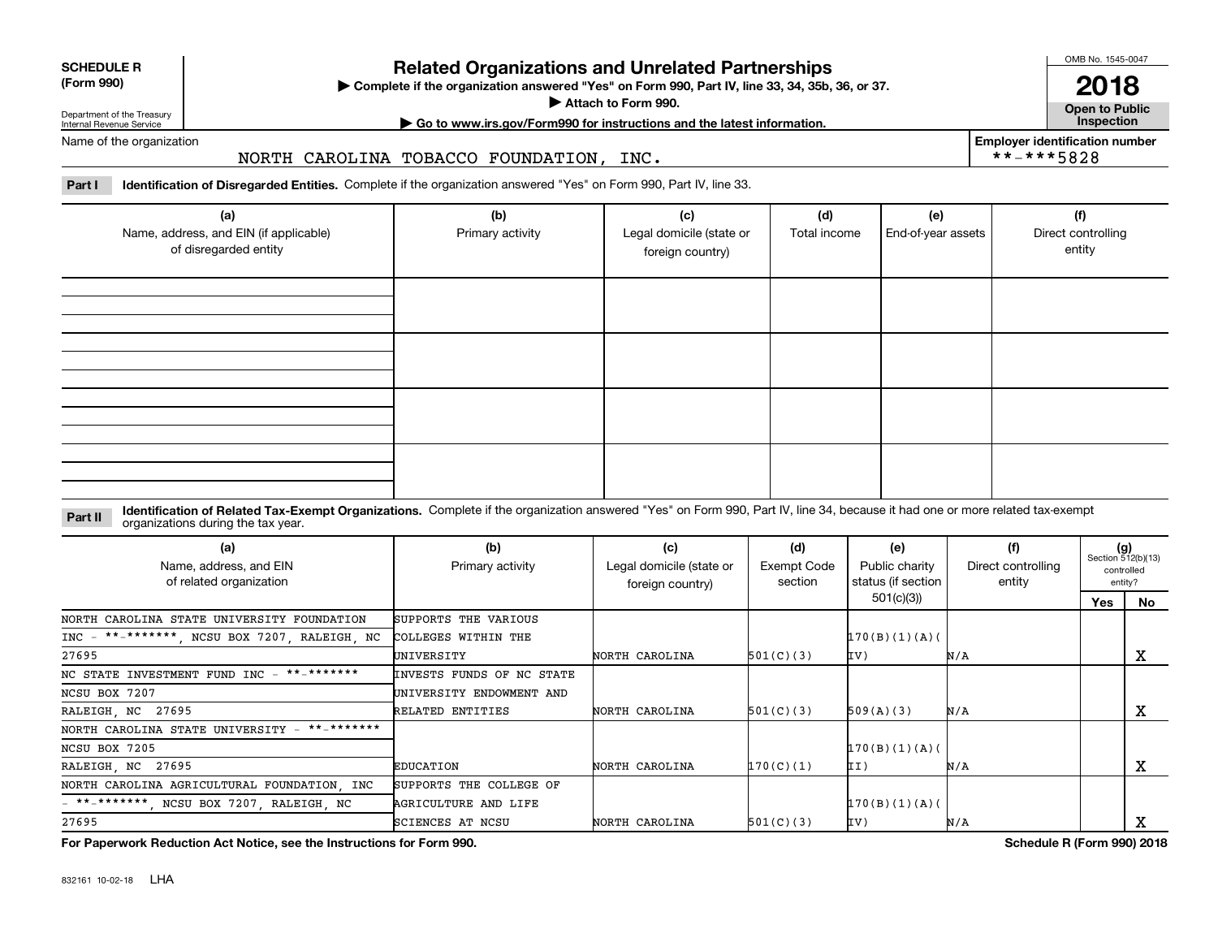**SCHEDULE R (Form 990)**

Department of the Treasury
Internal Revenue Service

# Related Organizations and Unrelated Partnerships

▶ Complete if the organization answered "Yes" on Form 990, Part IV, line 33, 34, 35b, 36, or 37.

▶ Attach to Form 990.

▶ Go to www.irs.gov/Form990 for instructions and the latest information.

OMB No. 1545-0047

**2018**

**Open to Public Inspection**

Name of the organization: NORTH CAROLINA TOBACCO FOUNDATION, INC.

**Employer identification number** **-***5828

**Part I** **Identification of Disregarded Entities.** Complete if the organization answered "Yes" on Form 990, Part IV, line 33.

| (a) Name, address, and EIN (if applicable) of disregarded entity | (b) Primary activity | (c) Legal domicile (state or foreign country) | (d) Total income | (e) End-of-year assets | (f) Direct controlling entity |
|---|---|---|---|---|---|
| | | | | | |
| | | | | | |
| | | | | | |
| | | | | | |

**Part II** **Identification of Related Tax-Exempt Organizations.** Complete if the organization answered "Yes" on Form 990, Part IV, line 34, because it had one or more related tax-exempt organizations during the tax year.

| (a) Name, address, and EIN of related organization | (b) Primary activity | (c) Legal domicile (state or foreign country) | (d) Exempt Code section | (e) Public charity status (if section 501(c)(3)) | (f) Direct controlling entity | (g) Section 512(b)(13) controlled entity? Yes | No |
|---|---|---|---|---|---|---|---|
| NORTH CAROLINA STATE UNIVERSITY FOUNDATION INC - **-*******, NCSU BOX 7207, RALEIGH, NC 27695 | SUPPORTS THE VARIOUS COLLEGES WITHIN THE UNIVERSITY | NORTH CAROLINA | 501(C)(3) | 170(B)(1)(A)(IV) | N/A | | X |
| NC STATE INVESTMENT FUND INC - **-******* NCSU BOX 7207 RALEIGH, NC 27695 | INVESTS FUNDS OF NC STATE UNIVERSITY ENDOWMENT AND RELATED ENTITIES | NORTH CAROLINA | 501(C)(3) | 509(A)(3) | N/A | | X |
| NORTH CAROLINA STATE UNIVERSITY - **-******* NCSU BOX 7205 RALEIGH, NC 27695 | EDUCATION | NORTH CAROLINA | 170(C)(1) | 170(B)(1)(A)(II) | N/A | | X |
| NORTH CAROLINA AGRICULTURAL FOUNDATION, INC - **-*******, NCSU BOX 7207, RALEIGH, NC 27695 | SUPPORTS THE COLLEGE OF AGRICULTURE AND LIFE SCIENCES AT NCSU | NORTH CAROLINA | 501(C)(3) | 170(B)(1)(A)(IV) | N/A | | X |

**For Paperwork Reduction Act Notice, see the Instructions for Form 990.** **Schedule R (Form 990) 2018**

832161 10-02-18 LHA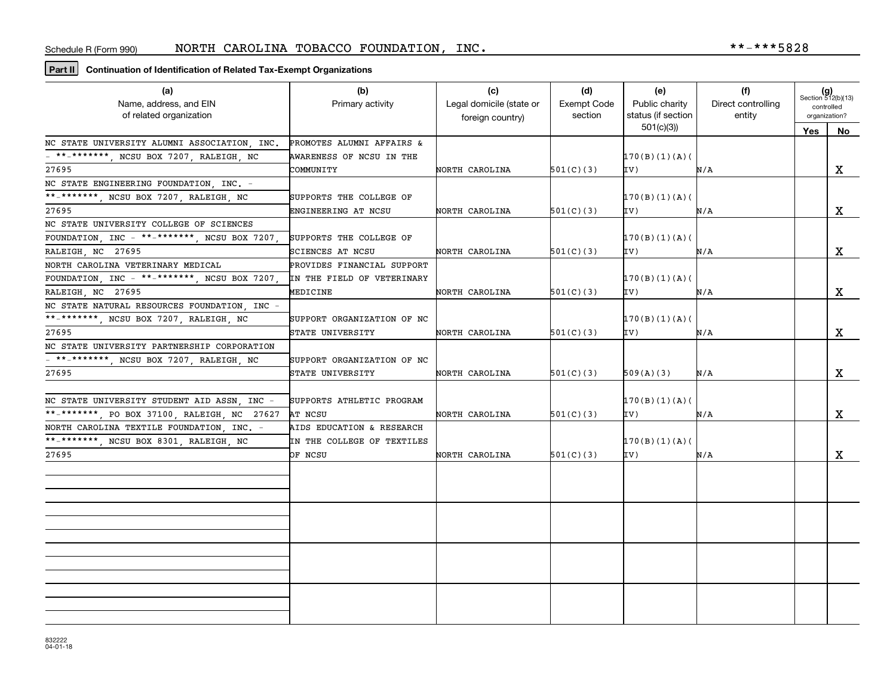Schedule R (Form 990) NORTH CAROLINA TOBACCO FOUNDATION, INC. **-***5828

**Part II** **Continuation of Identification of Related Tax-Exempt Organizations**

| (a) Name, address, and EIN of related organization | (b) Primary activity | (c) Legal domicile (state or foreign country) | (d) Exempt Code section | (e) Public charity status (if section 501(c)(3)) | (f) Direct controlling entity | (g) Section 512(b)(13) controlled organization? Yes | No |
|---|---|---|---|---|---|---|---|
| NC STATE UNIVERSITY ALUMNI ASSOCIATION, INC. - **-*******, NCSU BOX 7207, RALEIGH, NC 27695 | PROMOTES ALUMNI AFFAIRS & AWARENESS OF NCSU IN THE COMMUNITY | NORTH CAROLINA | 501(C)(3) | 170(B)(1)(A)(IV) | N/A | | X |
| NC STATE ENGINEERING FOUNDATION, INC. - **-*******, NCSU BOX 7207, RALEIGH, NC 27695 | SUPPORTS THE COLLEGE OF ENGINEERING AT NCSU | NORTH CAROLINA | 501(C)(3) | 170(B)(1)(A)(IV) | N/A | | X |
| NC STATE UNIVERSITY COLLEGE OF SCIENCES FOUNDATION, INC - **-*******, NCSU BOX 7207, RALEIGH, NC 27695 | SUPPORTS THE COLLEGE OF SCIENCES AT NCSU | NORTH CAROLINA | 501(C)(3) | 170(B)(1)(A)(IV) | N/A | | X |
| NORTH CAROLINA VETERINARY MEDICAL FOUNDATION, INC - **-*******, NCSU BOX 7207, RALEIGH, NC 27695 | PROVIDES FINANCIAL SUPPORT IN THE FIELD OF VETERINARY MEDICINE | NORTH CAROLINA | 501(C)(3) | 170(B)(1)(A)(IV) | N/A | | X |
| NC STATE NATURAL RESOURCES FOUNDATION, INC - **-*******, NCSU BOX 7207, RALEIGH, NC 27695 | SUPPORT ORGANIZATION OF NC STATE UNIVERSITY | NORTH CAROLINA | 501(C)(3) | 170(B)(1)(A)(IV) | N/A | | X |
| NC STATE UNIVERSITY PARTNERSHIP CORPORATION - **-*******, NCSU BOX 7207, RALEIGH, NC 27695 | SUPPORT ORGANIZATION OF NC STATE UNIVERSITY | NORTH CAROLINA | 501(C)(3) | 509(A)(3) | N/A | | X |
| NC STATE UNIVERSITY STUDENT AID ASSN, INC - **-*******, PO BOX 37100, RALEIGH, NC 27627 | SUPPORTS ATHLETIC PROGRAM AT NCSU | NORTH CAROLINA | 501(C)(3) | 170(B)(1)(A)(IV) | N/A | | X |
| NORTH CAROLINA TEXTILE FOUNDATION, INC. - **-*******, NCSU BOX 8301, RALEIGH, NC 27695 | AIDS EDUCATION & RESEARCH IN THE COLLEGE OF TEXTILES OF NCSU | NORTH CAROLINA | 501(C)(3) | 170(B)(1)(A)(IV) | N/A | | X |
| | | | | | | | |
| | | | | | | | |
| | | | | | | | |
| | | | | | | | |

832222
04-01-18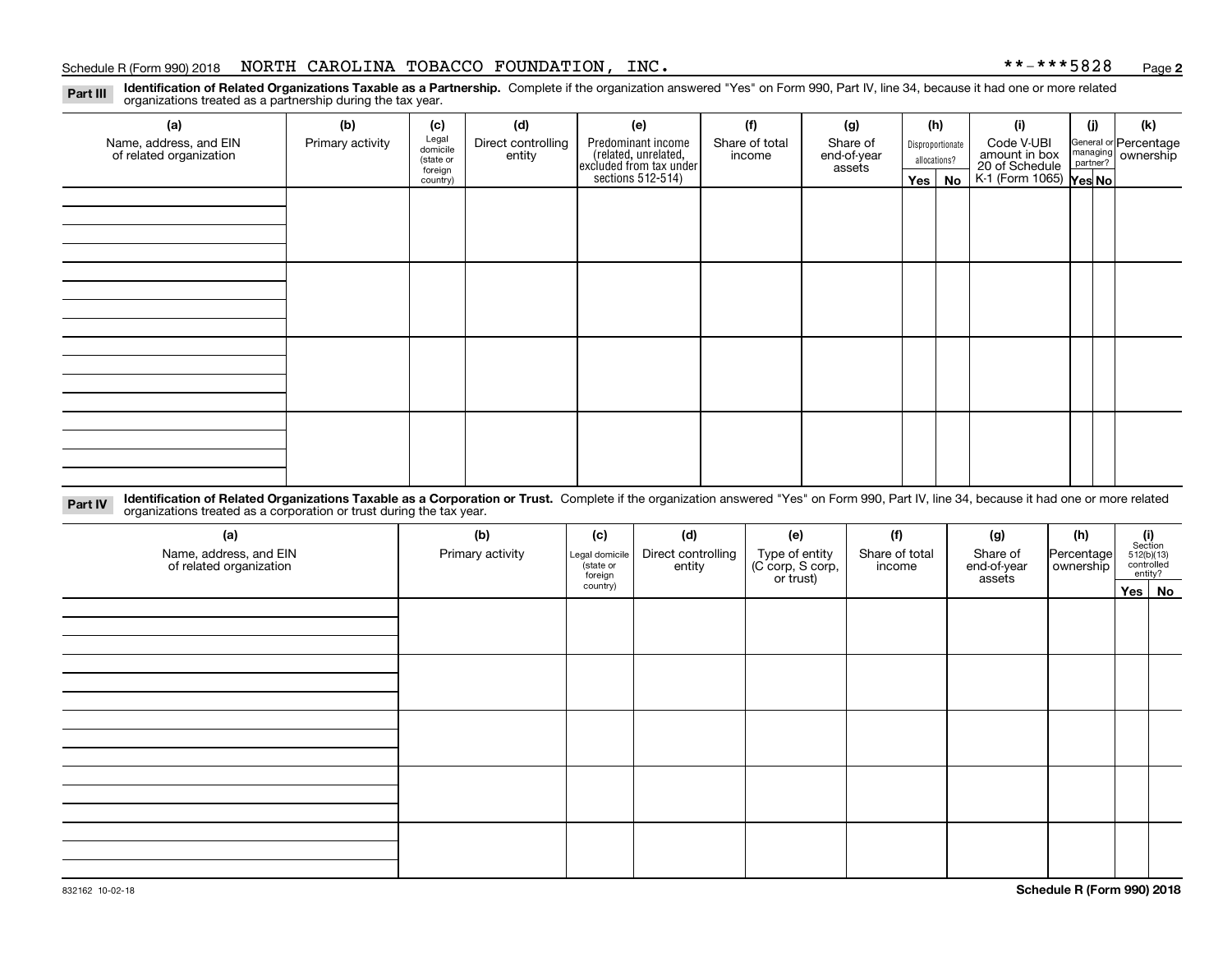Schedule R (Form 990) 2018 NORTH CAROLINA TOBACCO FOUNDATION, INC. **-***5828 Page **2**

**Part III** **Identification of Related Organizations Taxable as a Partnership.** Complete if the organization answered "Yes" on Form 990, Part IV, line 34, because it had one or more related organizations treated as a partnership during the tax year.

| (a) Name, address, and EIN of related organization | (b) Primary activity | (c) Legal domicile (state or foreign country) | (d) Direct controlling entity | (e) Predominant income (related, unrelated, excluded from tax under sections 512-514) | (f) Share of total income | (g) Share of end-of-year assets | (h) Disproportionate allocations? | | (i) Code V-UBI amount in box 20 of Schedule K-1 (Form 1065) | (j) General or managing partner? | | (k) Percentage ownership |
|---|---|---|---|---|---|---|---|---|---|---|---|---|
| | | | | | | | Yes | No | | Yes | No | |
| | | | | | | | | | | | | |
| | | | | | | | | | | | | |
| | | | | | | | | | | | | |
| | | | | | | | | | | | | |

**Part IV** **Identification of Related Organizations Taxable as a Corporation or Trust.** Complete if the organization answered "Yes" on Form 990, Part IV, line 34, because it had one or more related organizations treated as a corporation or trust during the tax year.

| (a) Name, address, and EIN of related organization | (b) Primary activity | (c) Legal domicile (state or foreign country) | (d) Direct controlling entity | (e) Type of entity (C corp, S corp, or trust) | (f) Share of total income | (g) Share of end-of-year assets | (h) Percentage ownership | (i) Section 512(b)(13) controlled entity? | |
|---|---|---|---|---|---|---|---|---|---|
| | | | | | | | | Yes | No |
| | | | | | | | | | |
| | | | | | | | | | |
| | | | | | | | | | |
| | | | | | | | | | |
| | | | | | | | | | |

832162 10-02-18 **Schedule R (Form 990) 2018**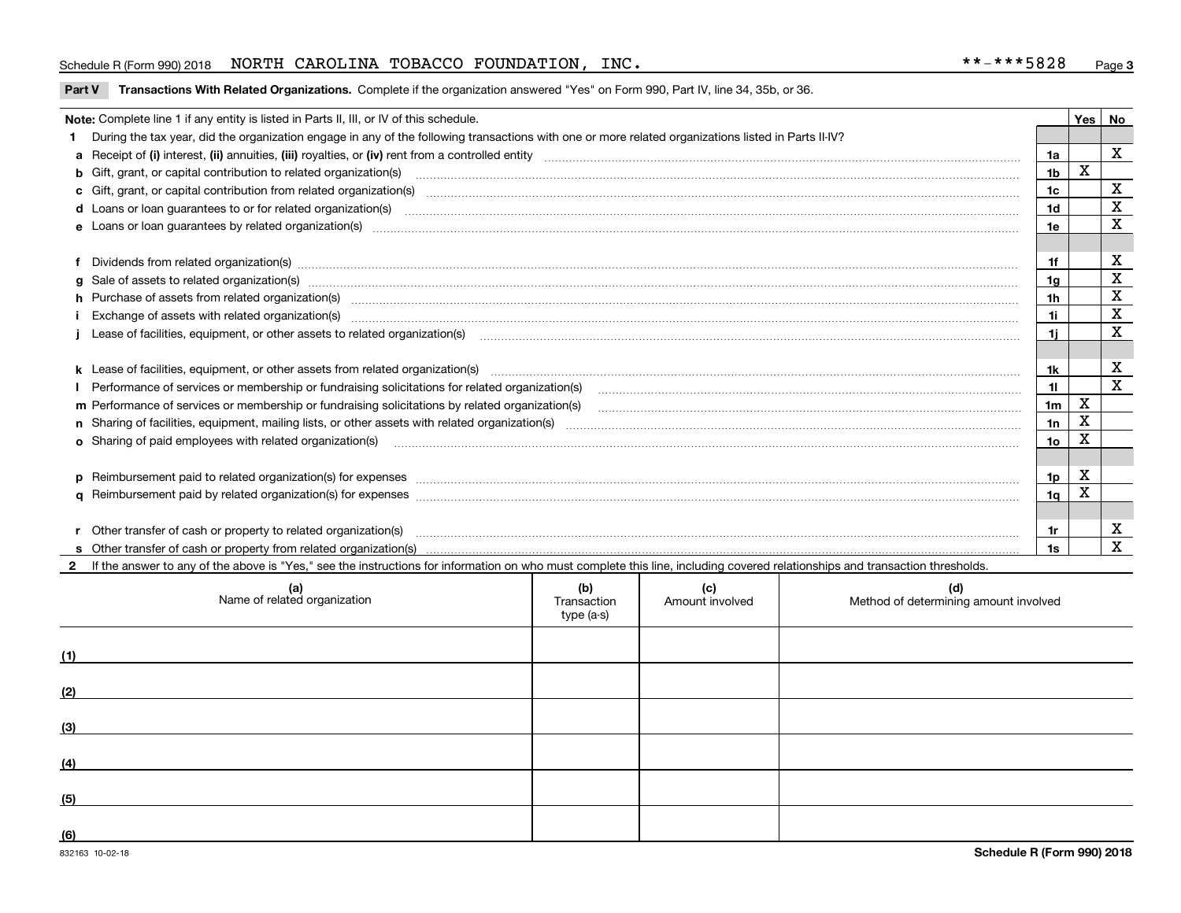Schedule R (Form 990) 2018 NORTH CAROLINA TOBACCO FOUNDATION, INC. **-***5828 Page 3

**Part V Transactions With Related Organizations.** Complete if the organization answered "Yes" on Form 990, Part IV, line 34, 35b, or 36.

| Note: Complete line 1 if any entity is listed in Parts II, III, or IV of this schedule. | | Yes | No |
|---|---|---|---|
| **1** During the tax year, did the organization engage in any of the following transactions with one or more related organizations listed in Parts II-IV? | | | |
| **a** Receipt of **(i)** interest, **(ii)** annuities, **(iii)** royalties, or **(iv)** rent from a controlled entity | 1a | | X |
| **b** Gift, grant, or capital contribution to related organization(s) | 1b | X | |
| **c** Gift, grant, or capital contribution from related organization(s) | 1c | | X |
| **d** Loans or loan guarantees to or for related organization(s) | 1d | | X |
| **e** Loans or loan guarantees by related organization(s) | 1e | | X |
| **f** Dividends from related organization(s) | 1f | | X |
| **g** Sale of assets to related organization(s) | 1g | | X |
| **h** Purchase of assets from related organization(s) | 1h | | X |
| **i** Exchange of assets with related organization(s) | 1i | | X |
| **j** Lease of facilities, equipment, or other assets to related organization(s) | 1j | | X |
| **k** Lease of facilities, equipment, or other assets from related organization(s) | 1k | | X |
| **l** Performance of services or membership or fundraising solicitations for related organization(s) | 1l | | X |
| **m** Performance of services or membership or fundraising solicitations by related organization(s) | 1m | X | |
| **n** Sharing of facilities, equipment, mailing lists, or other assets with related organization(s) | 1n | X | |
| **o** Sharing of paid employees with related organization(s) | 1o | X | |
| **p** Reimbursement paid to related organization(s) for expenses | 1p | X | |
| **q** Reimbursement paid by related organization(s) for expenses | 1q | X | |
| **r** Other transfer of cash or property to related organization(s) | 1r | | X |
| **s** Other transfer of cash or property from related organization(s) | 1s | | X |

**2** If the answer to any of the above is "Yes," see the instructions for information on who must complete this line, including covered relationships and transaction thresholds.

| (a) Name of related organization | (b) Transaction type (a-s) | (c) Amount involved | (d) Method of determining amount involved |
|---|---|---|---|
| (1) | | | |
| (2) | | | |
| (3) | | | |
| (4) | | | |
| (5) | | | |
| (6) | | | |

832163 10-02-18 **Schedule R (Form 990) 2018**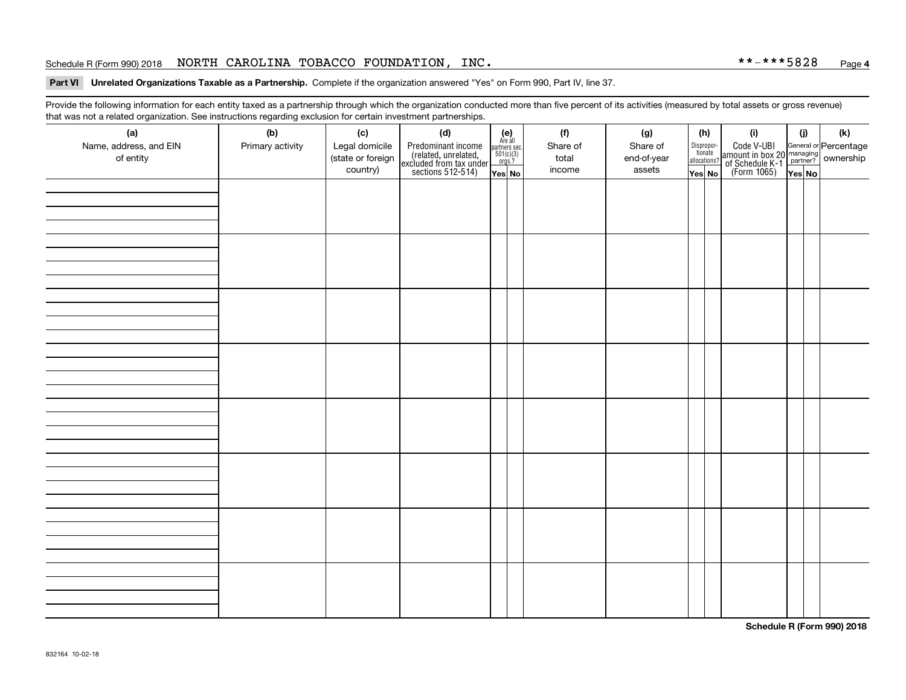Schedule R (Form 990) 2018 NORTH CAROLINA TOBACCO FOUNDATION, INC. **-***5828

**Part VI Unrelated Organizations Taxable as a Partnership.** Complete if the organization answered "Yes" on Form 990, Part IV, line 37.

Provide the following information for each entity taxed as a partnership through which the organization conducted more than five percent of its activities (measured by total assets or gross revenue) that was not a related organization. See instructions regarding exclusion for certain investment partnerships.

| (a) Name, address, and EIN of entity | (b) Primary activity | (c) Legal domicile (state or foreign country) | (d) Predominant income (related, unrelated, excluded from tax under sections 512-514) | (e) Are all partners sec. 501(c)(3) orgs.? Yes | (e) No | (f) Share of total income | (g) Share of end-of-year assets | (h) Disproportionate allocations? Yes | (h) No | (i) Code V-UBI amount in box 20 of Schedule K-1 (Form 1065) | (j) General or managing partner? Yes | (j) No | (k) Percentage ownership |
|---|---|---|---|---|---|---|---|---|---|---|---|---|---|
| | | | | | | | | | | | | | |
| | | | | | | | | | | | | | |
| | | | | | | | | | | | | | |
| | | | | | | | | | | | | | |
| | | | | | | | | | | | | | |
| | | | | | | | | | | | | | |
| | | | | | | | | | | | | | |
| | | | | | | | | | | | | | |

**Schedule R (Form 990) 2018**

832164 10-02-18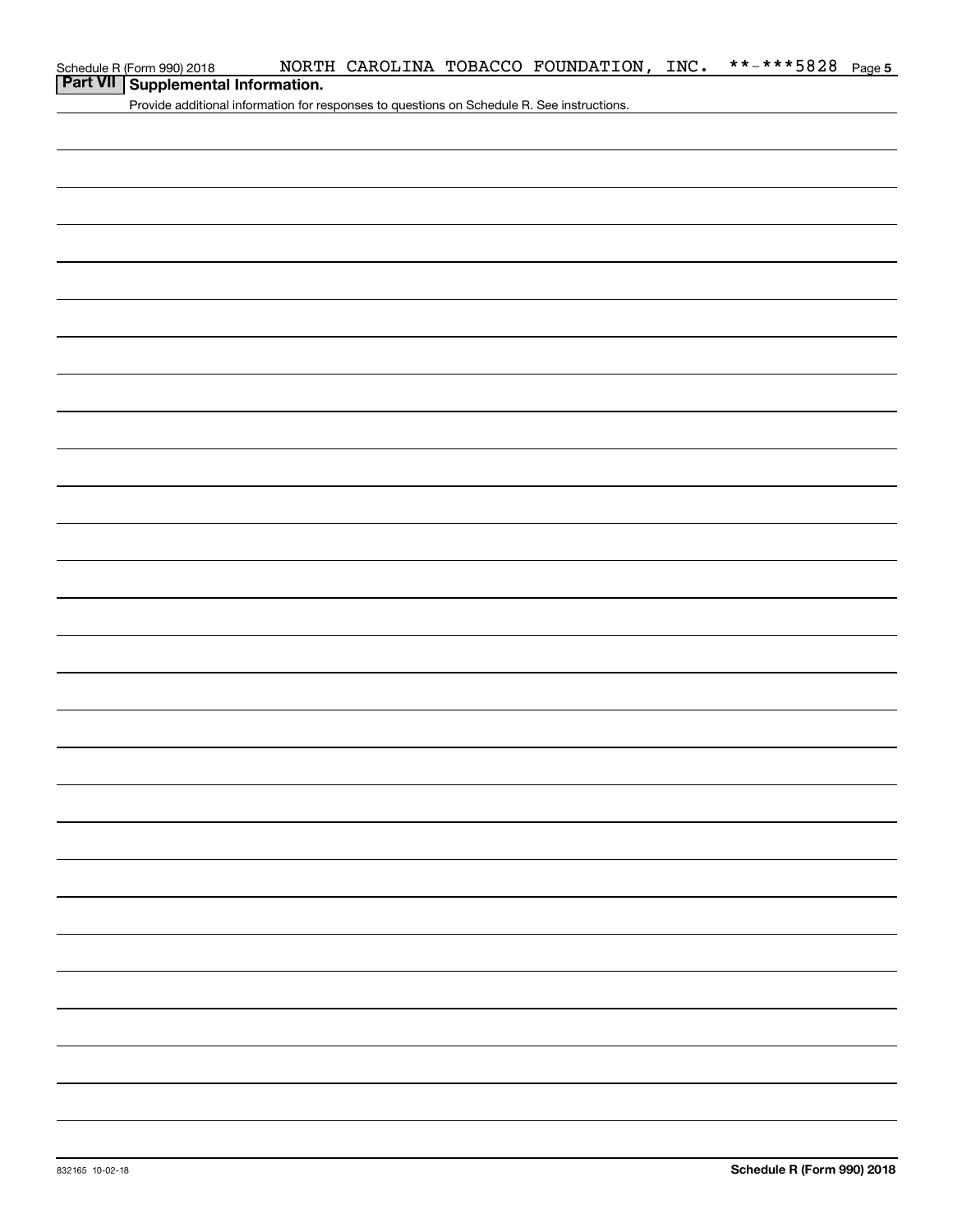## Part VII Supplemental Information.

Provide additional information for responses to questions on Schedule R. See instructions.

832165 10-02-18